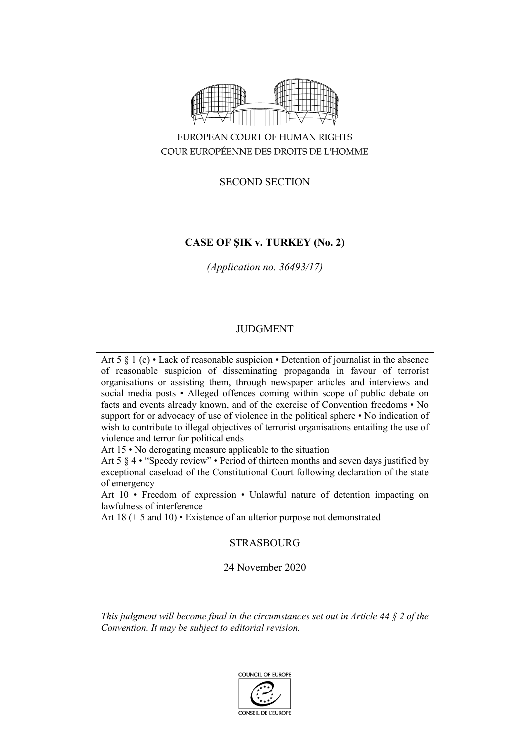EUROPEAN COURT OF HUMAN RIGHTS

COUR EUROPÉENNE DES DROITS DE L'HOMME

SECOND SECTION

# CASE OF ŞIK v. TURKEY (No. 2)

*(Application no. 36493/17)*

JUDGMENT

Art 5 § 1 (c) • Lack of reasonable suspicion • Detention of journalist in the absence of reasonable suspicion of disseminating propaganda in favour of terrorist organisations or assisting them, through newspaper articles and interviews and social media posts • Alleged offences coming within scope of public debate on facts and events already known, and of the exercise of Convention freedoms • No support for or advocacy of use of violence in the political sphere • No indication of wish to contribute to illegal objectives of terrorist organisations entailing the use of violence and terror for political ends

Art 15 • No derogating measure applicable to the situation

Art 5 § 4 • "Speedy review" • Period of thirteen months and seven days justified by exceptional caseload of the Constitutional Court following declaration of the state of emergency

Art 10 • Freedom of expression • Unlawful nature of detention impacting on lawfulness of interference

Art 18 (+ 5 and 10) • Existence of an ulterior purpose not demonstrated

STRASBOURG

24 November 2020

*This judgment will become final in the circumstances set out in Article 44 § 2 of the Convention. It may be subject to editorial revision.*

COUNCIL OF EUROPE

CONSEIL DE L'EUROPE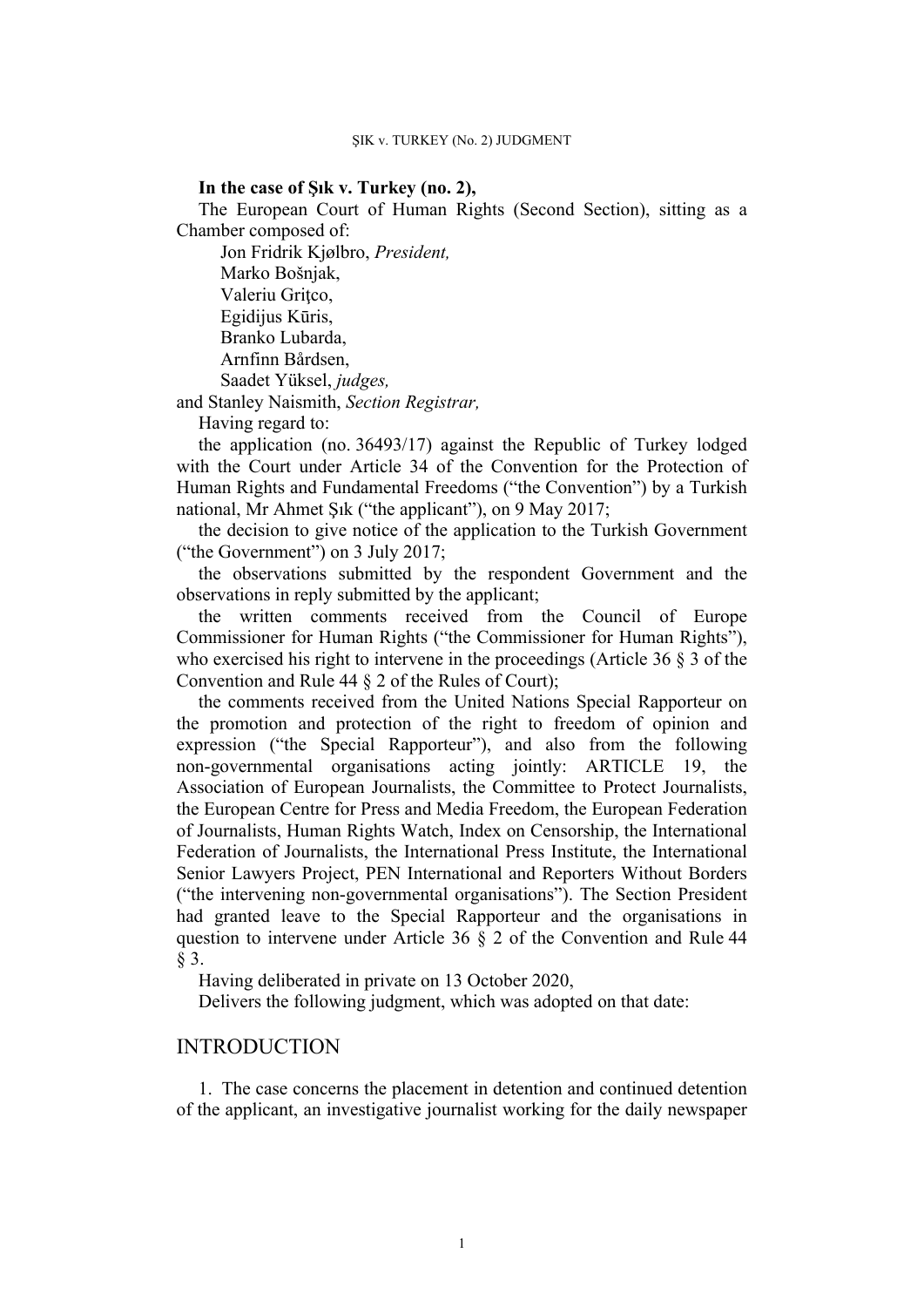**In the case of Şık v. Turkey (no. 2),**

The European Court of Human Rights (Second Section), sitting as a Chamber composed of:

Jon Fridrik Kjølbro, *President,*
Marko Bošnjak,
Valeriu Griţco,
Egidijus Kūris,
Branko Lubarda,
Arnfinn Bårdsen,
Saadet Yüksel, *judges,*
and Stanley Naismith, *Section Registrar,*

Having regard to:

the application (no. 36493/17) against the Republic of Turkey lodged with the Court under Article 34 of the Convention for the Protection of Human Rights and Fundamental Freedoms ("the Convention") by a Turkish national, Mr Ahmet Şık ("the applicant"), on 9 May 2017;

the decision to give notice of the application to the Turkish Government ("the Government") on 3 July 2017;

the observations submitted by the respondent Government and the observations in reply submitted by the applicant;

the written comments received from the Council of Europe Commissioner for Human Rights ("the Commissioner for Human Rights"), who exercised his right to intervene in the proceedings (Article 36 § 3 of the Convention and Rule 44 § 2 of the Rules of Court);

the comments received from the United Nations Special Rapporteur on the promotion and protection of the right to freedom of opinion and expression ("the Special Rapporteur"), and also from the following non-governmental organisations acting jointly: ARTICLE 19, the Association of European Journalists, the Committee to Protect Journalists, the European Centre for Press and Media Freedom, the European Federation of Journalists, Human Rights Watch, Index on Censorship, the International Federation of Journalists, the International Press Institute, the International Senior Lawyers Project, PEN International and Reporters Without Borders ("the intervening non-governmental organisations"). The Section President had granted leave to the Special Rapporteur and the organisations in question to intervene under Article 36 § 2 of the Convention and Rule 44 § 3.

Having deliberated in private on 13 October 2020,

Delivers the following judgment, which was adopted on that date:

## INTRODUCTION

1. The case concerns the placement in detention and continued detention of the applicant, an investigative journalist working for the daily newspaper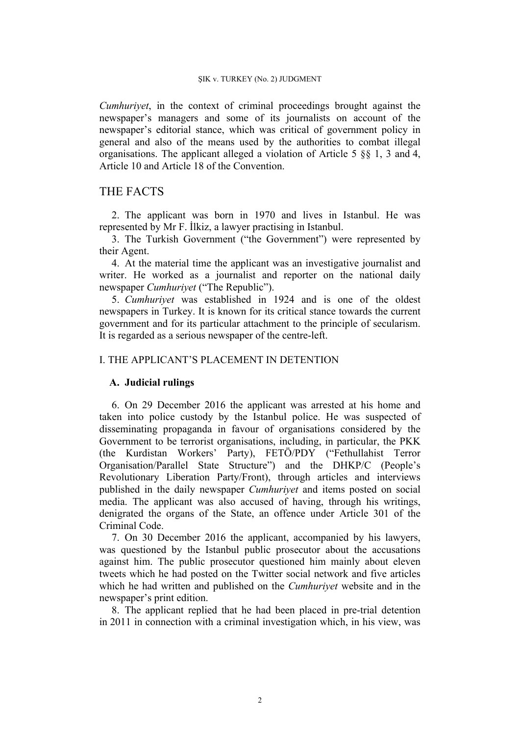*Cumhuriyet*, in the context of criminal proceedings brought against the newspaper's managers and some of its journalists on account of the newspaper's editorial stance, which was critical of government policy in general and also of the means used by the authorities to combat illegal organisations. The applicant alleged a violation of Article 5 §§ 1, 3 and 4, Article 10 and Article 18 of the Convention.

# THE FACTS

2. The applicant was born in 1970 and lives in Istanbul. He was represented by Mr F. İlkiz, a lawyer practising in Istanbul.

3. The Turkish Government ("the Government") were represented by their Agent.

4. At the material time the applicant was an investigative journalist and writer. He worked as a journalist and reporter on the national daily newspaper *Cumhuriyet* ("The Republic").

5. *Cumhuriyet* was established in 1924 and is one of the oldest newspapers in Turkey. It is known for its critical stance towards the current government and for its particular attachment to the principle of secularism. It is regarded as a serious newspaper of the centre-left.

## I. THE APPLICANT'S PLACEMENT IN DETENTION

### A. Judicial rulings

6. On 29 December 2016 the applicant was arrested at his home and taken into police custody by the Istanbul police. He was suspected of disseminating propaganda in favour of organisations considered by the Government to be terrorist organisations, including, in particular, the PKK (the Kurdistan Workers' Party), FETÖ/PDY ("Fethullahist Terror Organisation/Parallel State Structure") and the DHKP/C (People's Revolutionary Liberation Party/Front), through articles and interviews published in the daily newspaper *Cumhuriyet* and items posted on social media. The applicant was also accused of having, through his writings, denigrated the organs of the State, an offence under Article 301 of the Criminal Code.

7. On 30 December 2016 the applicant, accompanied by his lawyers, was questioned by the Istanbul public prosecutor about the accusations against him. The public prosecutor questioned him mainly about eleven tweets which he had posted on the Twitter social network and five articles which he had written and published on the *Cumhuriyet* website and in the newspaper's print edition.

8. The applicant replied that he had been placed in pre-trial detention in 2011 in connection with a criminal investigation which, in his view, was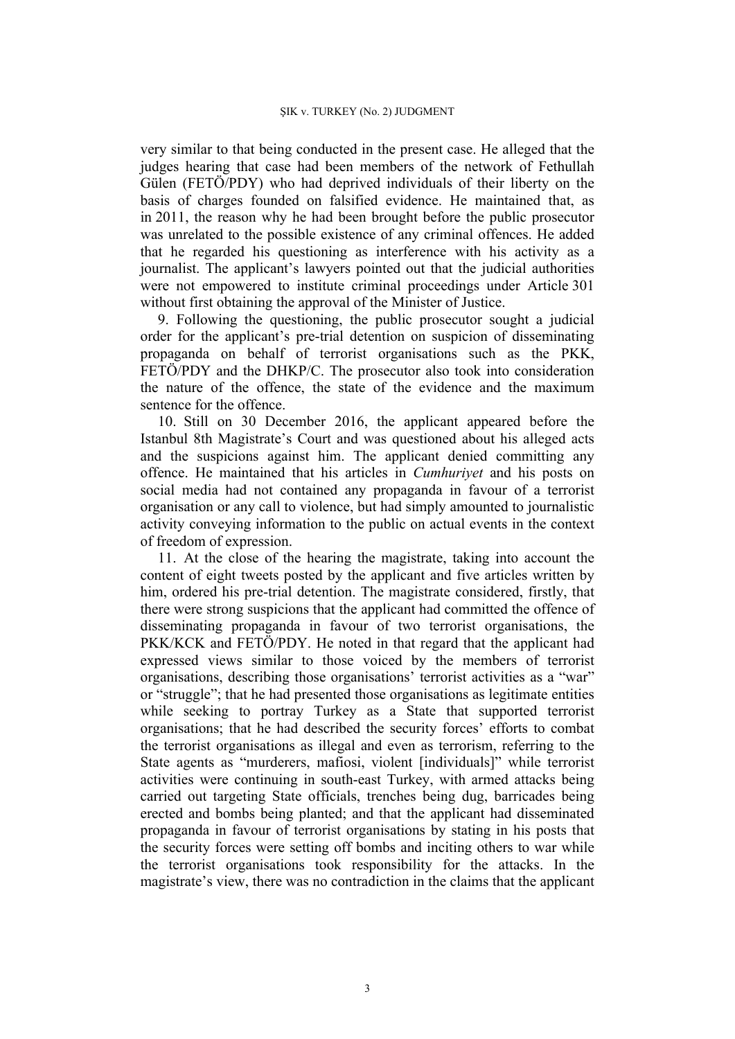very similar to that being conducted in the present case. He alleged that the judges hearing that case had been members of the network of Fethullah Gülen (FETÖ/PDY) who had deprived individuals of their liberty on the basis of charges founded on falsified evidence. He maintained that, as in 2011, the reason why he had been brought before the public prosecutor was unrelated to the possible existence of any criminal offences. He added that he regarded his questioning as interference with his activity as a journalist. The applicant's lawyers pointed out that the judicial authorities were not empowered to institute criminal proceedings under Article 301 without first obtaining the approval of the Minister of Justice.

9. Following the questioning, the public prosecutor sought a judicial order for the applicant's pre-trial detention on suspicion of disseminating propaganda on behalf of terrorist organisations such as the PKK, FETÖ/PDY and the DHKP/C. The prosecutor also took into consideration the nature of the offence, the state of the evidence and the maximum sentence for the offence.

10. Still on 30 December 2016, the applicant appeared before the Istanbul 8th Magistrate's Court and was questioned about his alleged acts and the suspicions against him. The applicant denied committing any offence. He maintained that his articles in *Cumhuriyet* and his posts on social media had not contained any propaganda in favour of a terrorist organisation or any call to violence, but had simply amounted to journalistic activity conveying information to the public on actual events in the context of freedom of expression.

11. At the close of the hearing the magistrate, taking into account the content of eight tweets posted by the applicant and five articles written by him, ordered his pre-trial detention. The magistrate considered, firstly, that there were strong suspicions that the applicant had committed the offence of disseminating propaganda in favour of two terrorist organisations, the PKK/KCK and FETÖ/PDY. He noted in that regard that the applicant had expressed views similar to those voiced by the members of terrorist organisations, describing those organisations' terrorist activities as a "war" or "struggle"; that he had presented those organisations as legitimate entities while seeking to portray Turkey as a State that supported terrorist organisations; that he had described the security forces' efforts to combat the terrorist organisations as illegal and even as terrorism, referring to the State agents as "murderers, mafiosi, violent [individuals]" while terrorist activities were continuing in south-east Turkey, with armed attacks being carried out targeting State officials, trenches being dug, barricades being erected and bombs being planted; and that the applicant had disseminated propaganda in favour of terrorist organisations by stating in his posts that the security forces were setting off bombs and inciting others to war while the terrorist organisations took responsibility for the attacks. In the magistrate's view, there was no contradiction in the claims that the applicant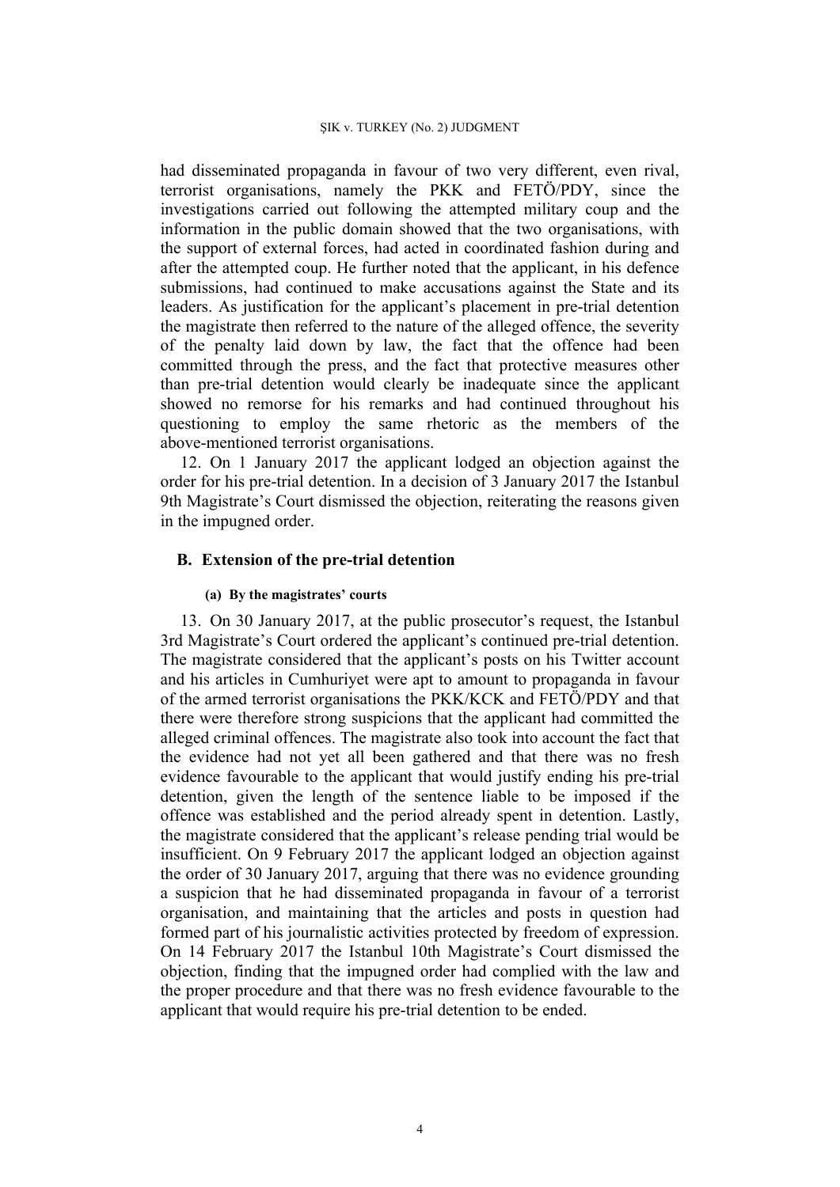had disseminated propaganda in favour of two very different, even rival, terrorist organisations, namely the PKK and FETÖ/PDY, since the investigations carried out following the attempted military coup and the information in the public domain showed that the two organisations, with the support of external forces, had acted in coordinated fashion during and after the attempted coup. He further noted that the applicant, in his defence submissions, had continued to make accusations against the State and its leaders. As justification for the applicant's placement in pre-trial detention the magistrate then referred to the nature of the alleged offence, the severity of the penalty laid down by law, the fact that the offence had been committed through the press, and the fact that protective measures other than pre-trial detention would clearly be inadequate since the applicant showed no remorse for his remarks and had continued throughout his questioning to employ the same rhetoric as the members of the above-mentioned terrorist organisations.

12. On 1 January 2017 the applicant lodged an objection against the order for his pre-trial detention. In a decision of 3 January 2017 the Istanbul 9th Magistrate's Court dismissed the objection, reiterating the reasons given in the impugned order.

## B. Extension of the pre-trial detention

#### (a) By the magistrates' courts

13. On 30 January 2017, at the public prosecutor's request, the Istanbul 3rd Magistrate's Court ordered the applicant's continued pre-trial detention. The magistrate considered that the applicant's posts on his Twitter account and his articles in Cumhuriyet were apt to amount to propaganda in favour of the armed terrorist organisations the PKK/KCK and FETÖ/PDY and that there were therefore strong suspicions that the applicant had committed the alleged criminal offences. The magistrate also took into account the fact that the evidence had not yet all been gathered and that there was no fresh evidence favourable to the applicant that would justify ending his pre-trial detention, given the length of the sentence liable to be imposed if the offence was established and the period already spent in detention. Lastly, the magistrate considered that the applicant's release pending trial would be insufficient. On 9 February 2017 the applicant lodged an objection against the order of 30 January 2017, arguing that there was no evidence grounding a suspicion that he had disseminated propaganda in favour of a terrorist organisation, and maintaining that the articles and posts in question had formed part of his journalistic activities protected by freedom of expression. On 14 February 2017 the Istanbul 10th Magistrate's Court dismissed the objection, finding that the impugned order had complied with the law and the proper procedure and that there was no fresh evidence favourable to the applicant that would require his pre-trial detention to be ended.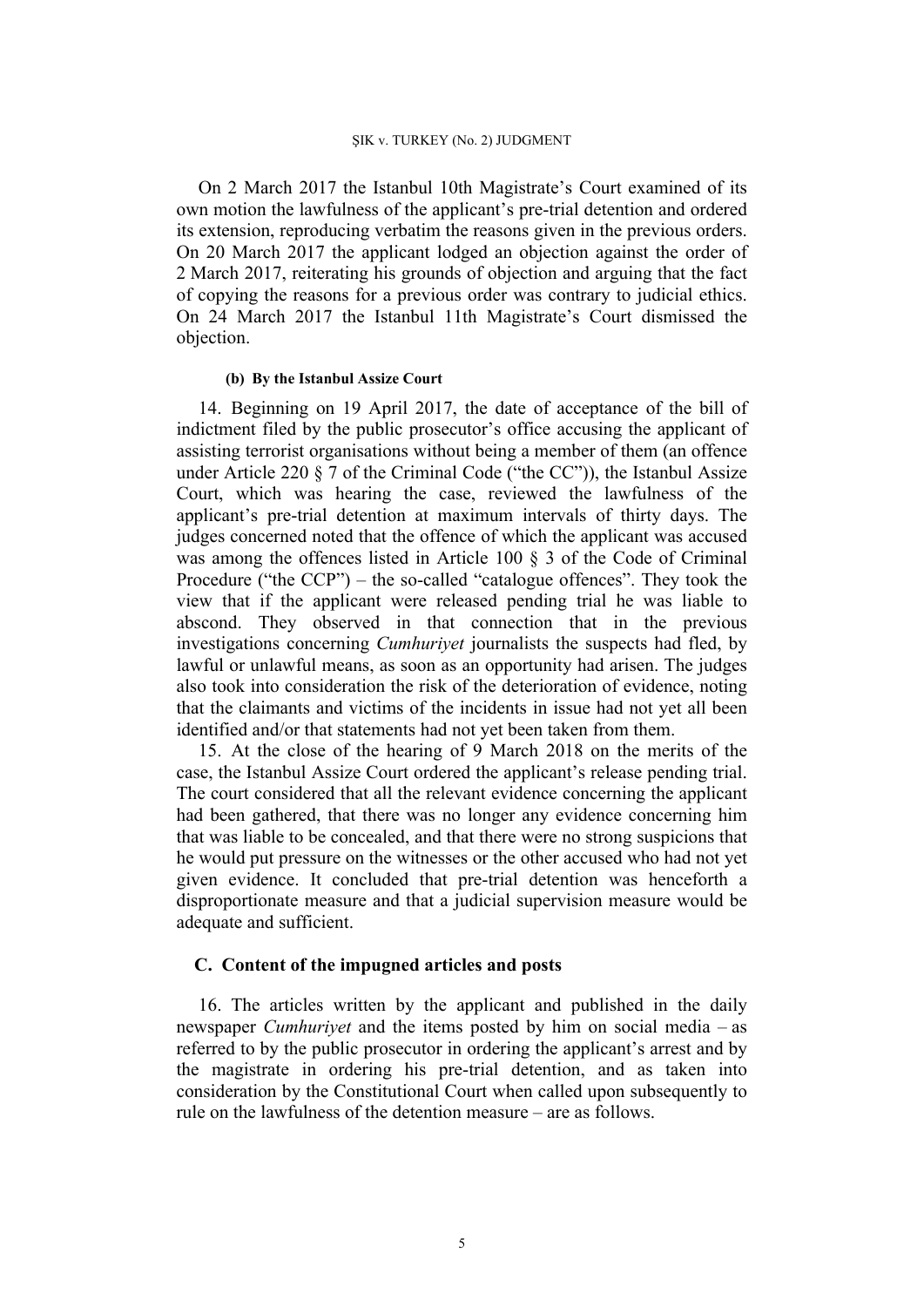On 2 March 2017 the Istanbul 10th Magistrate's Court examined of its own motion the lawfulness of the applicant's pre-trial detention and ordered its extension, reproducing verbatim the reasons given in the previous orders. On 20 March 2017 the applicant lodged an objection against the order of 2 March 2017, reiterating his grounds of objection and arguing that the fact of copying the reasons for a previous order was contrary to judicial ethics. On 24 March 2017 the Istanbul 11th Magistrate's Court dismissed the objection.

#### (b) By the Istanbul Assize Court

14. Beginning on 19 April 2017, the date of acceptance of the bill of indictment filed by the public prosecutor's office accusing the applicant of assisting terrorist organisations without being a member of them (an offence under Article 220 § 7 of the Criminal Code ("the CC")), the Istanbul Assize Court, which was hearing the case, reviewed the lawfulness of the applicant's pre-trial detention at maximum intervals of thirty days. The judges concerned noted that the offence of which the applicant was accused was among the offences listed in Article 100 § 3 of the Code of Criminal Procedure ("the CCP") – the so-called "catalogue offences". They took the view that if the applicant were released pending trial he was liable to abscond. They observed in that connection that in the previous investigations concerning *Cumhuriyet* journalists the suspects had fled, by lawful or unlawful means, as soon as an opportunity had arisen. The judges also took into consideration the risk of the deterioration of evidence, noting that the claimants and victims of the incidents in issue had not yet all been identified and/or that statements had not yet been taken from them.

15. At the close of the hearing of 9 March 2018 on the merits of the case, the Istanbul Assize Court ordered the applicant's release pending trial. The court considered that all the relevant evidence concerning the applicant had been gathered, that there was no longer any evidence concerning him that was liable to be concealed, and that there were no strong suspicions that he would put pressure on the witnesses or the other accused who had not yet given evidence. It concluded that pre-trial detention was henceforth a disproportionate measure and that a judicial supervision measure would be adequate and sufficient.

### C. Content of the impugned articles and posts

16. The articles written by the applicant and published in the daily newspaper *Cumhuriyet* and the items posted by him on social media – as referred to by the public prosecutor in ordering the applicant's arrest and by the magistrate in ordering his pre-trial detention, and as taken into consideration by the Constitutional Court when called upon subsequently to rule on the lawfulness of the detention measure – are as follows.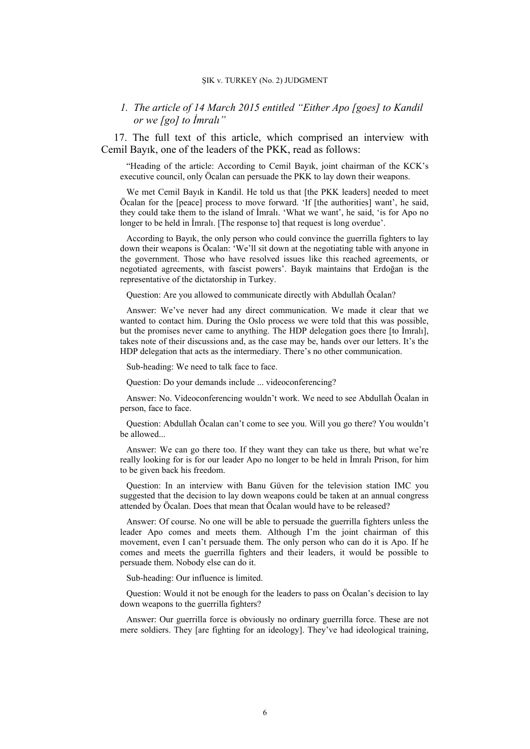### 1. *The article of 14 March 2015 entitled "Either Apo [goes] to Kandil or we [go] to İmralı"*

17. The full text of this article, which comprised an interview with Cemil Bayık, one of the leaders of the PKK, read as follows:

> "Heading of the article: According to Cemil Bayık, joint chairman of the KCK's executive council, only Öcalan can persuade the PKK to lay down their weapons.
>
> We met Cemil Bayık in Kandil. He told us that [the PKK leaders] needed to meet Öcalan for the [peace] process to move forward. 'If [the authorities] want', he said, they could take them to the island of İmralı. 'What we want', he said, 'is for Apo no longer to be held in İmralı. [The response to] that request is long overdue'.
>
> According to Bayık, the only person who could convince the guerrilla fighters to lay down their weapons is Öcalan: 'We'll sit down at the negotiating table with anyone in the government. Those who have resolved issues like this reached agreements, or negotiated agreements, with fascist powers'. Bayık maintains that Erdoğan is the representative of the dictatorship in Turkey.
>
> Question: Are you allowed to communicate directly with Abdullah Öcalan?
>
> Answer: We've never had any direct communication. We made it clear that we wanted to contact him. During the Oslo process we were told that this was possible, but the promises never came to anything. The HDP delegation goes there [to İmralı], takes note of their discussions and, as the case may be, hands over our letters. It's the HDP delegation that acts as the intermediary. There's no other communication.
>
> Sub-heading: We need to talk face to face.
>
> Question: Do your demands include ... videoconferencing?
>
> Answer: No. Videoconferencing wouldn't work. We need to see Abdullah Öcalan in person, face to face.
>
> Question: Abdullah Öcalan can't come to see you. Will you go there? You wouldn't be allowed...
>
> Answer: We can go there too. If they want they can take us there, but what we're really looking for is for our leader Apo no longer to be held in İmralı Prison, for him to be given back his freedom.
>
> Question: In an interview with Banu Güven for the television station IMC you suggested that the decision to lay down weapons could be taken at an annual congress attended by Öcalan. Does that mean that Öcalan would have to be released?
>
> Answer: Of course. No one will be able to persuade the guerrilla fighters unless the leader Apo comes and meets them. Although I'm the joint chairman of this movement, even I can't persuade them. The only person who can do it is Apo. If he comes and meets the guerrilla fighters and their leaders, it would be possible to persuade them. Nobody else can do it.
>
> Sub-heading: Our influence is limited.
>
> Question: Would it not be enough for the leaders to pass on Öcalan's decision to lay down weapons to the guerrilla fighters?
>
> Answer: Our guerrilla force is obviously no ordinary guerrilla force. These are not mere soldiers. They [are fighting for an ideology]. They've had ideological training,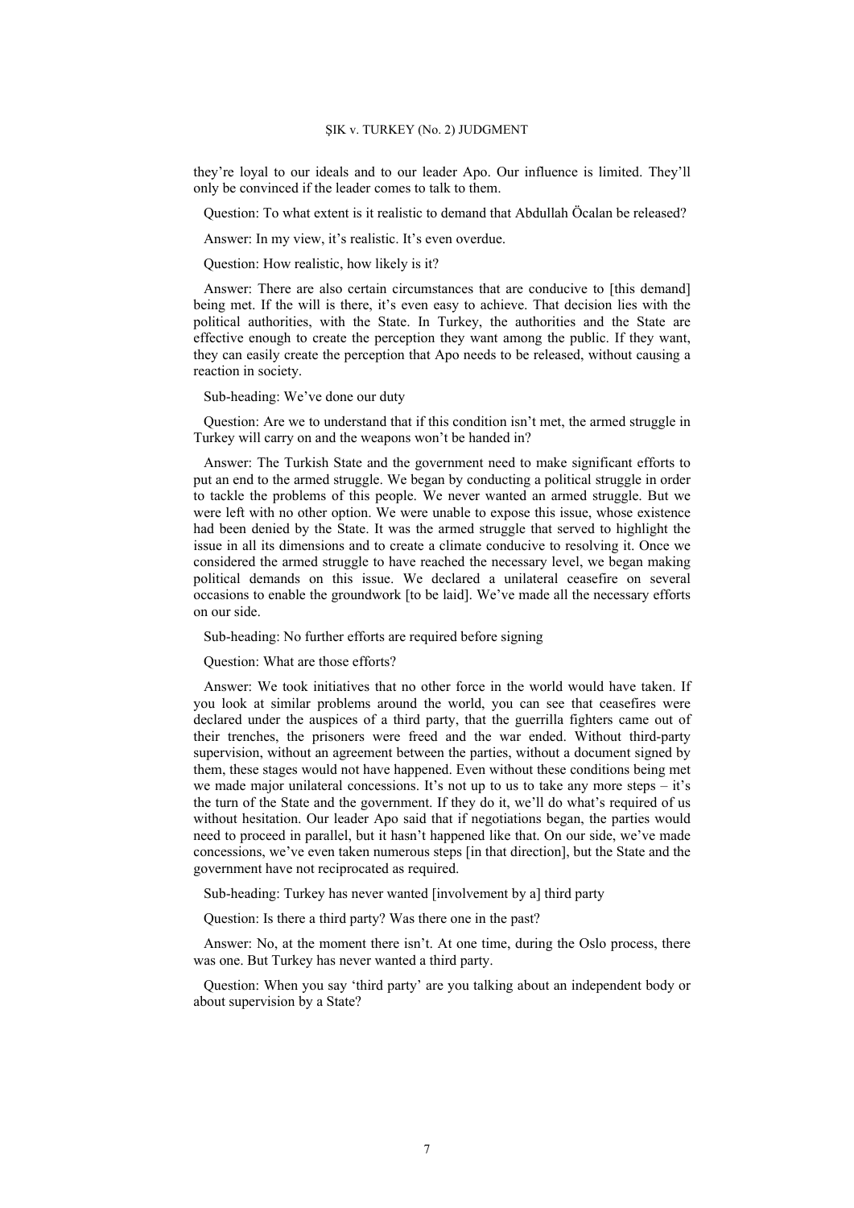they're loyal to our ideals and to our leader Apo. Our influence is limited. They'll only be convinced if the leader comes to talk to them.

Question: To what extent is it realistic to demand that Abdullah Öcalan be released?

Answer: In my view, it's realistic. It's even overdue.

Question: How realistic, how likely is it?

Answer: There are also certain circumstances that are conducive to [this demand] being met. If the will is there, it's even easy to achieve. That decision lies with the political authorities, with the State. In Turkey, the authorities and the State are effective enough to create the perception they want among the public. If they want, they can easily create the perception that Apo needs to be released, without causing a reaction in society.

Sub-heading: We've done our duty

Question: Are we to understand that if this condition isn't met, the armed struggle in Turkey will carry on and the weapons won't be handed in?

Answer: The Turkish State and the government need to make significant efforts to put an end to the armed struggle. We began by conducting a political struggle in order to tackle the problems of this people. We never wanted an armed struggle. But we were left with no other option. We were unable to expose this issue, whose existence had been denied by the State. It was the armed struggle that served to highlight the issue in all its dimensions and to create a climate conducive to resolving it. Once we considered the armed struggle to have reached the necessary level, we began making political demands on this issue. We declared a unilateral ceasefire on several occasions to enable the groundwork [to be laid]. We've made all the necessary efforts on our side.

Sub-heading: No further efforts are required before signing

Question: What are those efforts?

Answer: We took initiatives that no other force in the world would have taken. If you look at similar problems around the world, you can see that ceasefires were declared under the auspices of a third party, that the guerrilla fighters came out of their trenches, the prisoners were freed and the war ended. Without third-party supervision, without an agreement between the parties, without a document signed by them, these stages would not have happened. Even without these conditions being met we made major unilateral concessions. It's not up to us to take any more steps – it's the turn of the State and the government. If they do it, we'll do what's required of us without hesitation. Our leader Apo said that if negotiations began, the parties would need to proceed in parallel, but it hasn't happened like that. On our side, we've made concessions, we've even taken numerous steps [in that direction], but the State and the government have not reciprocated as required.

Sub-heading: Turkey has never wanted [involvement by a] third party

Question: Is there a third party? Was there one in the past?

Answer: No, at the moment there isn't. At one time, during the Oslo process, there was one. But Turkey has never wanted a third party.

Question: When you say 'third party' are you talking about an independent body or about supervision by a State?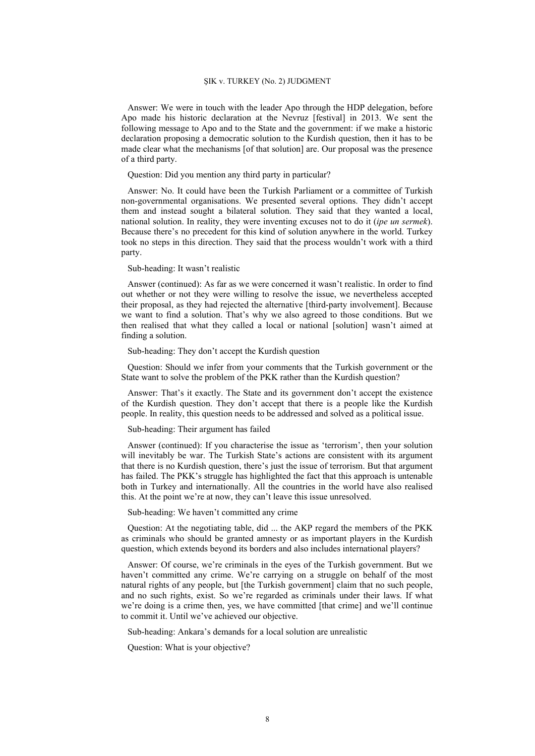Answer: We were in touch with the leader Apo through the HDP delegation, before Apo made his historic declaration at the Nevruz [festival] in 2013. We sent the following message to Apo and to the State and the government: if we make a historic declaration proposing a democratic solution to the Kurdish question, then it has to be made clear what the mechanisms [of that solution] are. Our proposal was the presence of a third party.

Question: Did you mention any third party in particular?

Answer: No. It could have been the Turkish Parliament or a committee of Turkish non-governmental organisations. We presented several options. They didn't accept them and instead sought a bilateral solution. They said that they wanted a local, national solution. In reality, they were inventing excuses not to do it (*ipe un sermek*). Because there's no precedent for this kind of solution anywhere in the world. Turkey took no steps in this direction. They said that the process wouldn't work with a third party.

Sub-heading: It wasn't realistic

Answer (continued): As far as we were concerned it wasn't realistic. In order to find out whether or not they were willing to resolve the issue, we nevertheless accepted their proposal, as they had rejected the alternative [third-party involvement]. Because we want to find a solution. That's why we also agreed to those conditions. But we then realised that what they called a local or national [solution] wasn't aimed at finding a solution.

Sub-heading: They don't accept the Kurdish question

Question: Should we infer from your comments that the Turkish government or the State want to solve the problem of the PKK rather than the Kurdish question?

Answer: That's it exactly. The State and its government don't accept the existence of the Kurdish question. They don't accept that there is a people like the Kurdish people. In reality, this question needs to be addressed and solved as a political issue.

Sub-heading: Their argument has failed

Answer (continued): If you characterise the issue as 'terrorism', then your solution will inevitably be war. The Turkish State's actions are consistent with its argument that there is no Kurdish question, there's just the issue of terrorism. But that argument has failed. The PKK's struggle has highlighted the fact that this approach is untenable both in Turkey and internationally. All the countries in the world have also realised this. At the point we're at now, they can't leave this issue unresolved.

Sub-heading: We haven't committed any crime

Question: At the negotiating table, did ... the AKP regard the members of the PKK as criminals who should be granted amnesty or as important players in the Kurdish question, which extends beyond its borders and also includes international players?

Answer: Of course, we're criminals in the eyes of the Turkish government. But we haven't committed any crime. We're carrying on a struggle on behalf of the most natural rights of any people, but [the Turkish government] claim that no such people, and no such rights, exist. So we're regarded as criminals under their laws. If what we're doing is a crime then, yes, we have committed [that crime] and we'll continue to commit it. Until we've achieved our objective.

Sub-heading: Ankara's demands for a local solution are unrealistic

Question: What is your objective?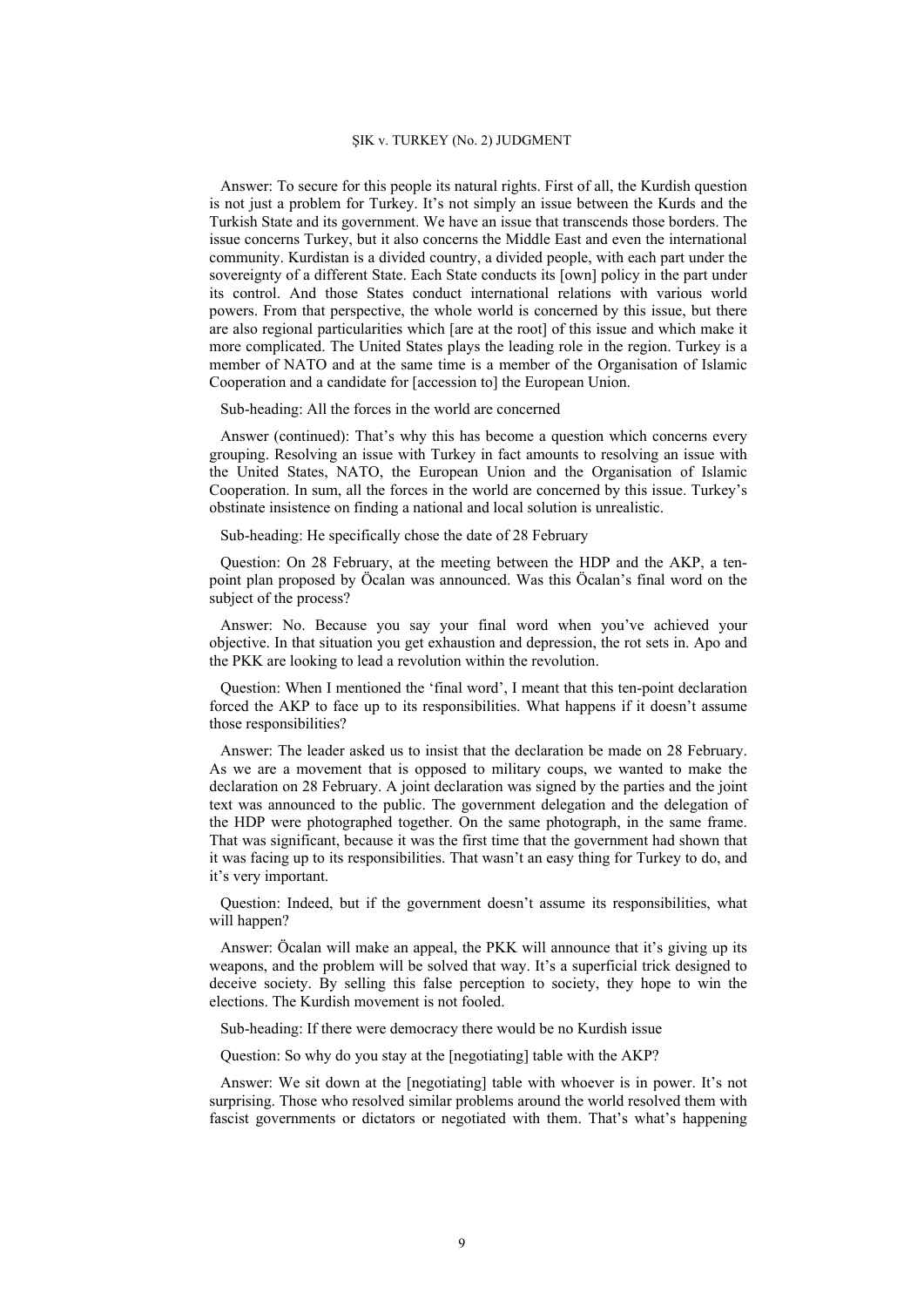Answer: To secure for this people its natural rights. First of all, the Kurdish question is not just a problem for Turkey. It's not simply an issue between the Kurds and the Turkish State and its government. We have an issue that transcends those borders. The issue concerns Turkey, but it also concerns the Middle East and even the international community. Kurdistan is a divided country, a divided people, with each part under the sovereignty of a different State. Each State conducts its [own] policy in the part under its control. And those States conduct international relations with various world powers. From that perspective, the whole world is concerned by this issue, but there are also regional particularities which [are at the root] of this issue and which make it more complicated. The United States plays the leading role in the region. Turkey is a member of NATO and at the same time is a member of the Organisation of Islamic Cooperation and a candidate for [accession to] the European Union.

Sub-heading: All the forces in the world are concerned

Answer (continued): That's why this has become a question which concerns every grouping. Resolving an issue with Turkey in fact amounts to resolving an issue with the United States, NATO, the European Union and the Organisation of Islamic Cooperation. In sum, all the forces in the world are concerned by this issue. Turkey's obstinate insistence on finding a national and local solution is unrealistic.

Sub-heading: He specifically chose the date of 28 February

Question: On 28 February, at the meeting between the HDP and the AKP, a ten-point plan proposed by Öcalan was announced. Was this Öcalan's final word on the subject of the process?

Answer: No. Because you say your final word when you've achieved your objective. In that situation you get exhaustion and depression, the rot sets in. Apo and the PKK are looking to lead a revolution within the revolution.

Question: When I mentioned the 'final word', I meant that this ten-point declaration forced the AKP to face up to its responsibilities. What happens if it doesn't assume those responsibilities?

Answer: The leader asked us to insist that the declaration be made on 28 February. As we are a movement that is opposed to military coups, we wanted to make the declaration on 28 February. A joint declaration was signed by the parties and the joint text was announced to the public. The government delegation and the delegation of the HDP were photographed together. On the same photograph, in the same frame. That was significant, because it was the first time that the government had shown that it was facing up to its responsibilities. That wasn't an easy thing for Turkey to do, and it's very important.

Question: Indeed, but if the government doesn't assume its responsibilities, what will happen?

Answer: Öcalan will make an appeal, the PKK will announce that it's giving up its weapons, and the problem will be solved that way. It's a superficial trick designed to deceive society. By selling this false perception to society, they hope to win the elections. The Kurdish movement is not fooled.

Sub-heading: If there were democracy there would be no Kurdish issue

Question: So why do you stay at the [negotiating] table with the AKP?

Answer: We sit down at the [negotiating] table with whoever is in power. It's not surprising. Those who resolved similar problems around the world resolved them with fascist governments or dictators or negotiated with them. That's what's happening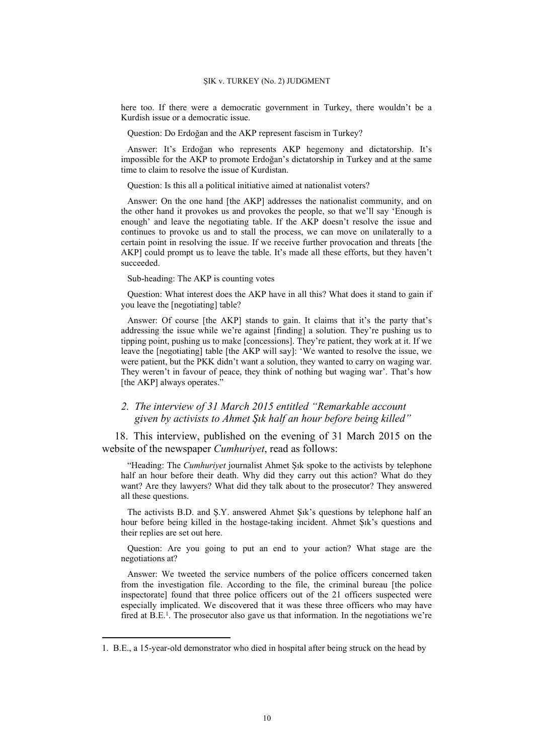here too. If there were a democratic government in Turkey, there wouldn't be a Kurdish issue or a democratic issue.

Question: Do Erdoğan and the AKP represent fascism in Turkey?

Answer: It's Erdoğan who represents AKP hegemony and dictatorship. It's impossible for the AKP to promote Erdoğan's dictatorship in Turkey and at the same time to claim to resolve the issue of Kurdistan.

Question: Is this all a political initiative aimed at nationalist voters?

Answer: On the one hand [the AKP] addresses the nationalist community, and on the other hand it provokes us and provokes the people, so that we'll say 'Enough is enough' and leave the negotiating table. If the AKP doesn't resolve the issue and continues to provoke us and to stall the process, we can move on unilaterally to a certain point in resolving the issue. If we receive further provocation and threats [the AKP] could prompt us to leave the table. It's made all these efforts, but they haven't succeeded.

Sub-heading: The AKP is counting votes

Question: What interest does the AKP have in all this? What does it stand to gain if you leave the [negotiating] table?

Answer: Of course [the AKP] stands to gain. It claims that it's the party that's addressing the issue while we're against [finding] a solution. They're pushing us to tipping point, pushing us to make [concessions]. They're patient, they work at it. If we leave the [negotiating] table [the AKP will say]: 'We wanted to resolve the issue, we were patient, but the PKK didn't want a solution, they wanted to carry on waging war. They weren't in favour of peace, they think of nothing but waging war'. That's how [the AKP] always operates."

### *2. The interview of 31 March 2015 entitled "Remarkable account given by activists to Ahmet Şık half an hour before being killed"*

18. This interview, published on the evening of 31 March 2015 on the website of the newspaper *Cumhuriyet*, read as follows:

"Heading: The *Cumhuriyet* journalist Ahmet Şık spoke to the activists by telephone half an hour before their death. Why did they carry out this action? What do they want? Are they lawyers? What did they talk about to the prosecutor? They answered all these questions.

The activists B.D. and Ş.Y. answered Ahmet Şık's questions by telephone half an hour before being killed in the hostage-taking incident. Ahmet Şık's questions and their replies are set out here.

Question: Are you going to put an end to your action? What stage are the negotiations at?

Answer: We tweeted the service numbers of the police officers concerned taken from the investigation file. According to the file, the criminal bureau [the police inspectorate] found that three police officers out of the 21 officers suspected were especially implicated. We discovered that it was these three officers who may have fired at B.E.[1]. The prosecutor also gave us that information. In the negotiations we're

1. B.E., a 15-year-old demonstrator who died in hospital after being struck on the head by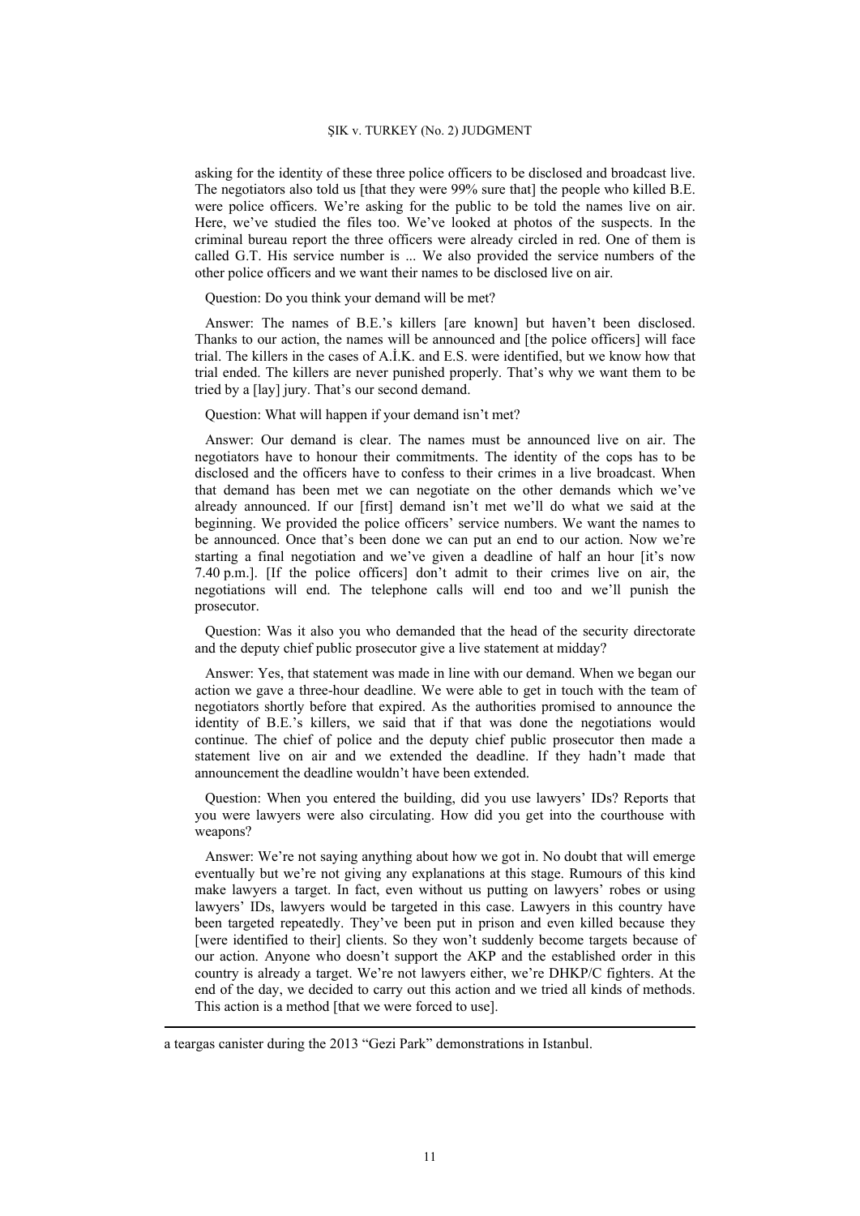asking for the identity of these three police officers to be disclosed and broadcast live. The negotiators also told us [that they were 99% sure that] the people who killed B.E. were police officers. We're asking for the public to be told the names live on air. Here, we've studied the files too. We've looked at photos of the suspects. In the criminal bureau report the three officers were already circled in red. One of them is called G.T. His service number is ... We also provided the service numbers of the other police officers and we want their names to be disclosed live on air.

Question: Do you think your demand will be met?

Answer: The names of B.E.'s killers [are known] but haven't been disclosed. Thanks to our action, the names will be announced and [the police officers] will face trial. The killers in the cases of A.İ.K. and E.S. were identified, but we know how that trial ended. The killers are never punished properly. That's why we want them to be tried by a [lay] jury. That's our second demand.

Question: What will happen if your demand isn't met?

Answer: Our demand is clear. The names must be announced live on air. The negotiators have to honour their commitments. The identity of the cops has to be disclosed and the officers have to confess to their crimes in a live broadcast. When that demand has been met we can negotiate on the other demands which we've already announced. If our [first] demand isn't met we'll do what we said at the beginning. We provided the police officers' service numbers. We want the names to be announced. Once that's been done we can put an end to our action. Now we're starting a final negotiation and we've given a deadline of half an hour [it's now 7.40 p.m.]. [If the police officers] don't admit to their crimes live on air, the negotiations will end. The telephone calls will end too and we'll punish the prosecutor.

Question: Was it also you who demanded that the head of the security directorate and the deputy chief public prosecutor give a live statement at midday?

Answer: Yes, that statement was made in line with our demand. When we began our action we gave a three-hour deadline. We were able to get in touch with the team of negotiators shortly before that expired. As the authorities promised to announce the identity of B.E.'s killers, we said that if that was done the negotiations would continue. The chief of police and the deputy chief public prosecutor then made a statement live on air and we extended the deadline. If they hadn't made that announcement the deadline wouldn't have been extended.

Question: When you entered the building, did you use lawyers' IDs? Reports that you were lawyers were also circulating. How did you get into the courthouse with weapons?

Answer: We're not saying anything about how we got in. No doubt that will emerge eventually but we're not giving any explanations at this stage. Rumours of this kind make lawyers a target. In fact, even without us putting on lawyers' robes or using lawyers' IDs, lawyers would be targeted in this case. Lawyers in this country have been targeted repeatedly. They've been put in prison and even killed because they [were identified to their] clients. So they won't suddenly become targets because of our action. Anyone who doesn't support the AKP and the established order in this country is already a target. We're not lawyers either, we're DHKP/C fighters. At the end of the day, we decided to carry out this action and we tried all kinds of methods. This action is a method [that we were forced to use].

---

a teargas canister during the 2013 "Gezi Park" demonstrations in Istanbul.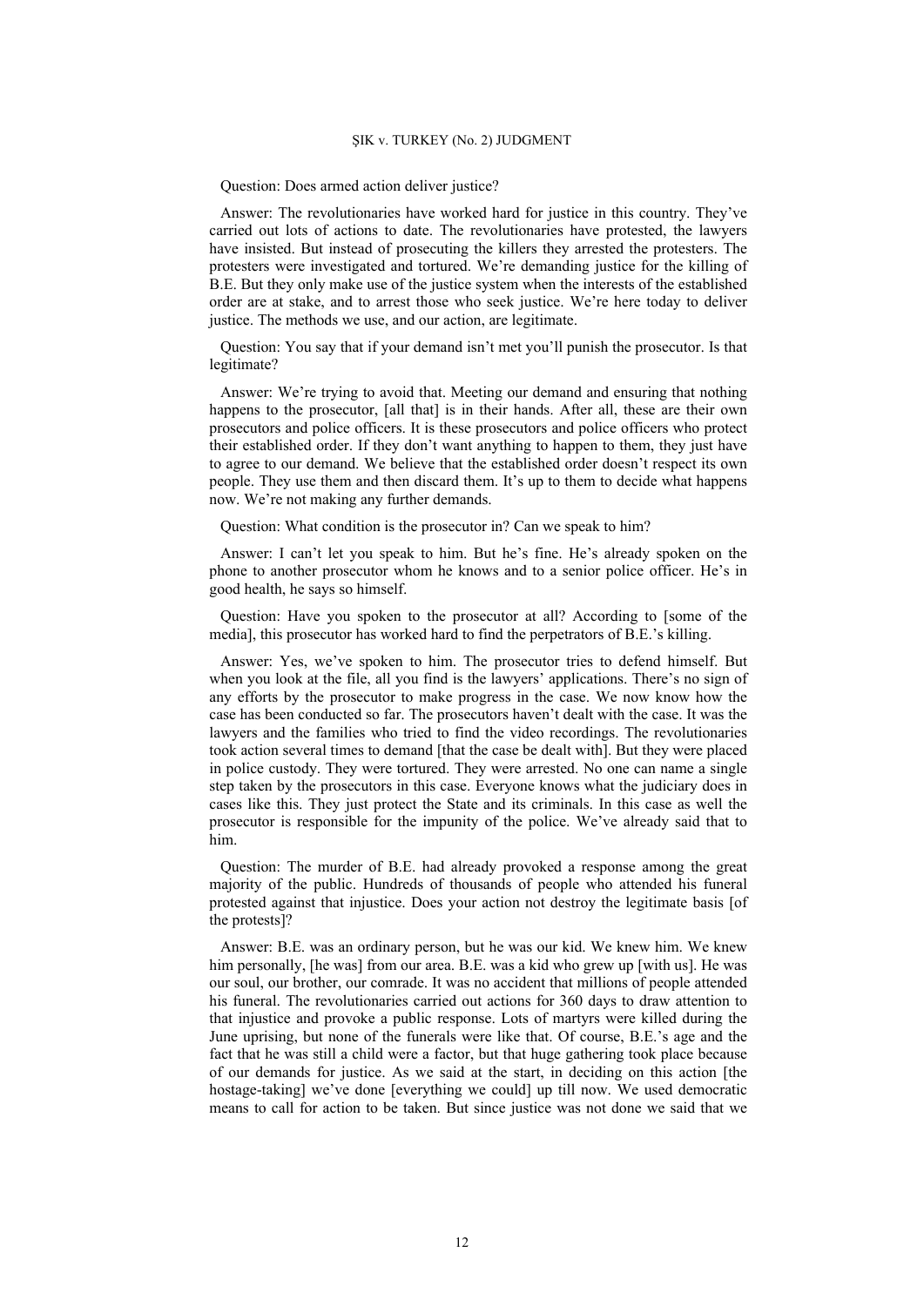Question: Does armed action deliver justice?

Answer: The revolutionaries have worked hard for justice in this country. They've carried out lots of actions to date. The revolutionaries have protested, the lawyers have insisted. But instead of prosecuting the killers they arrested the protesters. The protesters were investigated and tortured. We're demanding justice for the killing of B.E. But they only make use of the justice system when the interests of the established order are at stake, and to arrest those who seek justice. We're here today to deliver justice. The methods we use, and our action, are legitimate.

Question: You say that if your demand isn't met you'll punish the prosecutor. Is that legitimate?

Answer: We're trying to avoid that. Meeting our demand and ensuring that nothing happens to the prosecutor, [all that] is in their hands. After all, these are their own prosecutors and police officers. It is these prosecutors and police officers who protect their established order. If they don't want anything to happen to them, they just have to agree to our demand. We believe that the established order doesn't respect its own people. They use them and then discard them. It's up to them to decide what happens now. We're not making any further demands.

Question: What condition is the prosecutor in? Can we speak to him?

Answer: I can't let you speak to him. But he's fine. He's already spoken on the phone to another prosecutor whom he knows and to a senior police officer. He's in good health, he says so himself.

Question: Have you spoken to the prosecutor at all? According to [some of the media], this prosecutor has worked hard to find the perpetrators of B.E.'s killing.

Answer: Yes, we've spoken to him. The prosecutor tries to defend himself. But when you look at the file, all you find is the lawyers' applications. There's no sign of any efforts by the prosecutor to make progress in the case. We now know how the case has been conducted so far. The prosecutors haven't dealt with the case. It was the lawyers and the families who tried to find the video recordings. The revolutionaries took action several times to demand [that the case be dealt with]. But they were placed in police custody. They were tortured. They were arrested. No one can name a single step taken by the prosecutors in this case. Everyone knows what the judiciary does in cases like this. They just protect the State and its criminals. In this case as well the prosecutor is responsible for the impunity of the police. We've already said that to him.

Question: The murder of B.E. had already provoked a response among the great majority of the public. Hundreds of thousands of people who attended his funeral protested against that injustice. Does your action not destroy the legitimate basis [of the protests]?

Answer: B.E. was an ordinary person, but he was our kid. We knew him. We knew him personally, [he was] from our area. B.E. was a kid who grew up [with us]. He was our soul, our brother, our comrade. It was no accident that millions of people attended his funeral. The revolutionaries carried out actions for 360 days to draw attention to that injustice and provoke a public response. Lots of martyrs were killed during the June uprising, but none of the funerals were like that. Of course, B.E.'s age and the fact that he was still a child were a factor, but that huge gathering took place because of our demands for justice. As we said at the start, in deciding on this action [the hostage-taking] we've done [everything we could] up till now. We used democratic means to call for action to be taken. But since justice was not done we said that we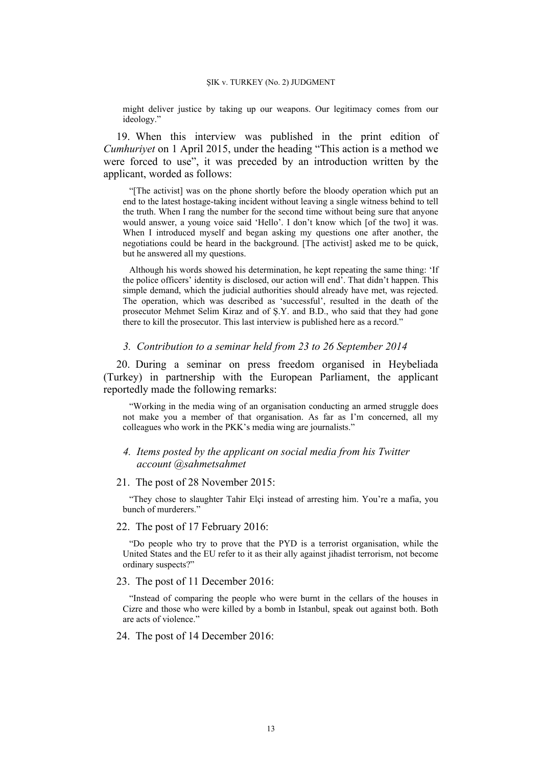might deliver justice by taking up our weapons. Our legitimacy comes from our ideology."

19. When this interview was published in the print edition of *Cumhuriyet* on 1 April 2015, under the heading "This action is a method we were forced to use", it was preceded by an introduction written by the applicant, worded as follows:

> "[The activist] was on the phone shortly before the bloody operation which put an end to the latest hostage-taking incident without leaving a single witness behind to tell the truth. When I rang the number for the second time without being sure that anyone would answer, a young voice said 'Hello'. I don't know which [of the two] it was. When I introduced myself and began asking my questions one after another, the negotiations could be heard in the background. [The activist] asked me to be quick, but he answered all my questions.
>
> Although his words showed his determination, he kept repeating the same thing: 'If the police officers' identity is disclosed, our action will end'. That didn't happen. This simple demand, which the judicial authorities should already have met, was rejected. The operation, which was described as 'successful', resulted in the death of the prosecutor Mehmet Selim Kiraz and of Ş.Y. and B.D., who said that they had gone there to kill the prosecutor. This last interview is published here as a record."

### *3. Contribution to a seminar held from 23 to 26 September 2014*

20. During a seminar on press freedom organised in Heybeliada (Turkey) in partnership with the European Parliament, the applicant reportedly made the following remarks:

> "Working in the media wing of an organisation conducting an armed struggle does not make you a member of that organisation. As far as I'm concerned, all my colleagues who work in the PKK's media wing are journalists."

### *4. Items posted by the applicant on social media from his Twitter account @sahmetsahmet*

21. The post of 28 November 2015:

> "They chose to slaughter Tahir Elçi instead of arresting him. You're a mafia, you bunch of murderers."

22. The post of 17 February 2016:

> "Do people who try to prove that the PYD is a terrorist organisation, while the United States and the EU refer to it as their ally against jihadist terrorism, not become ordinary suspects?"

23. The post of 11 December 2016:

> "Instead of comparing the people who were burnt in the cellars of the houses in Cizre and those who were killed by a bomb in Istanbul, speak out against both. Both are acts of violence."

24. The post of 14 December 2016: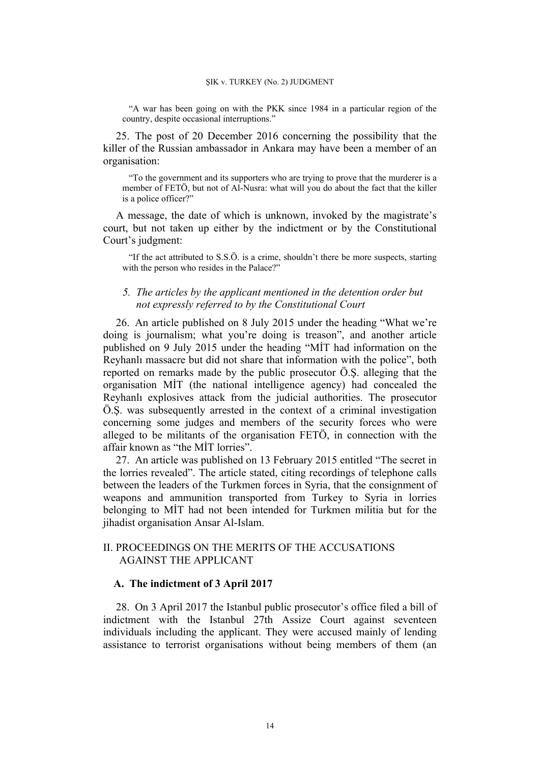> "A war has been going on with the PKK since 1984 in a particular region of the country, despite occasional interruptions."

25. The post of 20 December 2016 concerning the possibility that the killer of the Russian ambassador in Ankara may have been a member of an organisation:

> "To the government and its supporters who are trying to prove that the murderer is a member of FETÖ, but not of Al-Nusra: what will you do about the fact that the killer is a police officer?"

A message, the date of which is unknown, invoked by the magistrate's court, but not taken up either by the indictment or by the Constitutional Court's judgment:

> "If the act attributed to S.S.Ö. is a crime, shouldn't there be more suspects, starting with the person who resides in the Palace?"

### *5. The articles by the applicant mentioned in the detention order but not expressly referred to by the Constitutional Court*

26. An article published on 8 July 2015 under the heading "What we're doing is journalism; what you're doing is treason", and another article published on 9 July 2015 under the heading "MİT had information on the Reyhanlı massacre but did not share that information with the police", both reported on remarks made by the public prosecutor Ö.Ş. alleging that the organisation MİT (the national intelligence agency) had concealed the Reyhanlı explosives attack from the judicial authorities. The prosecutor Ö.Ş. was subsequently arrested in the context of a criminal investigation concerning some judges and members of the security forces who were alleged to be militants of the organisation FETÖ, in connection with the affair known as "the MİT lorries".

27. An article was published on 13 February 2015 entitled "The secret in the lorries revealed". The article stated, citing recordings of telephone calls between the leaders of the Turkmen forces in Syria, that the consignment of weapons and ammunition transported from Turkey to Syria in lorries belonging to MİT had not been intended for Turkmen militia but for the jihadist organisation Ansar Al-Islam.

## II. PROCEEDINGS ON THE MERITS OF THE ACCUSATIONS AGAINST THE APPLICANT

### A. The indictment of 3 April 2017

28. On 3 April 2017 the Istanbul public prosecutor's office filed a bill of indictment with the Istanbul 27th Assize Court against seventeen individuals including the applicant. They were accused mainly of lending assistance to terrorist organisations without being members of them (an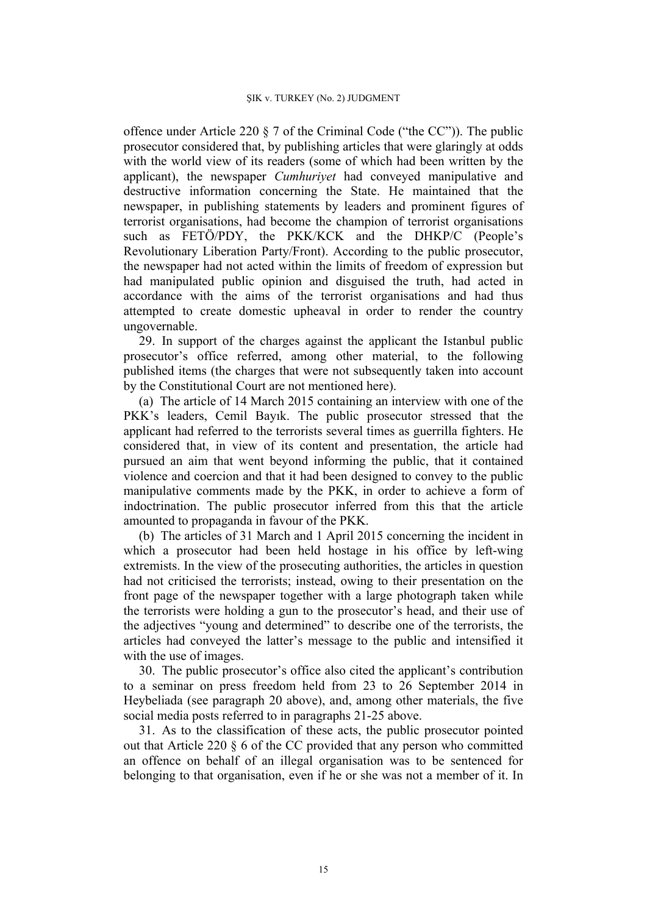offence under Article 220 § 7 of the Criminal Code ("the CC")). The public prosecutor considered that, by publishing articles that were glaringly at odds with the world view of its readers (some of which had been written by the applicant), the newspaper *Cumhuriyet* had conveyed manipulative and destructive information concerning the State. He maintained that the newspaper, in publishing statements by leaders and prominent figures of terrorist organisations, had become the champion of terrorist organisations such as FETÖ/PDY, the PKK/KCK and the DHKP/C (People's Revolutionary Liberation Party/Front). According to the public prosecutor, the newspaper had not acted within the limits of freedom of expression but had manipulated public opinion and disguised the truth, had acted in accordance with the aims of the terrorist organisations and had thus attempted to create domestic upheaval in order to render the country ungovernable.

29. In support of the charges against the applicant the Istanbul public prosecutor's office referred, among other material, to the following published items (the charges that were not subsequently taken into account by the Constitutional Court are not mentioned here).

(a) The article of 14 March 2015 containing an interview with one of the PKK's leaders, Cemil Bayık. The public prosecutor stressed that the applicant had referred to the terrorists several times as guerrilla fighters. He considered that, in view of its content and presentation, the article had pursued an aim that went beyond informing the public, that it contained violence and coercion and that it had been designed to convey to the public manipulative comments made by the PKK, in order to achieve a form of indoctrination. The public prosecutor inferred from this that the article amounted to propaganda in favour of the PKK.

(b) The articles of 31 March and 1 April 2015 concerning the incident in which a prosecutor had been held hostage in his office by left-wing extremists. In the view of the prosecuting authorities, the articles in question had not criticised the terrorists; instead, owing to their presentation on the front page of the newspaper together with a large photograph taken while the terrorists were holding a gun to the prosecutor's head, and their use of the adjectives "young and determined" to describe one of the terrorists, the articles had conveyed the latter's message to the public and intensified it with the use of images.

30. The public prosecutor's office also cited the applicant's contribution to a seminar on press freedom held from 23 to 26 September 2014 in Heybeliada (see paragraph 20 above), and, among other materials, the five social media posts referred to in paragraphs 21-25 above.

31. As to the classification of these acts, the public prosecutor pointed out that Article 220 § 6 of the CC provided that any person who committed an offence on behalf of an illegal organisation was to be sentenced for belonging to that organisation, even if he or she was not a member of it. In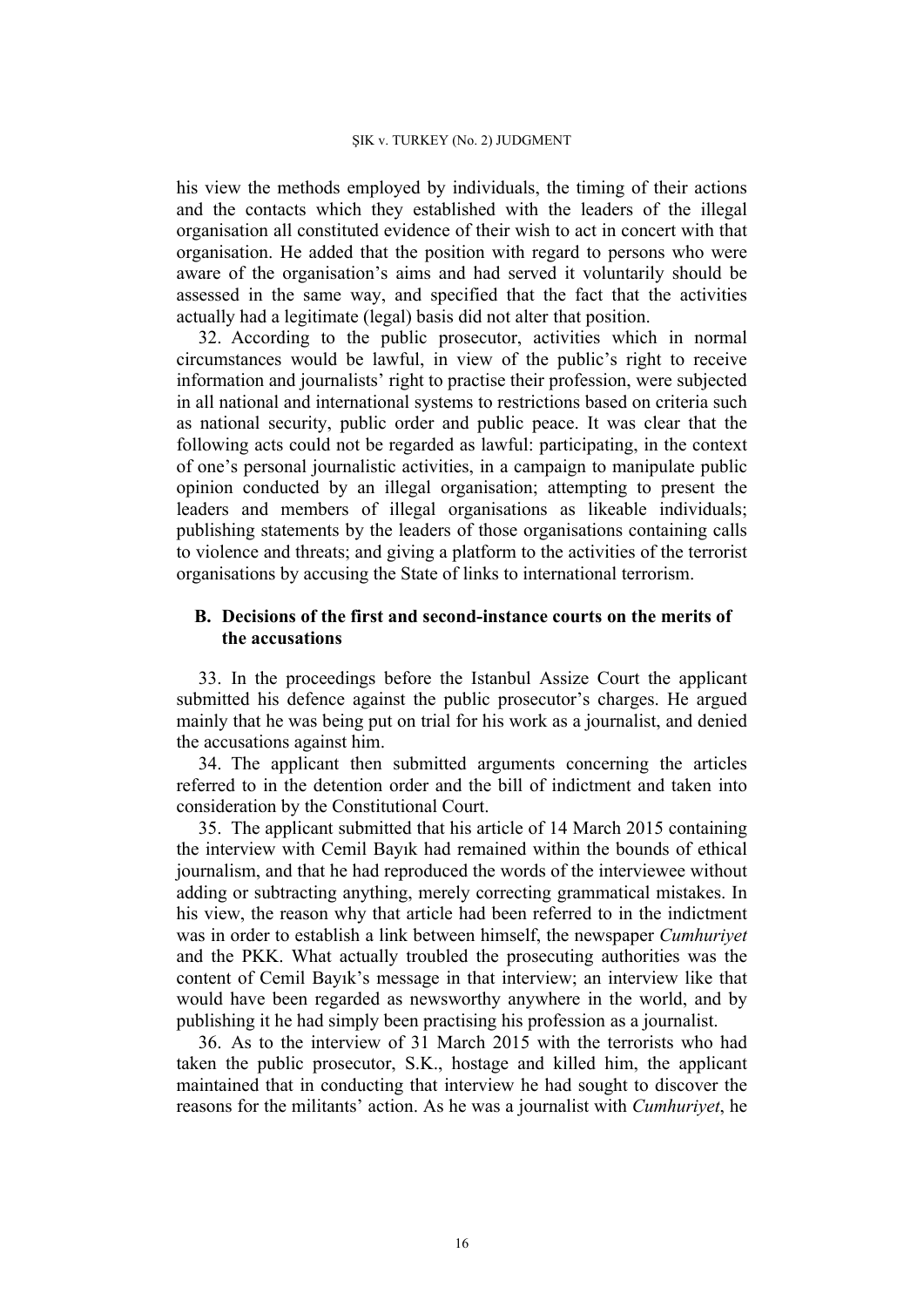his view the methods employed by individuals, the timing of their actions and the contacts which they established with the leaders of the illegal organisation all constituted evidence of their wish to act in concert with that organisation. He added that the position with regard to persons who were aware of the organisation's aims and had served it voluntarily should be assessed in the same way, and specified that the fact that the activities actually had a legitimate (legal) basis did not alter that position.

32. According to the public prosecutor, activities which in normal circumstances would be lawful, in view of the public's right to receive information and journalists' right to practise their profession, were subjected in all national and international systems to restrictions based on criteria such as national security, public order and public peace. It was clear that the following acts could not be regarded as lawful: participating, in the context of one's personal journalistic activities, in a campaign to manipulate public opinion conducted by an illegal organisation; attempting to present the leaders and members of illegal organisations as likeable individuals; publishing statements by the leaders of those organisations containing calls to violence and threats; and giving a platform to the activities of the terrorist organisations by accusing the State of links to international terrorism.

## B. Decisions of the first and second-instance courts on the merits of the accusations

33. In the proceedings before the Istanbul Assize Court the applicant submitted his defence against the public prosecutor's charges. He argued mainly that he was being put on trial for his work as a journalist, and denied the accusations against him.

34. The applicant then submitted arguments concerning the articles referred to in the detention order and the bill of indictment and taken into consideration by the Constitutional Court.

35. The applicant submitted that his article of 14 March 2015 containing the interview with Cemil Bayık had remained within the bounds of ethical journalism, and that he had reproduced the words of the interviewee without adding or subtracting anything, merely correcting grammatical mistakes. In his view, the reason why that article had been referred to in the indictment was in order to establish a link between himself, the newspaper *Cumhuriyet* and the PKK. What actually troubled the prosecuting authorities was the content of Cemil Bayık's message in that interview; an interview like that would have been regarded as newsworthy anywhere in the world, and by publishing it he had simply been practising his profession as a journalist.

36. As to the interview of 31 March 2015 with the terrorists who had taken the public prosecutor, S.K., hostage and killed him, the applicant maintained that in conducting that interview he had sought to discover the reasons for the militants' action. As he was a journalist with *Cumhuriyet*, he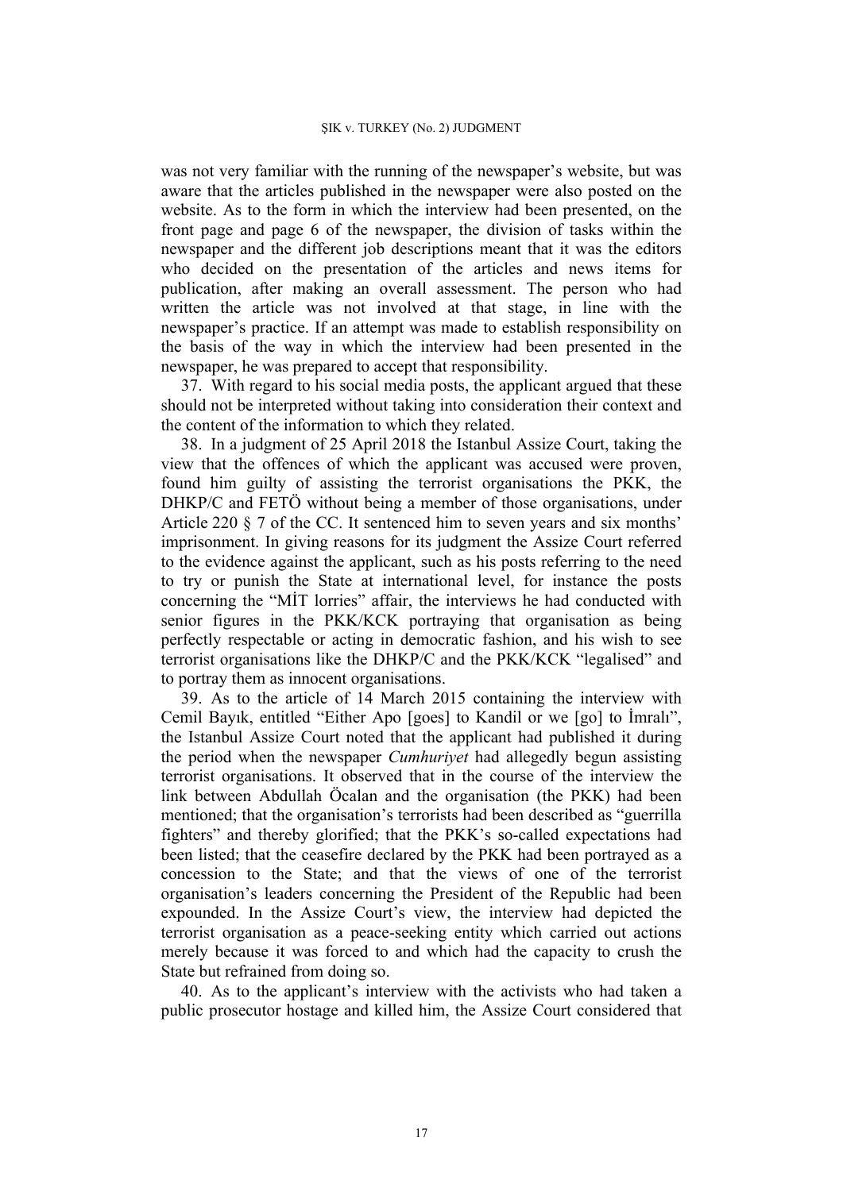was not very familiar with the running of the newspaper's website, but was aware that the articles published in the newspaper were also posted on the website. As to the form in which the interview had been presented, on the front page and page 6 of the newspaper, the division of tasks within the newspaper and the different job descriptions meant that it was the editors who decided on the presentation of the articles and news items for publication, after making an overall assessment. The person who had written the article was not involved at that stage, in line with the newspaper's practice. If an attempt was made to establish responsibility on the basis of the way in which the interview had been presented in the newspaper, he was prepared to accept that responsibility.

37. With regard to his social media posts, the applicant argued that these should not be interpreted without taking into consideration their context and the content of the information to which they related.

38. In a judgment of 25 April 2018 the Istanbul Assize Court, taking the view that the offences of which the applicant was accused were proven, found him guilty of assisting the terrorist organisations the PKK, the DHKP/C and FETÖ without being a member of those organisations, under Article 220 § 7 of the CC. It sentenced him to seven years and six months' imprisonment. In giving reasons for its judgment the Assize Court referred to the evidence against the applicant, such as his posts referring to the need to try or punish the State at international level, for instance the posts concerning the "MİT lorries" affair, the interviews he had conducted with senior figures in the PKK/KCK portraying that organisation as being perfectly respectable or acting in democratic fashion, and his wish to see terrorist organisations like the DHKP/C and the PKK/KCK "legalised" and to portray them as innocent organisations.

39. As to the article of 14 March 2015 containing the interview with Cemil Bayık, entitled "Either Apo [goes] to Kandil or we [go] to İmralı", the Istanbul Assize Court noted that the applicant had published it during the period when the newspaper *Cumhuriyet* had allegedly begun assisting terrorist organisations. It observed that in the course of the interview the link between Abdullah Öcalan and the organisation (the PKK) had been mentioned; that the organisation's terrorists had been described as "guerrilla fighters" and thereby glorified; that the PKK's so-called expectations had been listed; that the ceasefire declared by the PKK had been portrayed as a concession to the State; and that the views of one of the terrorist organisation's leaders concerning the President of the Republic had been expounded. In the Assize Court's view, the interview had depicted the terrorist organisation as a peace-seeking entity which carried out actions merely because it was forced to and which had the capacity to crush the State but refrained from doing so.

40. As to the applicant's interview with the activists who had taken a public prosecutor hostage and killed him, the Assize Court considered that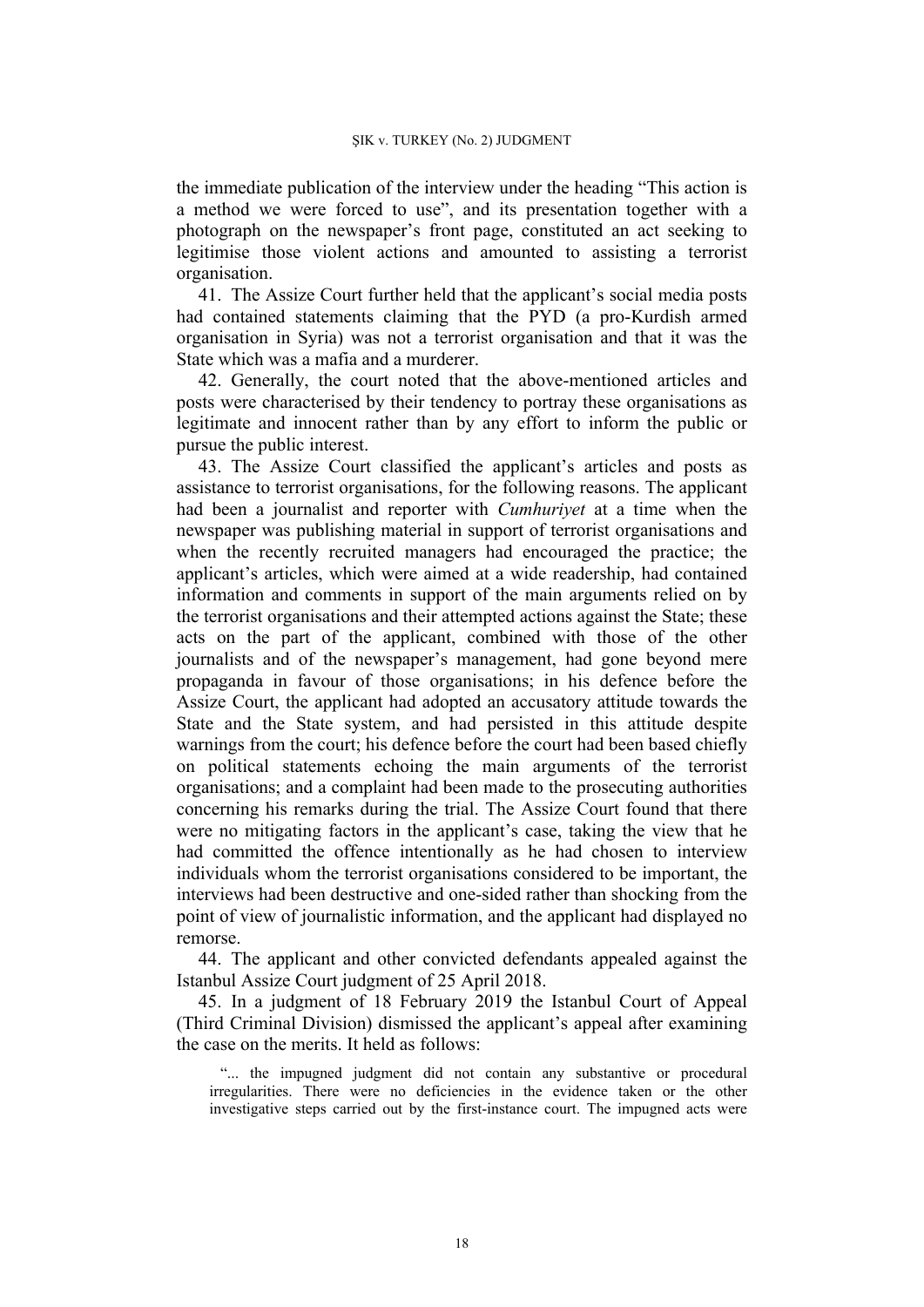the immediate publication of the interview under the heading "This action is a method we were forced to use", and its presentation together with a photograph on the newspaper's front page, constituted an act seeking to legitimise those violent actions and amounted to assisting a terrorist organisation.

41. The Assize Court further held that the applicant's social media posts had contained statements claiming that the PYD (a pro-Kurdish armed organisation in Syria) was not a terrorist organisation and that it was the State which was a mafia and a murderer.

42. Generally, the court noted that the above-mentioned articles and posts were characterised by their tendency to portray these organisations as legitimate and innocent rather than by any effort to inform the public or pursue the public interest.

43. The Assize Court classified the applicant's articles and posts as assistance to terrorist organisations, for the following reasons. The applicant had been a journalist and reporter with *Cumhuriyet* at a time when the newspaper was publishing material in support of terrorist organisations and when the recently recruited managers had encouraged the practice; the applicant's articles, which were aimed at a wide readership, had contained information and comments in support of the main arguments relied on by the terrorist organisations and their attempted actions against the State; these acts on the part of the applicant, combined with those of the other journalists and of the newspaper's management, had gone beyond mere propaganda in favour of those organisations; in his defence before the Assize Court, the applicant had adopted an accusatory attitude towards the State and the State system, and had persisted in this attitude despite warnings from the court; his defence before the court had been based chiefly on political statements echoing the main arguments of the terrorist organisations; and a complaint had been made to the prosecuting authorities concerning his remarks during the trial. The Assize Court found that there were no mitigating factors in the applicant's case, taking the view that he had committed the offence intentionally as he had chosen to interview individuals whom the terrorist organisations considered to be important, the interviews had been destructive and one-sided rather than shocking from the point of view of journalistic information, and the applicant had displayed no remorse.

44. The applicant and other convicted defendants appealed against the Istanbul Assize Court judgment of 25 April 2018.

45. In a judgment of 18 February 2019 the Istanbul Court of Appeal (Third Criminal Division) dismissed the applicant's appeal after examining the case on the merits. It held as follows:

> "... the impugned judgment did not contain any substantive or procedural irregularities. There were no deficiencies in the evidence taken or the other investigative steps carried out by the first-instance court. The impugned acts were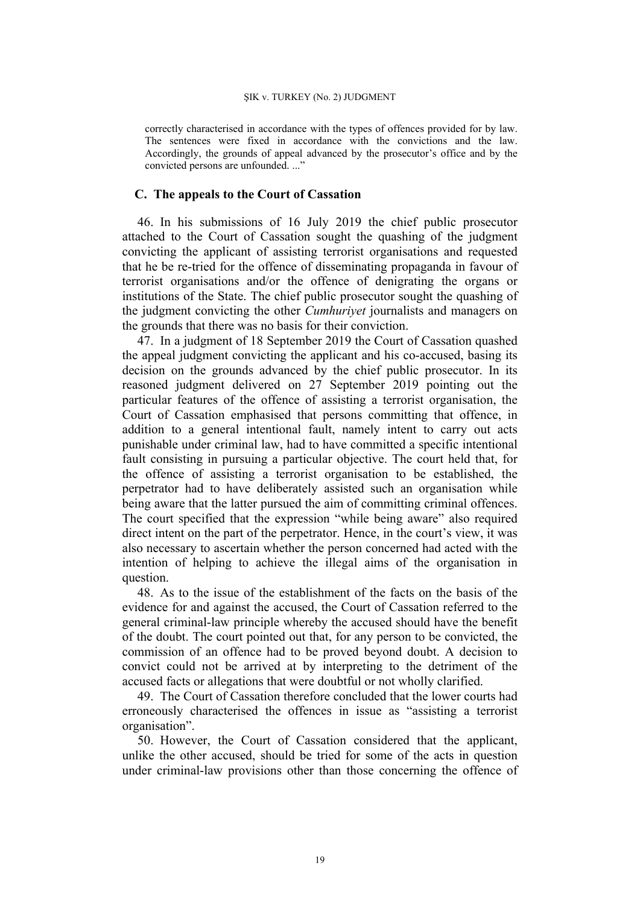correctly characterised in accordance with the types of offences provided for by law. The sentences were fixed in accordance with the convictions and the law. Accordingly, the grounds of appeal advanced by the prosecutor's office and by the convicted persons are unfounded. ..."

## C. The appeals to the Court of Cassation

46. In his submissions of 16 July 2019 the chief public prosecutor attached to the Court of Cassation sought the quashing of the judgment convicting the applicant of assisting terrorist organisations and requested that he be re-tried for the offence of disseminating propaganda in favour of terrorist organisations and/or the offence of denigrating the organs or institutions of the State. The chief public prosecutor sought the quashing of the judgment convicting the other *Cumhuriyet* journalists and managers on the grounds that there was no basis for their conviction.

47. In a judgment of 18 September 2019 the Court of Cassation quashed the appeal judgment convicting the applicant and his co-accused, basing its decision on the grounds advanced by the chief public prosecutor. In its reasoned judgment delivered on 27 September 2019 pointing out the particular features of the offence of assisting a terrorist organisation, the Court of Cassation emphasised that persons committing that offence, in addition to a general intentional fault, namely intent to carry out acts punishable under criminal law, had to have committed a specific intentional fault consisting in pursuing a particular objective. The court held that, for the offence of assisting a terrorist organisation to be established, the perpetrator had to have deliberately assisted such an organisation while being aware that the latter pursued the aim of committing criminal offences. The court specified that the expression "while being aware" also required direct intent on the part of the perpetrator. Hence, in the court's view, it was also necessary to ascertain whether the person concerned had acted with the intention of helping to achieve the illegal aims of the organisation in question.

48. As to the issue of the establishment of the facts on the basis of the evidence for and against the accused, the Court of Cassation referred to the general criminal-law principle whereby the accused should have the benefit of the doubt. The court pointed out that, for any person to be convicted, the commission of an offence had to be proved beyond doubt. A decision to convict could not be arrived at by interpreting to the detriment of the accused facts or allegations that were doubtful or not wholly clarified.

49. The Court of Cassation therefore concluded that the lower courts had erroneously characterised the offences in issue as "assisting a terrorist organisation".

50. However, the Court of Cassation considered that the applicant, unlike the other accused, should be tried for some of the acts in question under criminal-law provisions other than those concerning the offence of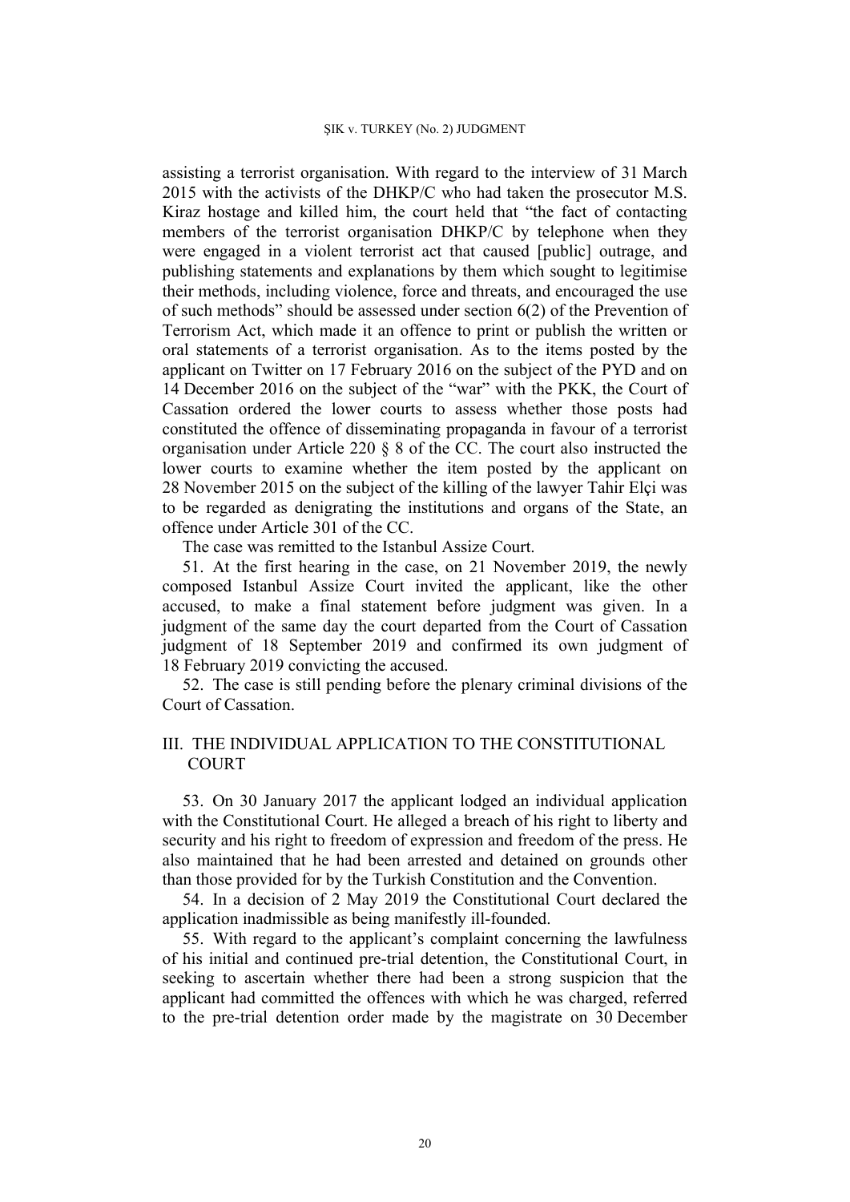assisting a terrorist organisation. With regard to the interview of 31 March 2015 with the activists of the DHKP/C who had taken the prosecutor M.S. Kiraz hostage and killed him, the court held that "the fact of contacting members of the terrorist organisation DHKP/C by telephone when they were engaged in a violent terrorist act that caused [public] outrage, and publishing statements and explanations by them which sought to legitimise their methods, including violence, force and threats, and encouraged the use of such methods" should be assessed under section 6(2) of the Prevention of Terrorism Act, which made it an offence to print or publish the written or oral statements of a terrorist organisation. As to the items posted by the applicant on Twitter on 17 February 2016 on the subject of the PYD and on 14 December 2016 on the subject of the "war" with the PKK, the Court of Cassation ordered the lower courts to assess whether those posts had constituted the offence of disseminating propaganda in favour of a terrorist organisation under Article 220 § 8 of the CC. The court also instructed the lower courts to examine whether the item posted by the applicant on 28 November 2015 on the subject of the killing of the lawyer Tahir Elçi was to be regarded as denigrating the institutions and organs of the State, an offence under Article 301 of the CC.

The case was remitted to the Istanbul Assize Court.

51. At the first hearing in the case, on 21 November 2019, the newly composed Istanbul Assize Court invited the applicant, like the other accused, to make a final statement before judgment was given. In a judgment of the same day the court departed from the Court of Cassation judgment of 18 September 2019 and confirmed its own judgment of 18 February 2019 convicting the accused.

52. The case is still pending before the plenary criminal divisions of the Court of Cassation.

## III. THE INDIVIDUAL APPLICATION TO THE CONSTITUTIONAL COURT

53. On 30 January 2017 the applicant lodged an individual application with the Constitutional Court. He alleged a breach of his right to liberty and security and his right to freedom of expression and freedom of the press. He also maintained that he had been arrested and detained on grounds other than those provided for by the Turkish Constitution and the Convention.

54. In a decision of 2 May 2019 the Constitutional Court declared the application inadmissible as being manifestly ill-founded.

55. With regard to the applicant's complaint concerning the lawfulness of his initial and continued pre-trial detention, the Constitutional Court, in seeking to ascertain whether there had been a strong suspicion that the applicant had committed the offences with which he was charged, referred to the pre-trial detention order made by the magistrate on 30 December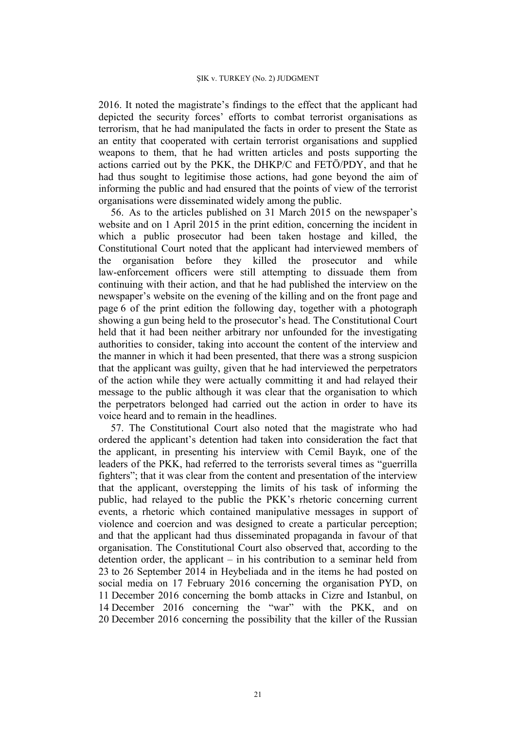2016. It noted the magistrate's findings to the effect that the applicant had depicted the security forces' efforts to combat terrorist organisations as terrorism, that he had manipulated the facts in order to present the State as an entity that cooperated with certain terrorist organisations and supplied weapons to them, that he had written articles and posts supporting the actions carried out by the PKK, the DHKP/C and FETÖ/PDY, and that he had thus sought to legitimise those actions, had gone beyond the aim of informing the public and had ensured that the points of view of the terrorist organisations were disseminated widely among the public.

56. As to the articles published on 31 March 2015 on the newspaper's website and on 1 April 2015 in the print edition, concerning the incident in which a public prosecutor had been taken hostage and killed, the Constitutional Court noted that the applicant had interviewed members of the organisation before they killed the prosecutor and while law-enforcement officers were still attempting to dissuade them from continuing with their action, and that he had published the interview on the newspaper's website on the evening of the killing and on the front page and page 6 of the print edition the following day, together with a photograph showing a gun being held to the prosecutor's head. The Constitutional Court held that it had been neither arbitrary nor unfounded for the investigating authorities to consider, taking into account the content of the interview and the manner in which it had been presented, that there was a strong suspicion that the applicant was guilty, given that he had interviewed the perpetrators of the action while they were actually committing it and had relayed their message to the public although it was clear that the organisation to which the perpetrators belonged had carried out the action in order to have its voice heard and to remain in the headlines.

57. The Constitutional Court also noted that the magistrate who had ordered the applicant's detention had taken into consideration the fact that the applicant, in presenting his interview with Cemil Bayık, one of the leaders of the PKK, had referred to the terrorists several times as "guerrilla fighters"; that it was clear from the content and presentation of the interview that the applicant, overstepping the limits of his task of informing the public, had relayed to the public the PKK's rhetoric concerning current events, a rhetoric which contained manipulative messages in support of violence and coercion and was designed to create a particular perception; and that the applicant had thus disseminated propaganda in favour of that organisation. The Constitutional Court also observed that, according to the detention order, the applicant – in his contribution to a seminar held from 23 to 26 September 2014 in Heybeliada and in the items he had posted on social media on 17 February 2016 concerning the organisation PYD, on 11 December 2016 concerning the bomb attacks in Cizre and Istanbul, on 14 December 2016 concerning the "war" with the PKK, and on 20 December 2016 concerning the possibility that the killer of the Russian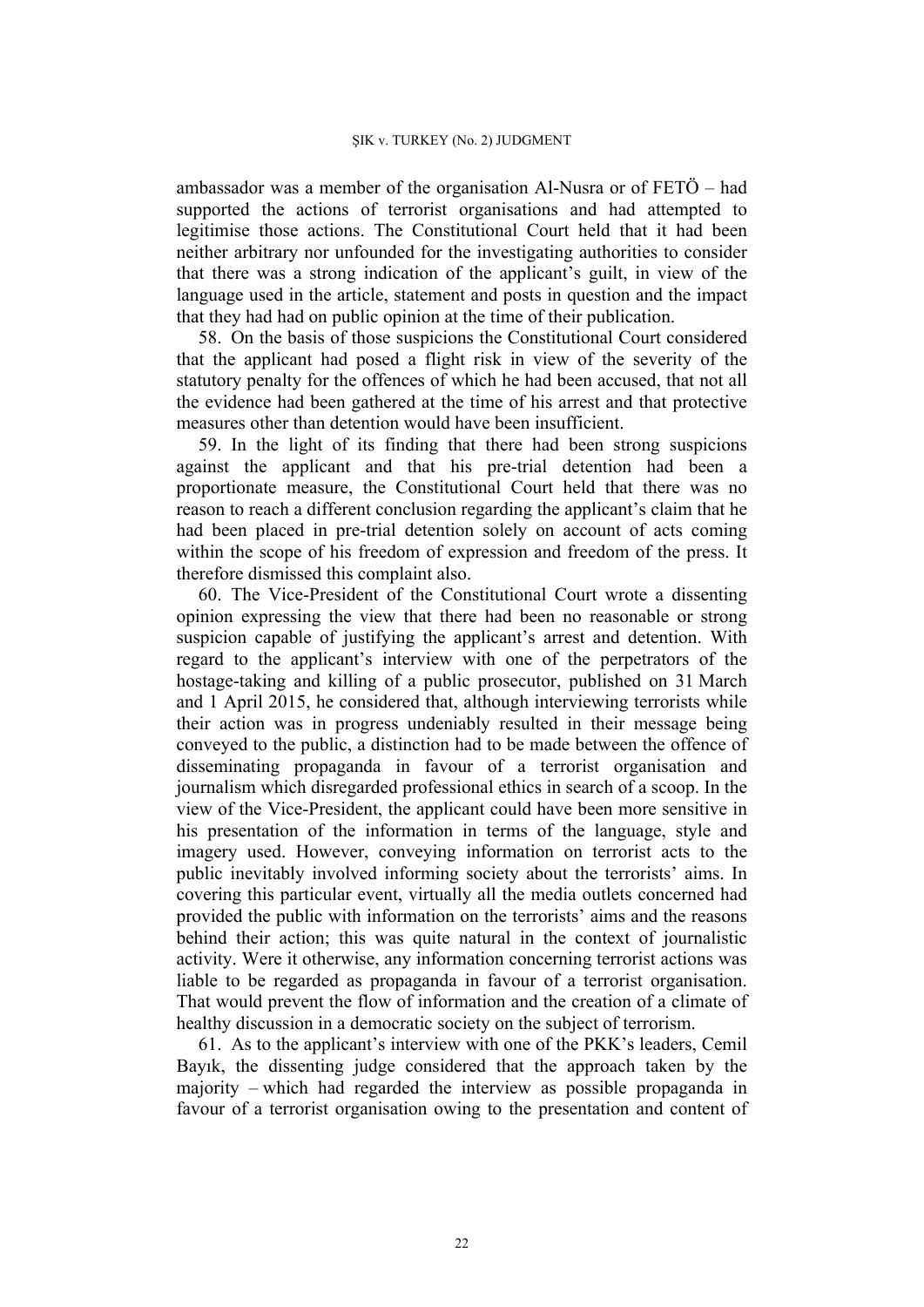ambassador was a member of the organisation Al-Nusra or of FETÖ – had supported the actions of terrorist organisations and had attempted to legitimise those actions. The Constitutional Court held that it had been neither arbitrary nor unfounded for the investigating authorities to consider that there was a strong indication of the applicant's guilt, in view of the language used in the article, statement and posts in question and the impact that they had had on public opinion at the time of their publication.

58. On the basis of those suspicions the Constitutional Court considered that the applicant had posed a flight risk in view of the severity of the statutory penalty for the offences of which he had been accused, that not all the evidence had been gathered at the time of his arrest and that protective measures other than detention would have been insufficient.

59. In the light of its finding that there had been strong suspicions against the applicant and that his pre-trial detention had been a proportionate measure, the Constitutional Court held that there was no reason to reach a different conclusion regarding the applicant's claim that he had been placed in pre-trial detention solely on account of acts coming within the scope of his freedom of expression and freedom of the press. It therefore dismissed this complaint also.

60. The Vice-President of the Constitutional Court wrote a dissenting opinion expressing the view that there had been no reasonable or strong suspicion capable of justifying the applicant's arrest and detention. With regard to the applicant's interview with one of the perpetrators of the hostage-taking and killing of a public prosecutor, published on 31 March and 1 April 2015, he considered that, although interviewing terrorists while their action was in progress undeniably resulted in their message being conveyed to the public, a distinction had to be made between the offence of disseminating propaganda in favour of a terrorist organisation and journalism which disregarded professional ethics in search of a scoop. In the view of the Vice-President, the applicant could have been more sensitive in his presentation of the information in terms of the language, style and imagery used. However, conveying information on terrorist acts to the public inevitably involved informing society about the terrorists' aims. In covering this particular event, virtually all the media outlets concerned had provided the public with information on the terrorists' aims and the reasons behind their action; this was quite natural in the context of journalistic activity. Were it otherwise, any information concerning terrorist actions was liable to be regarded as propaganda in favour of a terrorist organisation. That would prevent the flow of information and the creation of a climate of healthy discussion in a democratic society on the subject of terrorism.

61. As to the applicant's interview with one of the PKK's leaders, Cemil Bayık, the dissenting judge considered that the approach taken by the majority – which had regarded the interview as possible propaganda in favour of a terrorist organisation owing to the presentation and content of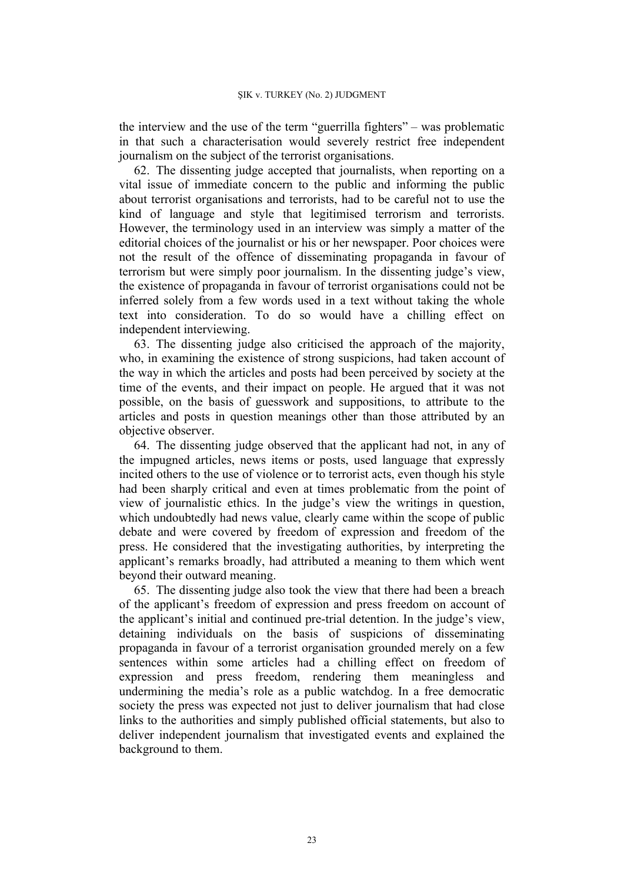the interview and the use of the term "guerrilla fighters" – was problematic in that such a characterisation would severely restrict free independent journalism on the subject of the terrorist organisations.

62. The dissenting judge accepted that journalists, when reporting on a vital issue of immediate concern to the public and informing the public about terrorist organisations and terrorists, had to be careful not to use the kind of language and style that legitimised terrorism and terrorists. However, the terminology used in an interview was simply a matter of the editorial choices of the journalist or his or her newspaper. Poor choices were not the result of the offence of disseminating propaganda in favour of terrorism but were simply poor journalism. In the dissenting judge's view, the existence of propaganda in favour of terrorist organisations could not be inferred solely from a few words used in a text without taking the whole text into consideration. To do so would have a chilling effect on independent interviewing.

63. The dissenting judge also criticised the approach of the majority, who, in examining the existence of strong suspicions, had taken account of the way in which the articles and posts had been perceived by society at the time of the events, and their impact on people. He argued that it was not possible, on the basis of guesswork and suppositions, to attribute to the articles and posts in question meanings other than those attributed by an objective observer.

64. The dissenting judge observed that the applicant had not, in any of the impugned articles, news items or posts, used language that expressly incited others to the use of violence or to terrorist acts, even though his style had been sharply critical and even at times problematic from the point of view of journalistic ethics. In the judge's view the writings in question, which undoubtedly had news value, clearly came within the scope of public debate and were covered by freedom of expression and freedom of the press. He considered that the investigating authorities, by interpreting the applicant's remarks broadly, had attributed a meaning to them which went beyond their outward meaning.

65. The dissenting judge also took the view that there had been a breach of the applicant's freedom of expression and press freedom on account of the applicant's initial and continued pre-trial detention. In the judge's view, detaining individuals on the basis of suspicions of disseminating propaganda in favour of a terrorist organisation grounded merely on a few sentences within some articles had a chilling effect on freedom of expression and press freedom, rendering them meaningless and undermining the media's role as a public watchdog. In a free democratic society the press was expected not just to deliver journalism that had close links to the authorities and simply published official statements, but also to deliver independent journalism that investigated events and explained the background to them.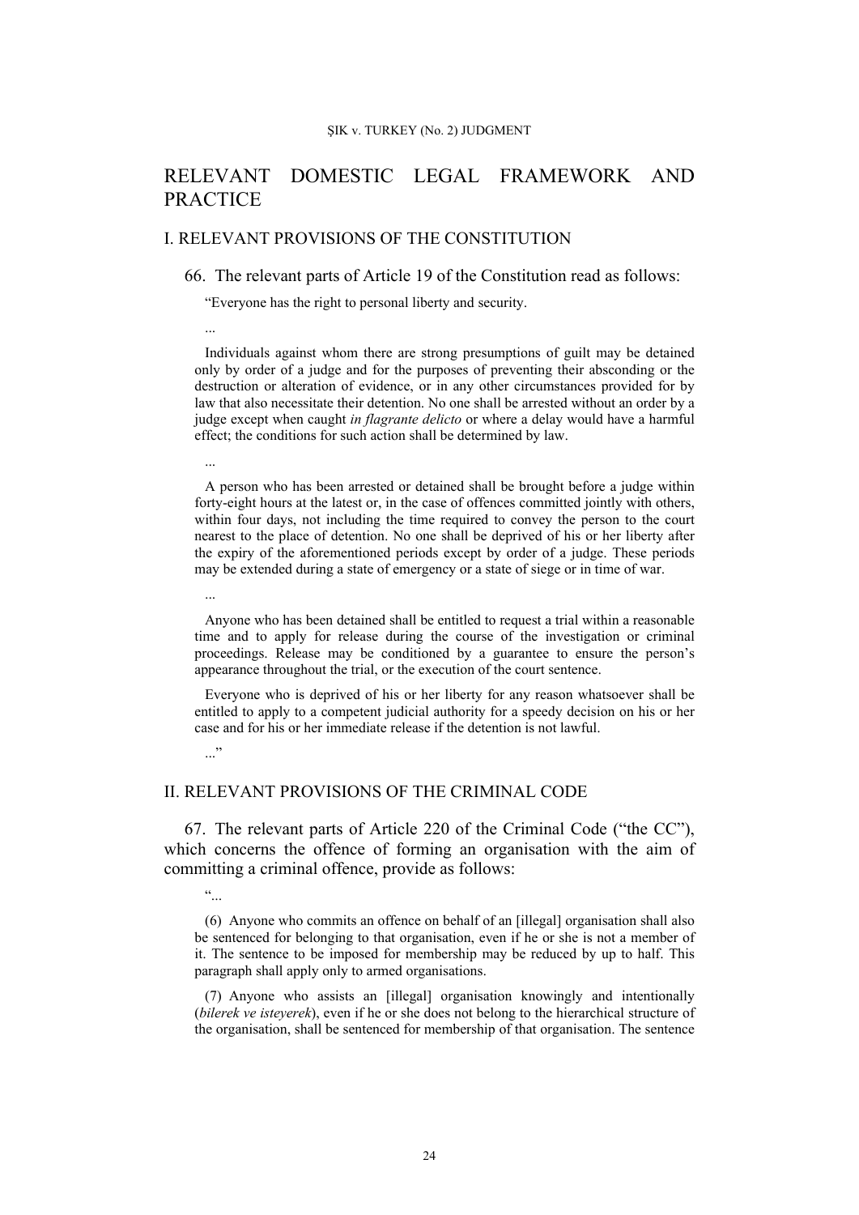# RELEVANT DOMESTIC LEGAL FRAMEWORK AND PRACTICE

## I. RELEVANT PROVISIONS OF THE CONSTITUTION

66. The relevant parts of Article 19 of the Constitution read as follows:

> "Everyone has the right to personal liberty and security.
>
> ...
>
> Individuals against whom there are strong presumptions of guilt may be detained only by order of a judge and for the purposes of preventing their absconding or the destruction or alteration of evidence, or in any other circumstances provided for by law that also necessitate their detention. No one shall be arrested without an order by a judge except when caught *in flagrante delicto* or where a delay would have a harmful effect; the conditions for such action shall be determined by law.
>
> ...
>
> A person who has been arrested or detained shall be brought before a judge within forty-eight hours at the latest or, in the case of offences committed jointly with others, within four days, not including the time required to convey the person to the court nearest to the place of detention. No one shall be deprived of his or her liberty after the expiry of the aforementioned periods except by order of a judge. These periods may be extended during a state of emergency or a state of siege or in time of war.
>
> ...
>
> Anyone who has been detained shall be entitled to request a trial within a reasonable time and to apply for release during the course of the investigation or criminal proceedings. Release may be conditioned by a guarantee to ensure the person's appearance throughout the trial, or the execution of the court sentence.
>
> Everyone who is deprived of his or her liberty for any reason whatsoever shall be entitled to apply to a competent judicial authority for a speedy decision on his or her case and for his or her immediate release if the detention is not lawful.
>
> ..."

## II. RELEVANT PROVISIONS OF THE CRIMINAL CODE

67. The relevant parts of Article 220 of the Criminal Code ("the CC"), which concerns the offence of forming an organisation with the aim of committing a criminal offence, provide as follows:

> "...
>
> (6) Anyone who commits an offence on behalf of an [illegal] organisation shall also be sentenced for belonging to that organisation, even if he or she is not a member of it. The sentence to be imposed for membership may be reduced by up to half. This paragraph shall apply only to armed organisations.
>
> (7) Anyone who assists an [illegal] organisation knowingly and intentionally (*bilerek ve isteyerek*), even if he or she does not belong to the hierarchical structure of the organisation, shall be sentenced for membership of that organisation. The sentence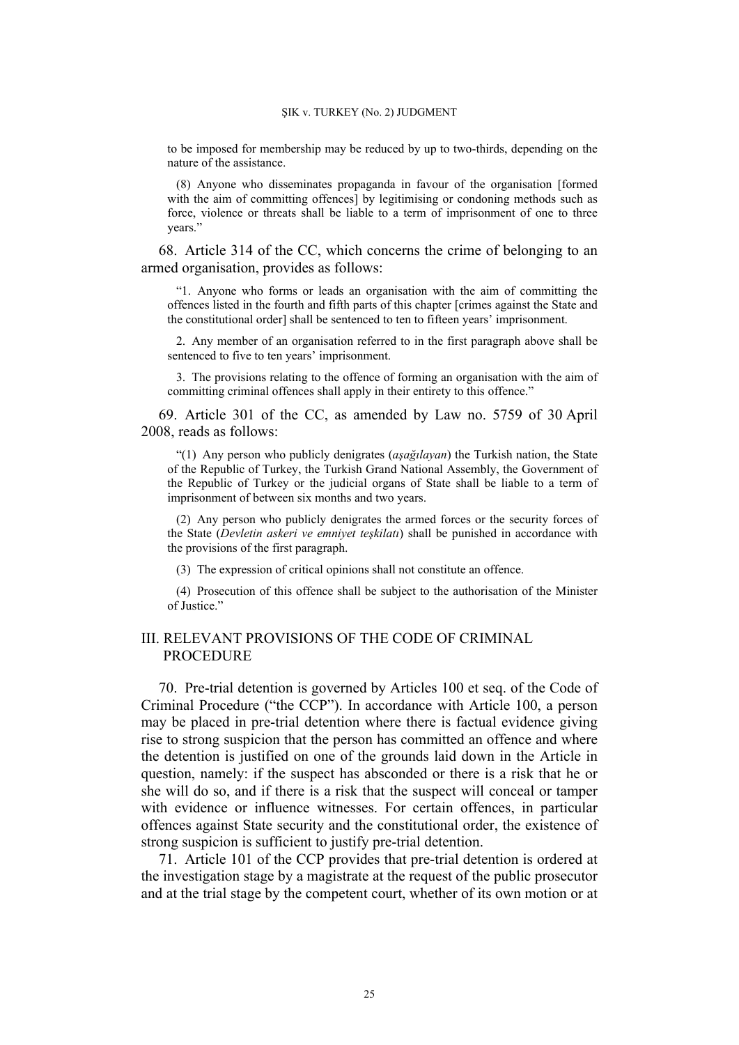to be imposed for membership may be reduced by up to two-thirds, depending on the nature of the assistance.

(8) Anyone who disseminates propaganda in favour of the organisation [formed with the aim of committing offences] by legitimising or condoning methods such as force, violence or threats shall be liable to a term of imprisonment of one to three years."

68. Article 314 of the CC, which concerns the crime of belonging to an armed organisation, provides as follows:

> "1. Anyone who forms or leads an organisation with the aim of committing the offences listed in the fourth and fifth parts of this chapter [crimes against the State and the constitutional order] shall be sentenced to ten to fifteen years' imprisonment.
>
> 2. Any member of an organisation referred to in the first paragraph above shall be sentenced to five to ten years' imprisonment.
>
> 3. The provisions relating to the offence of forming an organisation with the aim of committing criminal offences shall apply in their entirety to this offence."

69. Article 301 of the CC, as amended by Law no. 5759 of 30 April 2008, reads as follows:

> "(1) Any person who publicly denigrates (*aşağılayan*) the Turkish nation, the State of the Republic of Turkey, the Turkish Grand National Assembly, the Government of the Republic of Turkey or the judicial organs of State shall be liable to a term of imprisonment of between six months and two years.
>
> (2) Any person who publicly denigrates the armed forces or the security forces of the State (*Devletin askeri ve emniyet teşkilatı*) shall be punished in accordance with the provisions of the first paragraph.
>
> (3) The expression of critical opinions shall not constitute an offence.
>
> (4) Prosecution of this offence shall be subject to the authorisation of the Minister of Justice."

## III. RELEVANT PROVISIONS OF THE CODE OF CRIMINAL PROCEDURE

70. Pre-trial detention is governed by Articles 100 et seq. of the Code of Criminal Procedure ("the CCP"). In accordance with Article 100, a person may be placed in pre-trial detention where there is factual evidence giving rise to strong suspicion that the person has committed an offence and where the detention is justified on one of the grounds laid down in the Article in question, namely: if the suspect has absconded or there is a risk that he or she will do so, and if there is a risk that the suspect will conceal or tamper with evidence or influence witnesses. For certain offences, in particular offences against State security and the constitutional order, the existence of strong suspicion is sufficient to justify pre-trial detention.

71. Article 101 of the CCP provides that pre-trial detention is ordered at the investigation stage by a magistrate at the request of the public prosecutor and at the trial stage by the competent court, whether of its own motion or at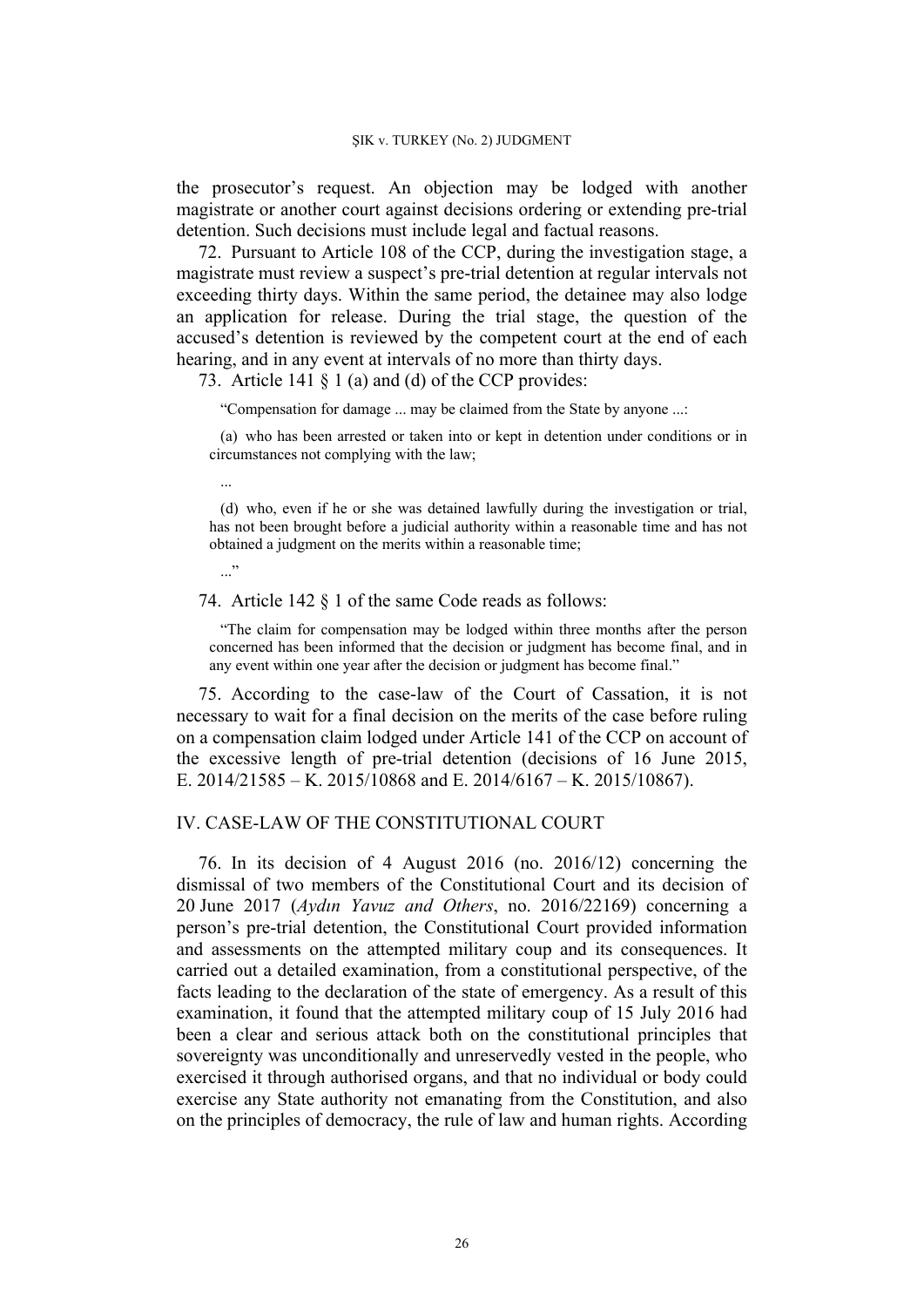the prosecutor's request. An objection may be lodged with another magistrate or another court against decisions ordering or extending pre-trial detention. Such decisions must include legal and factual reasons.

72. Pursuant to Article 108 of the CCP, during the investigation stage, a magistrate must review a suspect's pre-trial detention at regular intervals not exceeding thirty days. Within the same period, the detainee may also lodge an application for release. During the trial stage, the question of the accused's detention is reviewed by the competent court at the end of each hearing, and in any event at intervals of no more than thirty days.

73. Article 141 § 1 (a) and (d) of the CCP provides:

> "Compensation for damage ... may be claimed from the State by anyone ...:
>
> (a) who has been arrested or taken into or kept in detention under conditions or in circumstances not complying with the law;
>
> ...
>
> (d) who, even if he or she was detained lawfully during the investigation or trial, has not been brought before a judicial authority within a reasonable time and has not obtained a judgment on the merits within a reasonable time;
>
> ..."

74. Article 142 § 1 of the same Code reads as follows:

> "The claim for compensation may be lodged within three months after the person concerned has been informed that the decision or judgment has become final, and in any event within one year after the decision or judgment has become final."

75. According to the case-law of the Court of Cassation, it is not necessary to wait for a final decision on the merits of the case before ruling on a compensation claim lodged under Article 141 of the CCP on account of the excessive length of pre-trial detention (decisions of 16 June 2015, E. 2014/21585 – K. 2015/10868 and E. 2014/6167 – K. 2015/10867).

## IV. CASE-LAW OF THE CONSTITUTIONAL COURT

76. In its decision of 4 August 2016 (no. 2016/12) concerning the dismissal of two members of the Constitutional Court and its decision of 20 June 2017 (*Aydın Yavuz and Others*, no. 2016/22169) concerning a person's pre-trial detention, the Constitutional Court provided information and assessments on the attempted military coup and its consequences. It carried out a detailed examination, from a constitutional perspective, of the facts leading to the declaration of the state of emergency. As a result of this examination, it found that the attempted military coup of 15 July 2016 had been a clear and serious attack both on the constitutional principles that sovereignty was unconditionally and unreservedly vested in the people, who exercised it through authorised organs, and that no individual or body could exercise any State authority not emanating from the Constitution, and also on the principles of democracy, the rule of law and human rights. According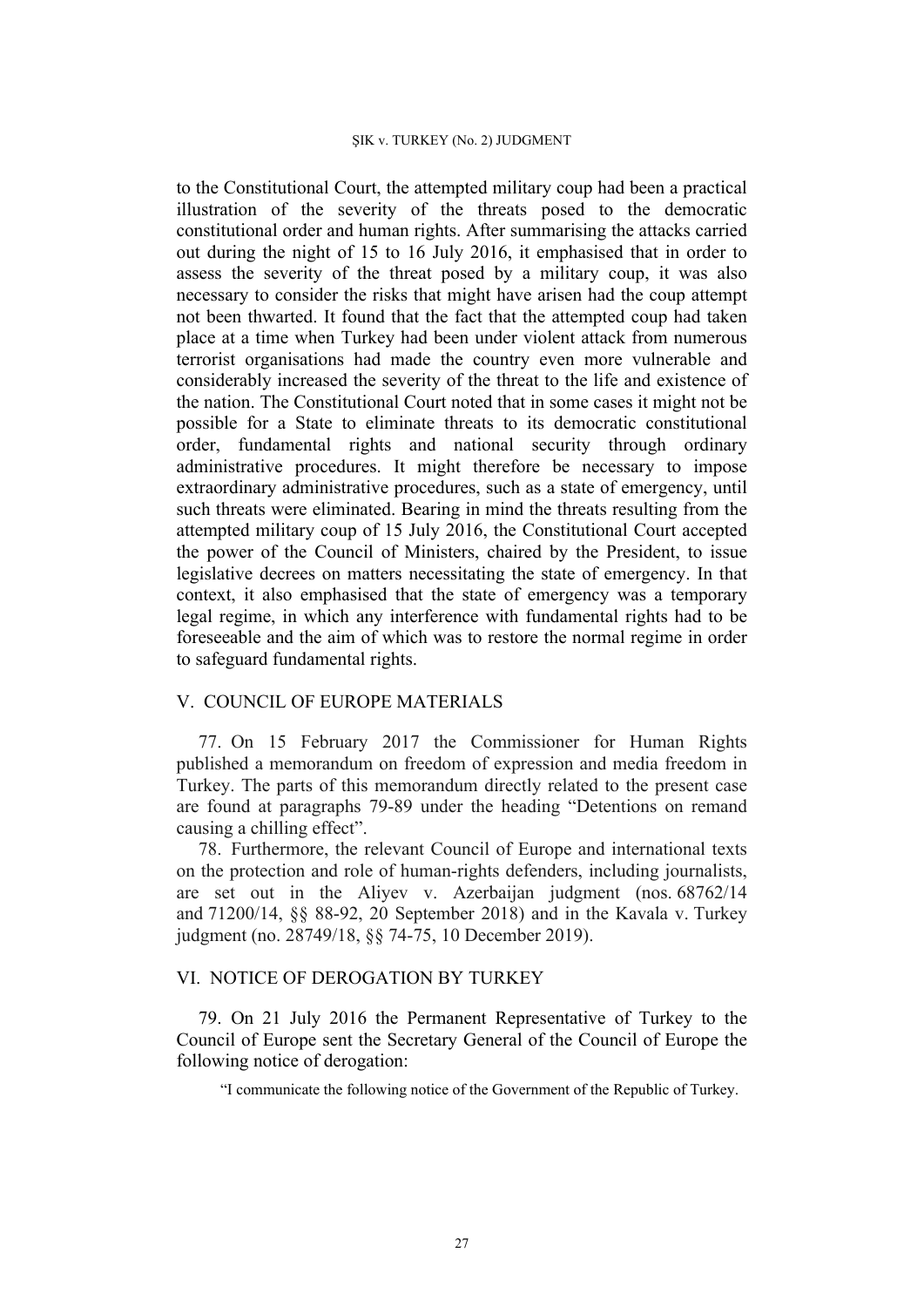to the Constitutional Court, the attempted military coup had been a practical illustration of the severity of the threats posed to the democratic constitutional order and human rights. After summarising the attacks carried out during the night of 15 to 16 July 2016, it emphasised that in order to assess the severity of the threat posed by a military coup, it was also necessary to consider the risks that might have arisen had the coup attempt not been thwarted. It found that the fact that the attempted coup had taken place at a time when Turkey had been under violent attack from numerous terrorist organisations had made the country even more vulnerable and considerably increased the severity of the threat to the life and existence of the nation. The Constitutional Court noted that in some cases it might not be possible for a State to eliminate threats to its democratic constitutional order, fundamental rights and national security through ordinary administrative procedures. It might therefore be necessary to impose extraordinary administrative procedures, such as a state of emergency, until such threats were eliminated. Bearing in mind the threats resulting from the attempted military coup of 15 July 2016, the Constitutional Court accepted the power of the Council of Ministers, chaired by the President, to issue legislative decrees on matters necessitating the state of emergency. In that context, it also emphasised that the state of emergency was a temporary legal regime, in which any interference with fundamental rights had to be foreseeable and the aim of which was to restore the normal regime in order to safeguard fundamental rights.

## V. COUNCIL OF EUROPE MATERIALS

77. On 15 February 2017 the Commissioner for Human Rights published a memorandum on freedom of expression and media freedom in Turkey. The parts of this memorandum directly related to the present case are found at paragraphs 79-89 under the heading "Detentions on remand causing a chilling effect".

78. Furthermore, the relevant Council of Europe and international texts on the protection and role of human-rights defenders, including journalists, are set out in the Aliyev v. Azerbaijan judgment (nos. 68762/14 and 71200/14, §§ 88-92, 20 September 2018) and in the Kavala v. Turkey judgment (no. 28749/18, §§ 74-75, 10 December 2019).

## VI. NOTICE OF DEROGATION BY TURKEY

79. On 21 July 2016 the Permanent Representative of Turkey to the Council of Europe sent the Secretary General of the Council of Europe the following notice of derogation:

> "I communicate the following notice of the Government of the Republic of Turkey.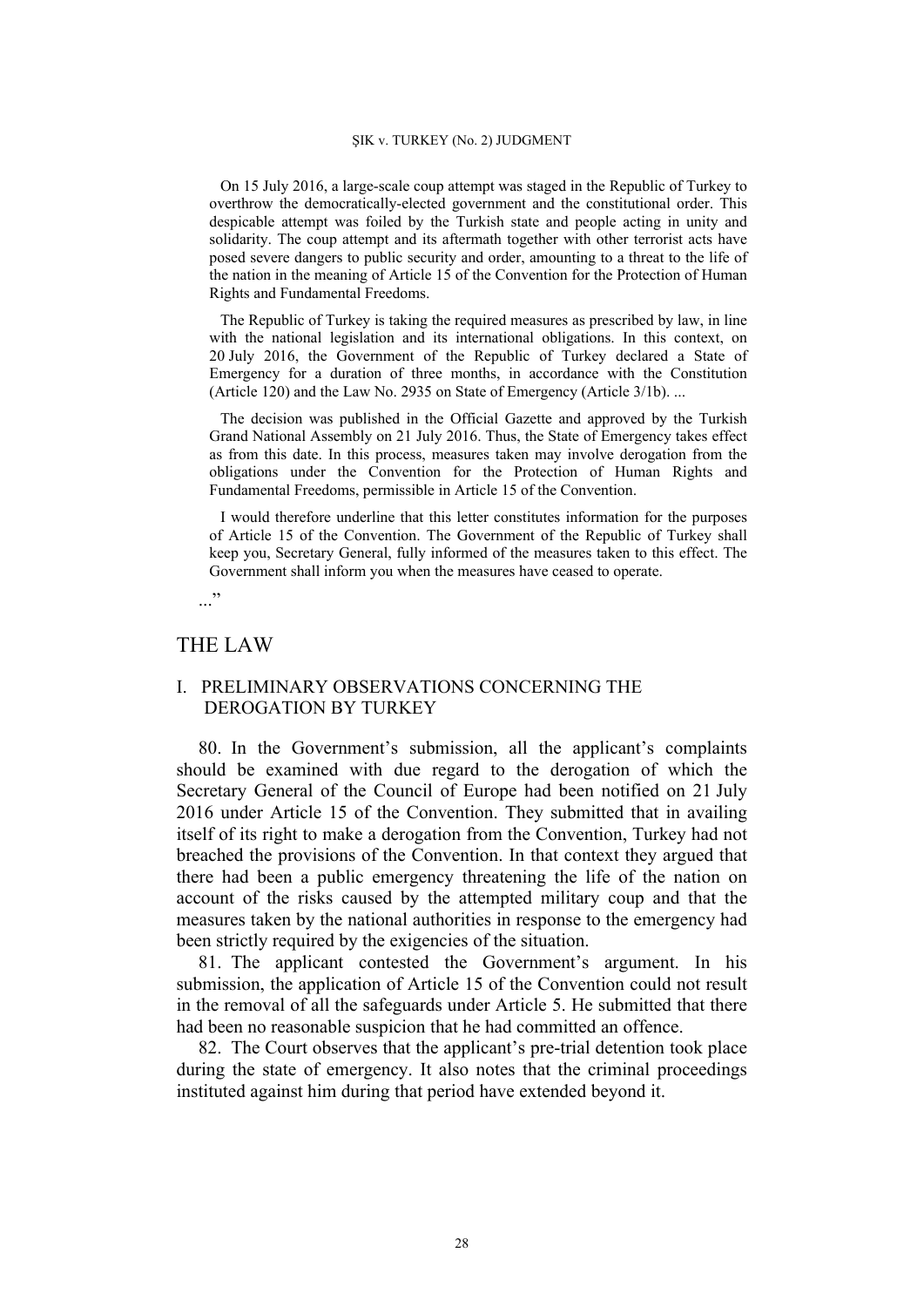On 15 July 2016, a large-scale coup attempt was staged in the Republic of Turkey to overthrow the democratically-elected government and the constitutional order. This despicable attempt was foiled by the Turkish state and people acting in unity and solidarity. The coup attempt and its aftermath together with other terrorist acts have posed severe dangers to public security and order, amounting to a threat to the life of the nation in the meaning of Article 15 of the Convention for the Protection of Human Rights and Fundamental Freedoms.

The Republic of Turkey is taking the required measures as prescribed by law, in line with the national legislation and its international obligations. In this context, on 20 July 2016, the Government of the Republic of Turkey declared a State of Emergency for a duration of three months, in accordance with the Constitution (Article 120) and the Law No. 2935 on State of Emergency (Article 3/1b). ...

The decision was published in the Official Gazette and approved by the Turkish Grand National Assembly on 21 July 2016. Thus, the State of Emergency takes effect as from this date. In this process, measures taken may involve derogation from the obligations under the Convention for the Protection of Human Rights and Fundamental Freedoms, permissible in Article 15 of the Convention.

I would therefore underline that this letter constitutes information for the purposes of Article 15 of the Convention. The Government of the Republic of Turkey shall keep you, Secretary General, fully informed of the measures taken to this effect. The Government shall inform you when the measures have ceased to operate.

..."

# THE LAW

## I. PRELIMINARY OBSERVATIONS CONCERNING THE DEROGATION BY TURKEY

80. In the Government's submission, all the applicant's complaints should be examined with due regard to the derogation of which the Secretary General of the Council of Europe had been notified on 21 July 2016 under Article 15 of the Convention. They submitted that in availing itself of its right to make a derogation from the Convention, Turkey had not breached the provisions of the Convention. In that context they argued that there had been a public emergency threatening the life of the nation on account of the risks caused by the attempted military coup and that the measures taken by the national authorities in response to the emergency had been strictly required by the exigencies of the situation.

81. The applicant contested the Government's argument. In his submission, the application of Article 15 of the Convention could not result in the removal of all the safeguards under Article 5. He submitted that there had been no reasonable suspicion that he had committed an offence.

82. The Court observes that the applicant's pre-trial detention took place during the state of emergency. It also notes that the criminal proceedings instituted against him during that period have extended beyond it.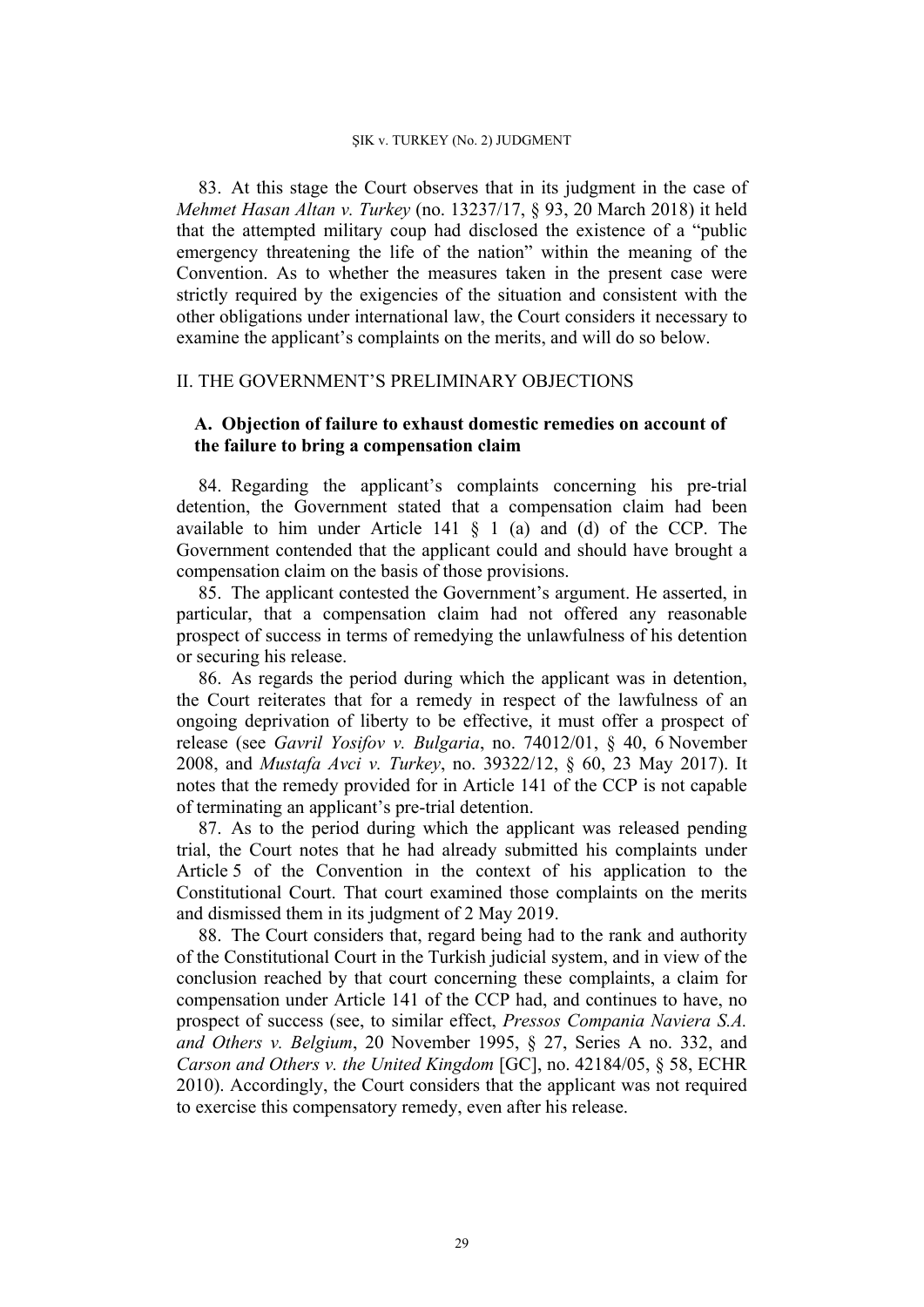83. At this stage the Court observes that in its judgment in the case of *Mehmet Hasan Altan v. Turkey* (no. 13237/17, § 93, 20 March 2018) it held that the attempted military coup had disclosed the existence of a "public emergency threatening the life of the nation" within the meaning of the Convention. As to whether the measures taken in the present case were strictly required by the exigencies of the situation and consistent with the other obligations under international law, the Court considers it necessary to examine the applicant's complaints on the merits, and will do so below.

## II. THE GOVERNMENT'S PRELIMINARY OBJECTIONS

### A. Objection of failure to exhaust domestic remedies on account of the failure to bring a compensation claim

84. Regarding the applicant's complaints concerning his pre-trial detention, the Government stated that a compensation claim had been available to him under Article 141 § 1 (a) and (d) of the CCP. The Government contended that the applicant could and should have brought a compensation claim on the basis of those provisions.

85. The applicant contested the Government's argument. He asserted, in particular, that a compensation claim had not offered any reasonable prospect of success in terms of remedying the unlawfulness of his detention or securing his release.

86. As regards the period during which the applicant was in detention, the Court reiterates that for a remedy in respect of the lawfulness of an ongoing deprivation of liberty to be effective, it must offer a prospect of release (see *Gavril Yosifov v. Bulgaria*, no. 74012/01, § 40, 6 November 2008, and *Mustafa Avci v. Turkey*, no. 39322/12, § 60, 23 May 2017). It notes that the remedy provided for in Article 141 of the CCP is not capable of terminating an applicant's pre-trial detention.

87. As to the period during which the applicant was released pending trial, the Court notes that he had already submitted his complaints under Article 5 of the Convention in the context of his application to the Constitutional Court. That court examined those complaints on the merits and dismissed them in its judgment of 2 May 2019.

88. The Court considers that, regard being had to the rank and authority of the Constitutional Court in the Turkish judicial system, and in view of the conclusion reached by that court concerning these complaints, a claim for compensation under Article 141 of the CCP had, and continues to have, no prospect of success (see, to similar effect, *Pressos Compania Naviera S.A. and Others v. Belgium*, 20 November 1995, § 27, Series A no. 332, and *Carson and Others v. the United Kingdom* [GC], no. 42184/05, § 58, ECHR 2010). Accordingly, the Court considers that the applicant was not required to exercise this compensatory remedy, even after his release.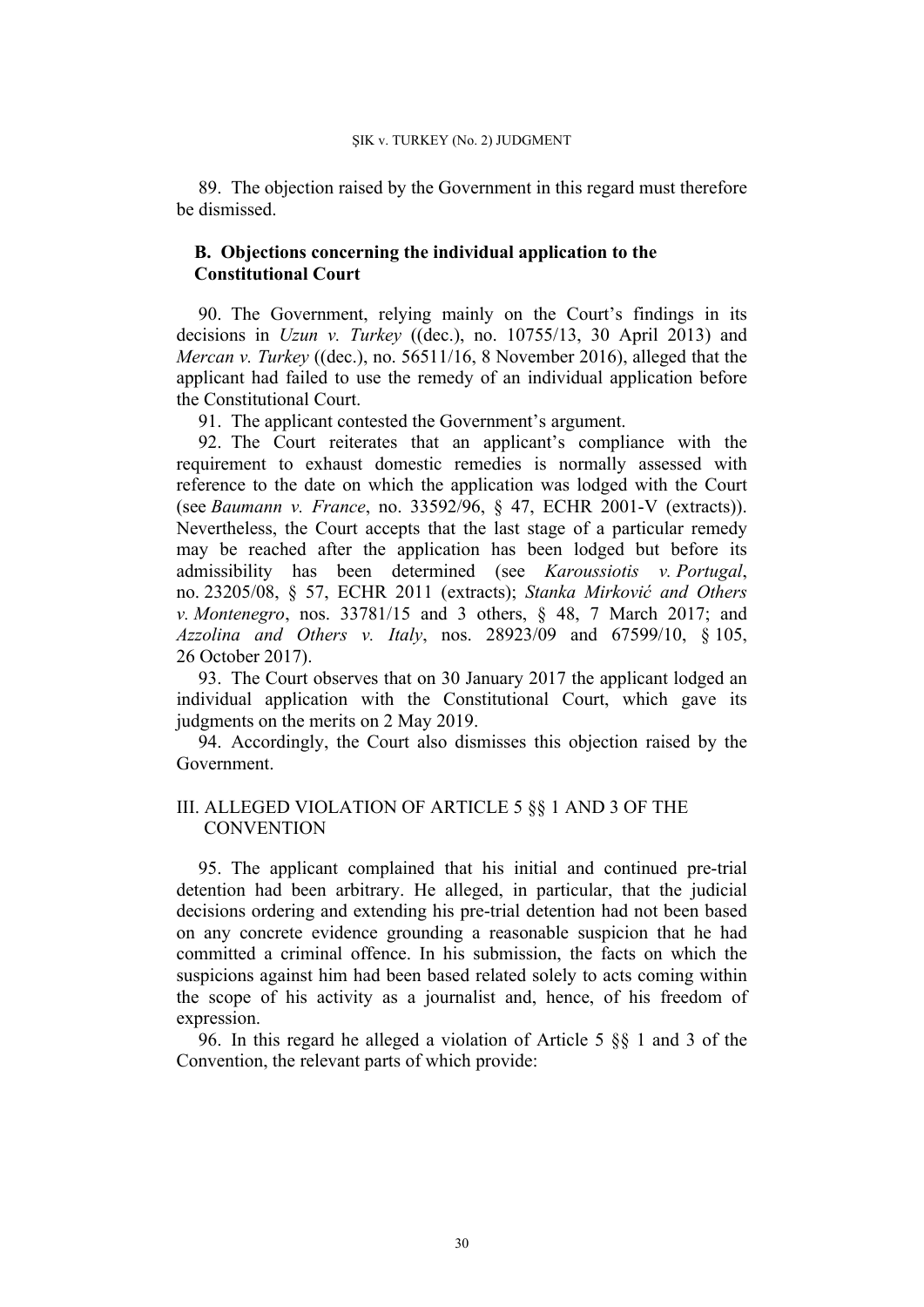89. The objection raised by the Government in this regard must therefore be dismissed.

### B. Objections concerning the individual application to the Constitutional Court

90. The Government, relying mainly on the Court's findings in its decisions in *Uzun v. Turkey* ((dec.), no. 10755/13, 30 April 2013) and *Mercan v. Turkey* ((dec.), no. 56511/16, 8 November 2016), alleged that the applicant had failed to use the remedy of an individual application before the Constitutional Court.

91. The applicant contested the Government's argument.

92. The Court reiterates that an applicant's compliance with the requirement to exhaust domestic remedies is normally assessed with reference to the date on which the application was lodged with the Court (see *Baumann v. France*, no. 33592/96, § 47, ECHR 2001-V (extracts)). Nevertheless, the Court accepts that the last stage of a particular remedy may be reached after the application has been lodged but before its admissibility has been determined (see *Karoussiotis v. Portugal*, no. 23205/08, § 57, ECHR 2011 (extracts); *Stanka Mirković and Others v. Montenegro*, nos. 33781/15 and 3 others, § 48, 7 March 2017; and *Azzolina and Others v. Italy*, nos. 28923/09 and 67599/10, § 105, 26 October 2017).

93. The Court observes that on 30 January 2017 the applicant lodged an individual application with the Constitutional Court, which gave its judgments on the merits on 2 May 2019.

94. Accordingly, the Court also dismisses this objection raised by the Government.

## III. ALLEGED VIOLATION OF ARTICLE 5 §§ 1 AND 3 OF THE CONVENTION

95. The applicant complained that his initial and continued pre-trial detention had been arbitrary. He alleged, in particular, that the judicial decisions ordering and extending his pre-trial detention had not been based on any concrete evidence grounding a reasonable suspicion that he had committed a criminal offence. In his submission, the facts on which the suspicions against him had been based related solely to acts coming within the scope of his activity as a journalist and, hence, of his freedom of expression.

96. In this regard he alleged a violation of Article 5 §§ 1 and 3 of the Convention, the relevant parts of which provide: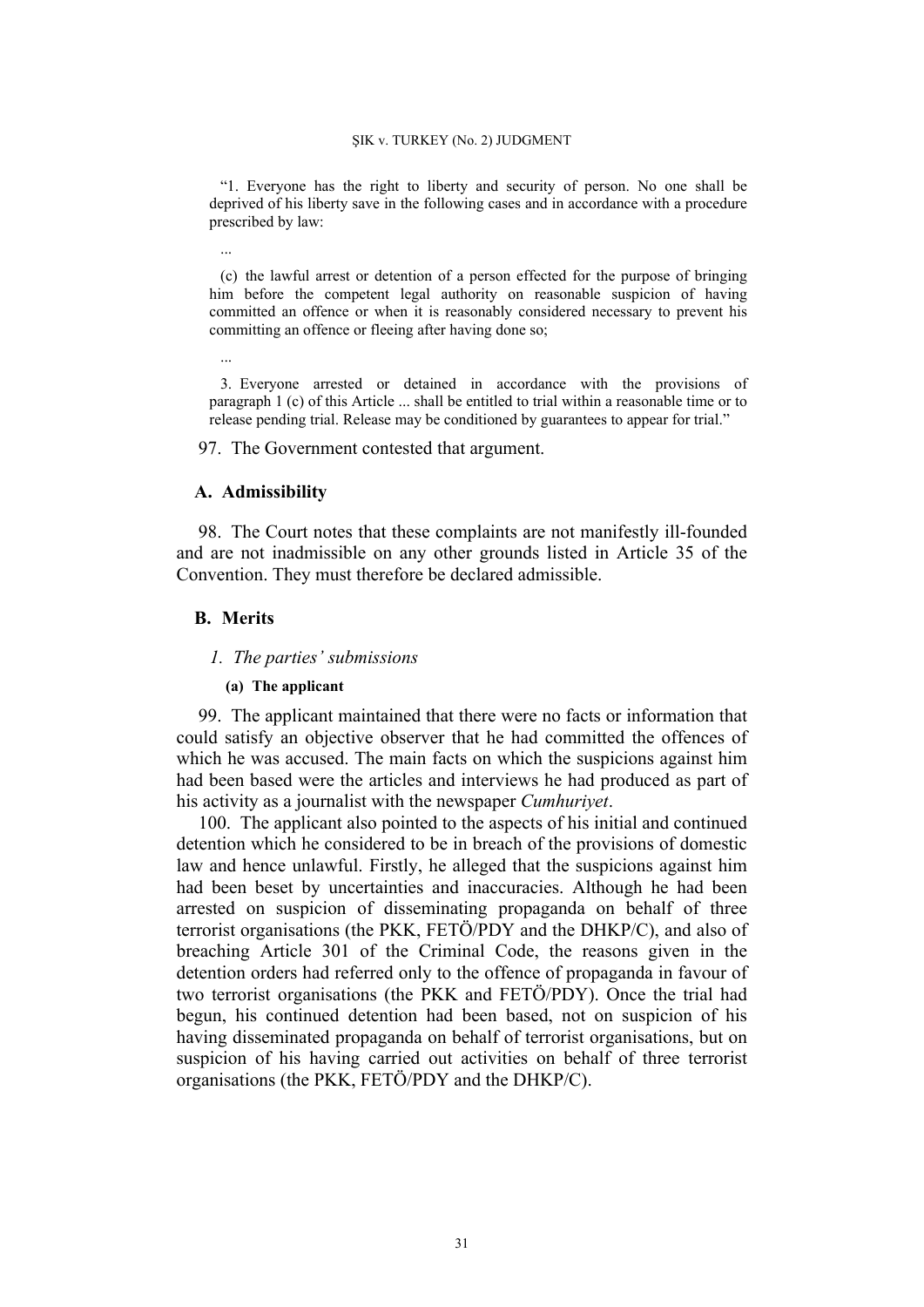> "1. Everyone has the right to liberty and security of person. No one shall be deprived of his liberty save in the following cases and in accordance with a procedure prescribed by law:
>
> ...
>
> (c) the lawful arrest or detention of a person effected for the purpose of bringing him before the competent legal authority on reasonable suspicion of having committed an offence or when it is reasonably considered necessary to prevent his committing an offence or fleeing after having done so;
>
> ...
>
> 3. Everyone arrested or detained in accordance with the provisions of paragraph 1 (c) of this Article ... shall be entitled to trial within a reasonable time or to release pending trial. Release may be conditioned by guarantees to appear for trial."

97. The Government contested that argument.

## A. Admissibility

98. The Court notes that these complaints are not manifestly ill-founded and are not inadmissible on any other grounds listed in Article 35 of the Convention. They must therefore be declared admissible.

## B. Merits

### *1. The parties' submissions*

#### **(a) The applicant**

99. The applicant maintained that there were no facts or information that could satisfy an objective observer that he had committed the offences of which he was accused. The main facts on which the suspicions against him had been based were the articles and interviews he had produced as part of his activity as a journalist with the newspaper *Cumhuriyet*.

100. The applicant also pointed to the aspects of his initial and continued detention which he considered to be in breach of the provisions of domestic law and hence unlawful. Firstly, he alleged that the suspicions against him had been beset by uncertainties and inaccuracies. Although he had been arrested on suspicion of disseminating propaganda on behalf of three terrorist organisations (the PKK, FETÖ/PDY and the DHKP/C), and also of breaching Article 301 of the Criminal Code, the reasons given in the detention orders had referred only to the offence of propaganda in favour of two terrorist organisations (the PKK and FETÖ/PDY). Once the trial had begun, his continued detention had been based, not on suspicion of his having disseminated propaganda on behalf of terrorist organisations, but on suspicion of his having carried out activities on behalf of three terrorist organisations (the PKK, FETÖ/PDY and the DHKP/C).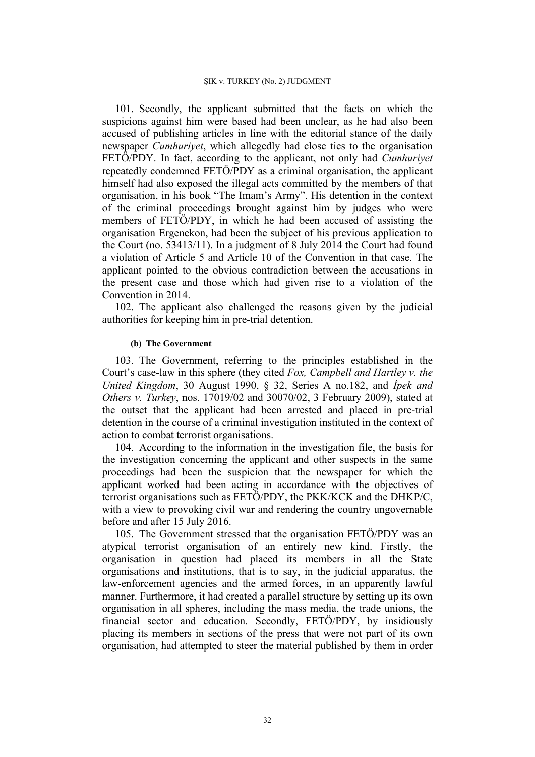101. Secondly, the applicant submitted that the facts on which the suspicions against him were based had been unclear, as he had also been accused of publishing articles in line with the editorial stance of the daily newspaper *Cumhuriyet*, which allegedly had close ties to the organisation FETÖ/PDY. In fact, according to the applicant, not only had *Cumhuriyet* repeatedly condemned FETÖ/PDY as a criminal organisation, the applicant himself had also exposed the illegal acts committed by the members of that organisation, in his book "The Imam's Army". His detention in the context of the criminal proceedings brought against him by judges who were members of FETÖ/PDY, in which he had been accused of assisting the organisation Ergenekon, had been the subject of his previous application to the Court (no. 53413/11). In a judgment of 8 July 2014 the Court had found a violation of Article 5 and Article 10 of the Convention in that case. The applicant pointed to the obvious contradiction between the accusations in the present case and those which had given rise to a violation of the Convention in 2014.

102. The applicant also challenged the reasons given by the judicial authorities for keeping him in pre-trial detention.

#### (b) The Government

103. The Government, referring to the principles established in the Court's case-law in this sphere (they cited *Fox, Campbell and Hartley v. the United Kingdom*, 30 August 1990, § 32, Series A no.182, and *İpek and Others v. Turkey*, nos. 17019/02 and 30070/02, 3 February 2009), stated at the outset that the applicant had been arrested and placed in pre-trial detention in the course of a criminal investigation instituted in the context of action to combat terrorist organisations.

104. According to the information in the investigation file, the basis for the investigation concerning the applicant and other suspects in the same proceedings had been the suspicion that the newspaper for which the applicant worked had been acting in accordance with the objectives of terrorist organisations such as FETÖ/PDY, the PKK/KCK and the DHKP/C, with a view to provoking civil war and rendering the country ungovernable before and after 15 July 2016.

105. The Government stressed that the organisation FETÖ/PDY was an atypical terrorist organisation of an entirely new kind. Firstly, the organisation in question had placed its members in all the State organisations and institutions, that is to say, in the judicial apparatus, the law-enforcement agencies and the armed forces, in an apparently lawful manner. Furthermore, it had created a parallel structure by setting up its own organisation in all spheres, including the mass media, the trade unions, the financial sector and education. Secondly, FETÖ/PDY, by insidiously placing its members in sections of the press that were not part of its own organisation, had attempted to steer the material published by them in order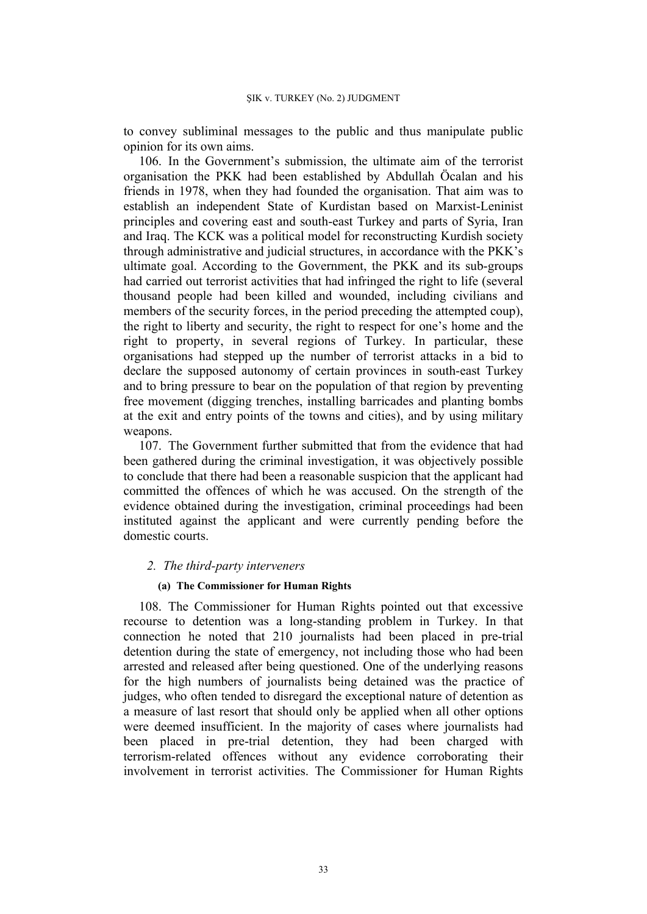to convey subliminal messages to the public and thus manipulate public opinion for its own aims.

106. In the Government's submission, the ultimate aim of the terrorist organisation the PKK had been established by Abdullah Öcalan and his friends in 1978, when they had founded the organisation. That aim was to establish an independent State of Kurdistan based on Marxist-Leninist principles and covering east and south-east Turkey and parts of Syria, Iran and Iraq. The KCK was a political model for reconstructing Kurdish society through administrative and judicial structures, in accordance with the PKK's ultimate goal. According to the Government, the PKK and its sub-groups had carried out terrorist activities that had infringed the right to life (several thousand people had been killed and wounded, including civilians and members of the security forces, in the period preceding the attempted coup), the right to liberty and security, the right to respect for one's home and the right to property, in several regions of Turkey. In particular, these organisations had stepped up the number of terrorist attacks in a bid to declare the supposed autonomy of certain provinces in south-east Turkey and to bring pressure to bear on the population of that region by preventing free movement (digging trenches, installing barricades and planting bombs at the exit and entry points of the towns and cities), and by using military weapons.

107. The Government further submitted that from the evidence that had been gathered during the criminal investigation, it was objectively possible to conclude that there had been a reasonable suspicion that the applicant had committed the offences of which he was accused. On the strength of the evidence obtained during the investigation, criminal proceedings had been instituted against the applicant and were currently pending before the domestic courts.

### *2. The third-party interveners*

#### (a) The Commissioner for Human Rights

108. The Commissioner for Human Rights pointed out that excessive recourse to detention was a long-standing problem in Turkey. In that connection he noted that 210 journalists had been placed in pre-trial detention during the state of emergency, not including those who had been arrested and released after being questioned. One of the underlying reasons for the high numbers of journalists being detained was the practice of judges, who often tended to disregard the exceptional nature of detention as a measure of last resort that should only be applied when all other options were deemed insufficient. In the majority of cases where journalists had been placed in pre-trial detention, they had been charged with terrorism-related offences without any evidence corroborating their involvement in terrorist activities. The Commissioner for Human Rights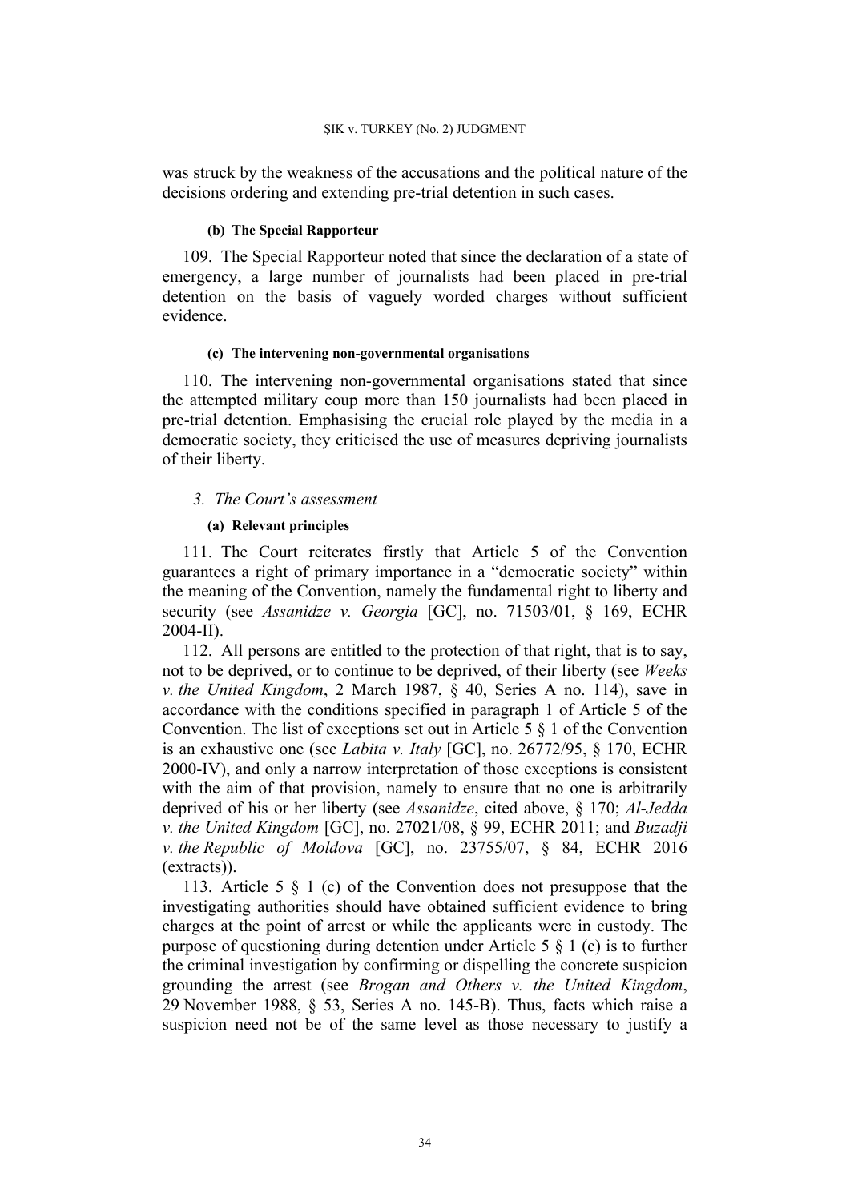was struck by the weakness of the accusations and the political nature of the decisions ordering and extending pre-trial detention in such cases.

##### (b) The Special Rapporteur

109. The Special Rapporteur noted that since the declaration of a state of emergency, a large number of journalists had been placed in pre-trial detention on the basis of vaguely worded charges without sufficient evidence.

##### (c) The intervening non-governmental organisations

110. The intervening non-governmental organisations stated that since the attempted military coup more than 150 journalists had been placed in pre-trial detention. Emphasising the crucial role played by the media in a democratic society, they criticised the use of measures depriving journalists of their liberty.

#### *3. The Court's assessment*

##### (a) Relevant principles

111. The Court reiterates firstly that Article 5 of the Convention guarantees a right of primary importance in a "democratic society" within the meaning of the Convention, namely the fundamental right to liberty and security (see *Assanidze v. Georgia* [GC], no. 71503/01, § 169, ECHR 2004-II).

112. All persons are entitled to the protection of that right, that is to say, not to be deprived, or to continue to be deprived, of their liberty (see *Weeks v. the United Kingdom*, 2 March 1987, § 40, Series A no. 114), save in accordance with the conditions specified in paragraph 1 of Article 5 of the Convention. The list of exceptions set out in Article 5 § 1 of the Convention is an exhaustive one (see *Labita v. Italy* [GC], no. 26772/95, § 170, ECHR 2000-IV), and only a narrow interpretation of those exceptions is consistent with the aim of that provision, namely to ensure that no one is arbitrarily deprived of his or her liberty (see *Assanidze*, cited above, § 170; *Al-Jedda v. the United Kingdom* [GC], no. 27021/08, § 99, ECHR 2011; and *Buzadji v. the Republic of Moldova* [GC], no. 23755/07, § 84, ECHR 2016 (extracts)).

113. Article 5 § 1 (c) of the Convention does not presuppose that the investigating authorities should have obtained sufficient evidence to bring charges at the point of arrest or while the applicants were in custody. The purpose of questioning during detention under Article 5 § 1 (c) is to further the criminal investigation by confirming or dispelling the concrete suspicion grounding the arrest (see *Brogan and Others v. the United Kingdom*, 29 November 1988, § 53, Series A no. 145-B). Thus, facts which raise a suspicion need not be of the same level as those necessary to justify a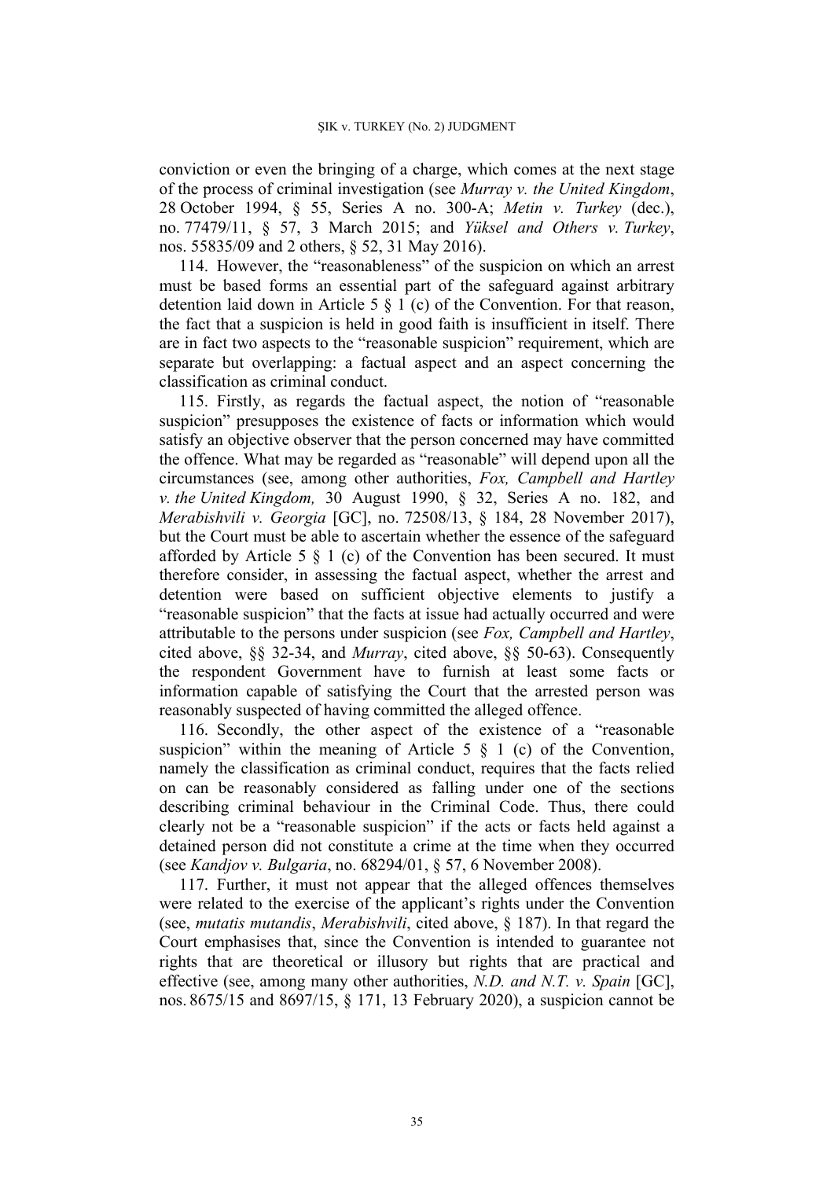conviction or even the bringing of a charge, which comes at the next stage of the process of criminal investigation (see *Murray v. the United Kingdom*, 28 October 1994, § 55, Series A no. 300-A; *Metin v. Turkey* (dec.), no. 77479/11, § 57, 3 March 2015; and *Yüksel and Others v. Turkey*, nos. 55835/09 and 2 others, § 52, 31 May 2016).

114. However, the "reasonableness" of the suspicion on which an arrest must be based forms an essential part of the safeguard against arbitrary detention laid down in Article 5 § 1 (c) of the Convention. For that reason, the fact that a suspicion is held in good faith is insufficient in itself. There are in fact two aspects to the "reasonable suspicion" requirement, which are separate but overlapping: a factual aspect and an aspect concerning the classification as criminal conduct.

115. Firstly, as regards the factual aspect, the notion of "reasonable suspicion" presupposes the existence of facts or information which would satisfy an objective observer that the person concerned may have committed the offence. What may be regarded as "reasonable" will depend upon all the circumstances (see, among other authorities, *Fox, Campbell and Hartley v. the United Kingdom,* 30 August 1990, § 32, Series A no. 182, and *Merabishvili v. Georgia* [GC], no. 72508/13, § 184, 28 November 2017), but the Court must be able to ascertain whether the essence of the safeguard afforded by Article 5 § 1 (c) of the Convention has been secured. It must therefore consider, in assessing the factual aspect, whether the arrest and detention were based on sufficient objective elements to justify a "reasonable suspicion" that the facts at issue had actually occurred and were attributable to the persons under suspicion (see *Fox, Campbell and Hartley*, cited above, §§ 32-34, and *Murray*, cited above, §§ 50-63). Consequently the respondent Government have to furnish at least some facts or information capable of satisfying the Court that the arrested person was reasonably suspected of having committed the alleged offence.

116. Secondly, the other aspect of the existence of a "reasonable suspicion" within the meaning of Article 5 § 1 (c) of the Convention, namely the classification as criminal conduct, requires that the facts relied on can be reasonably considered as falling under one of the sections describing criminal behaviour in the Criminal Code. Thus, there could clearly not be a "reasonable suspicion" if the acts or facts held against a detained person did not constitute a crime at the time when they occurred (see *Kandjov v. Bulgaria*, no. 68294/01, § 57, 6 November 2008).

117. Further, it must not appear that the alleged offences themselves were related to the exercise of the applicant's rights under the Convention (see, *mutatis mutandis*, *Merabishvili*, cited above, § 187). In that regard the Court emphasises that, since the Convention is intended to guarantee not rights that are theoretical or illusory but rights that are practical and effective (see, among many other authorities, *N.D. and N.T. v. Spain* [GC], nos. 8675/15 and 8697/15, § 171, 13 February 2020), a suspicion cannot be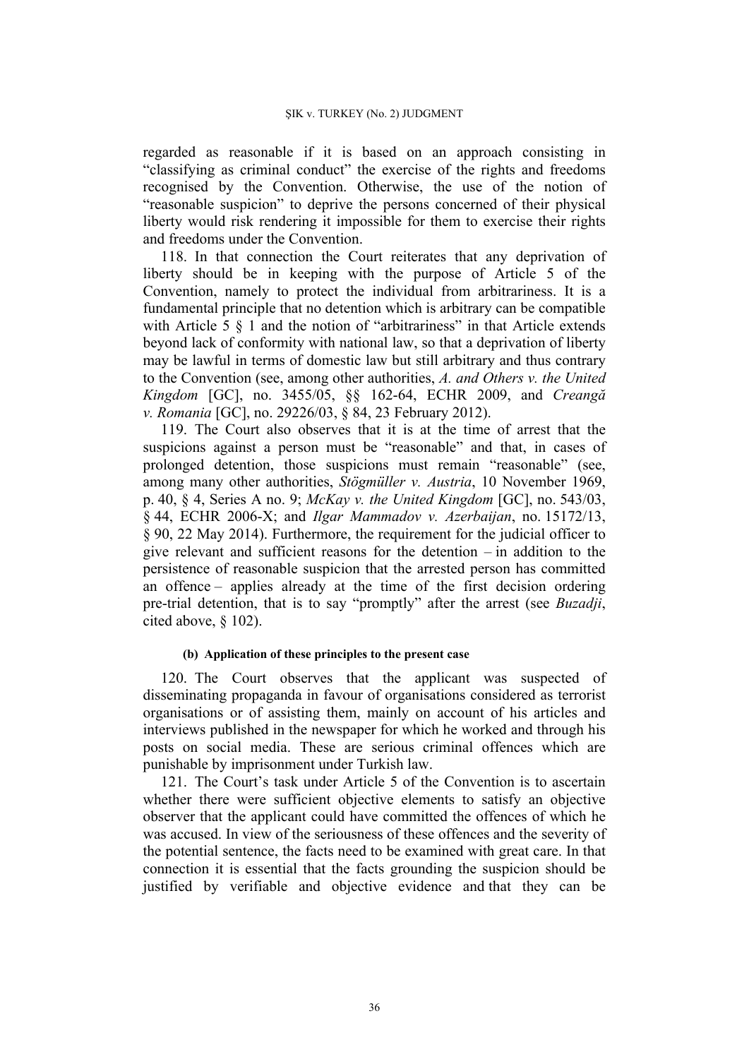regarded as reasonable if it is based on an approach consisting in "classifying as criminal conduct" the exercise of the rights and freedoms recognised by the Convention. Otherwise, the use of the notion of "reasonable suspicion" to deprive the persons concerned of their physical liberty would risk rendering it impossible for them to exercise their rights and freedoms under the Convention.

118. In that connection the Court reiterates that any deprivation of liberty should be in keeping with the purpose of Article 5 of the Convention, namely to protect the individual from arbitrariness. It is a fundamental principle that no detention which is arbitrary can be compatible with Article 5 § 1 and the notion of "arbitrariness" in that Article extends beyond lack of conformity with national law, so that a deprivation of liberty may be lawful in terms of domestic law but still arbitrary and thus contrary to the Convention (see, among other authorities, *A. and Others v. the United Kingdom* [GC], no. 3455/05, §§ 162-64, ECHR 2009, and *Creangă v. Romania* [GC], no. 29226/03, § 84, 23 February 2012).

119. The Court also observes that it is at the time of arrest that the suspicions against a person must be "reasonable" and that, in cases of prolonged detention, those suspicions must remain "reasonable" (see, among many other authorities, *Stögmüller v. Austria*, 10 November 1969, p. 40, § 4, Series A no. 9; *McKay v. the United Kingdom* [GC], no. 543/03, § 44, ECHR 2006-X; and *Ilgar Mammadov v. Azerbaijan*, no. 15172/13, § 90, 22 May 2014). Furthermore, the requirement for the judicial officer to give relevant and sufficient reasons for the detention – in addition to the persistence of reasonable suspicion that the arrested person has committed an offence – applies already at the time of the first decision ordering pre-trial detention, that is to say "promptly" after the arrest (see *Buzadji*, cited above, § 102).

#### (b) Application of these principles to the present case

120. The Court observes that the applicant was suspected of disseminating propaganda in favour of organisations considered as terrorist organisations or of assisting them, mainly on account of his articles and interviews published in the newspaper for which he worked and through his posts on social media. These are serious criminal offences which are punishable by imprisonment under Turkish law.

121. The Court's task under Article 5 of the Convention is to ascertain whether there were sufficient objective elements to satisfy an objective observer that the applicant could have committed the offences of which he was accused. In view of the seriousness of these offences and the severity of the potential sentence, the facts need to be examined with great care. In that connection it is essential that the facts grounding the suspicion should be justified by verifiable and objective evidence and that they can be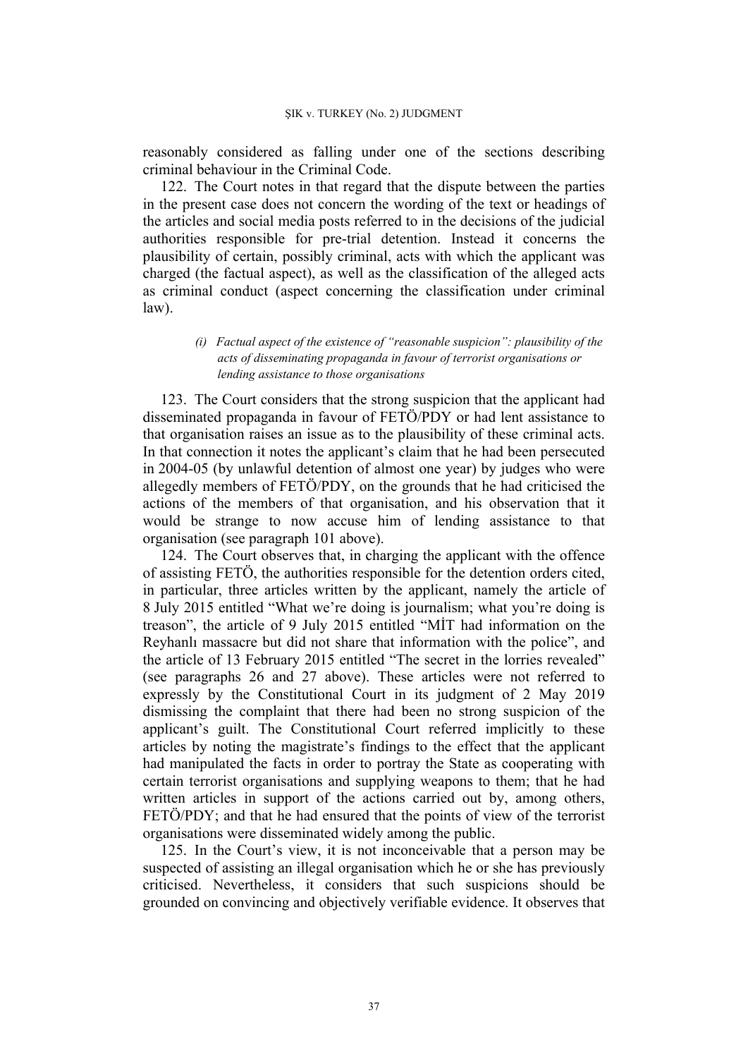reasonably considered as falling under one of the sections describing criminal behaviour in the Criminal Code.

122. The Court notes in that regard that the dispute between the parties in the present case does not concern the wording of the text or headings of the articles and social media posts referred to in the decisions of the judicial authorities responsible for pre-trial detention. Instead it concerns the plausibility of certain, possibly criminal, acts with which the applicant was charged (the factual aspect), as well as the classification of the alleged acts as criminal conduct (aspect concerning the classification under criminal law).

*(i) Factual aspect of the existence of "reasonable suspicion": plausibility of the acts of disseminating propaganda in favour of terrorist organisations or lending assistance to those organisations*

123. The Court considers that the strong suspicion that the applicant had disseminated propaganda in favour of FETÖ/PDY or had lent assistance to that organisation raises an issue as to the plausibility of these criminal acts. In that connection it notes the applicant's claim that he had been persecuted in 2004-05 (by unlawful detention of almost one year) by judges who were allegedly members of FETÖ/PDY, on the grounds that he had criticised the actions of the members of that organisation, and his observation that it would be strange to now accuse him of lending assistance to that organisation (see paragraph 101 above).

124. The Court observes that, in charging the applicant with the offence of assisting FETÖ, the authorities responsible for the detention orders cited, in particular, three articles written by the applicant, namely the article of 8 July 2015 entitled "What we're doing is journalism; what you're doing is treason", the article of 9 July 2015 entitled "MİT had information on the Reyhanlı massacre but did not share that information with the police", and the article of 13 February 2015 entitled "The secret in the lorries revealed" (see paragraphs 26 and 27 above). These articles were not referred to expressly by the Constitutional Court in its judgment of 2 May 2019 dismissing the complaint that there had been no strong suspicion of the applicant's guilt. The Constitutional Court referred implicitly to these articles by noting the magistrate's findings to the effect that the applicant had manipulated the facts in order to portray the State as cooperating with certain terrorist organisations and supplying weapons to them; that he had written articles in support of the actions carried out by, among others, FETÖ/PDY; and that he had ensured that the points of view of the terrorist organisations were disseminated widely among the public.

125. In the Court's view, it is not inconceivable that a person may be suspected of assisting an illegal organisation which he or she has previously criticised. Nevertheless, it considers that such suspicions should be grounded on convincing and objectively verifiable evidence. It observes that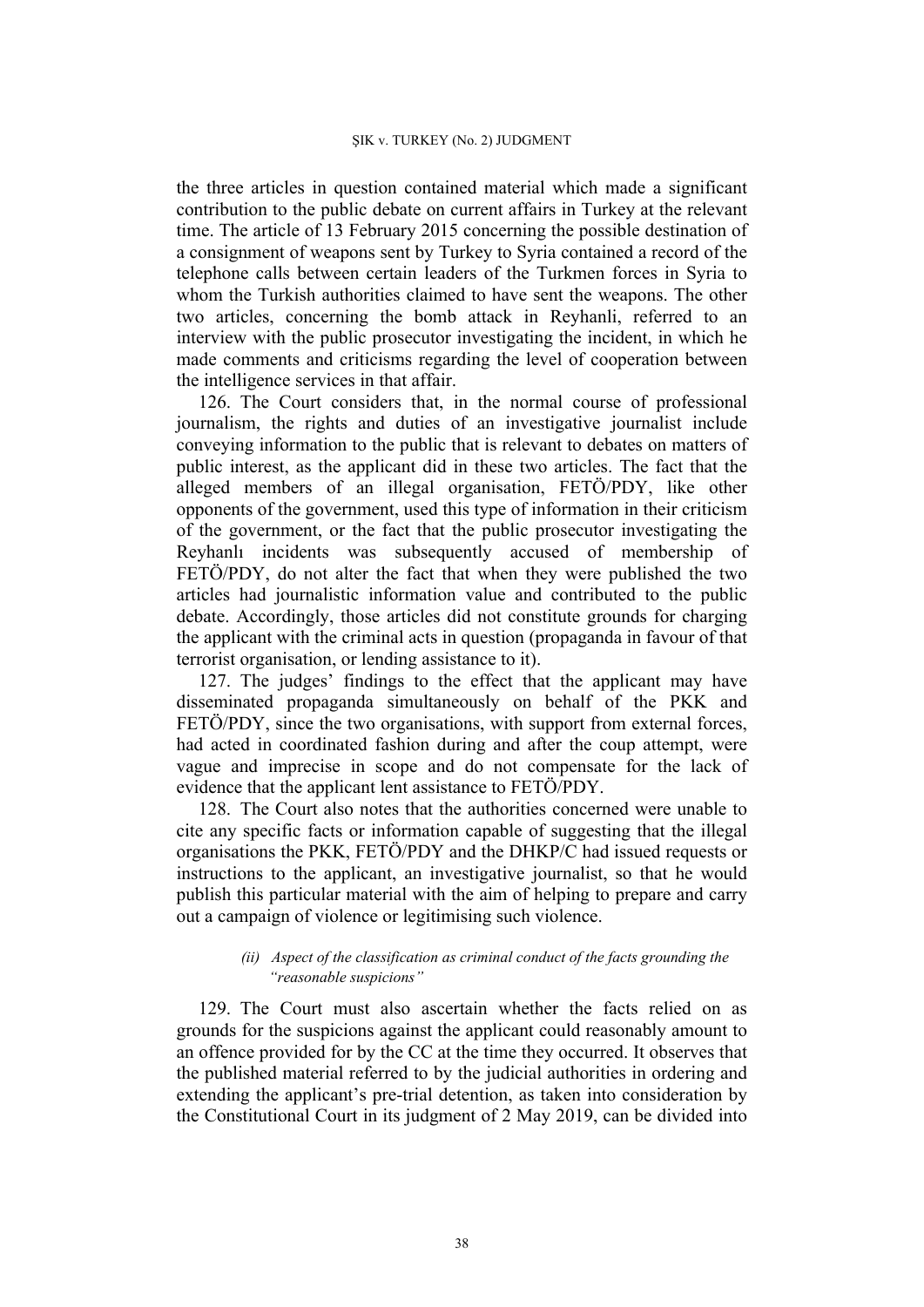the three articles in question contained material which made a significant contribution to the public debate on current affairs in Turkey at the relevant time. The article of 13 February 2015 concerning the possible destination of a consignment of weapons sent by Turkey to Syria contained a record of the telephone calls between certain leaders of the Turkmen forces in Syria to whom the Turkish authorities claimed to have sent the weapons. The other two articles, concerning the bomb attack in Reyhanli, referred to an interview with the public prosecutor investigating the incident, in which he made comments and criticisms regarding the level of cooperation between the intelligence services in that affair.

126. The Court considers that, in the normal course of professional journalism, the rights and duties of an investigative journalist include conveying information to the public that is relevant to debates on matters of public interest, as the applicant did in these two articles. The fact that the alleged members of an illegal organisation, FETÖ/PDY, like other opponents of the government, used this type of information in their criticism of the government, or the fact that the public prosecutor investigating the Reyhanlı incidents was subsequently accused of membership of FETÖ/PDY, do not alter the fact that when they were published the two articles had journalistic information value and contributed to the public debate. Accordingly, those articles did not constitute grounds for charging the applicant with the criminal acts in question (propaganda in favour of that terrorist organisation, or lending assistance to it).

127. The judges' findings to the effect that the applicant may have disseminated propaganda simultaneously on behalf of the PKK and FETÖ/PDY, since the two organisations, with support from external forces, had acted in coordinated fashion during and after the coup attempt, were vague and imprecise in scope and do not compensate for the lack of evidence that the applicant lent assistance to FETÖ/PDY.

128. The Court also notes that the authorities concerned were unable to cite any specific facts or information capable of suggesting that the illegal organisations the PKK, FETÖ/PDY and the DHKP/C had issued requests or instructions to the applicant, an investigative journalist, so that he would publish this particular material with the aim of helping to prepare and carry out a campaign of violence or legitimising such violence.

*(ii) Aspect of the classification as criminal conduct of the facts grounding the "reasonable suspicions"*

129. The Court must also ascertain whether the facts relied on as grounds for the suspicions against the applicant could reasonably amount to an offence provided for by the CC at the time they occurred. It observes that the published material referred to by the judicial authorities in ordering and extending the applicant's pre-trial detention, as taken into consideration by the Constitutional Court in its judgment of 2 May 2019, can be divided into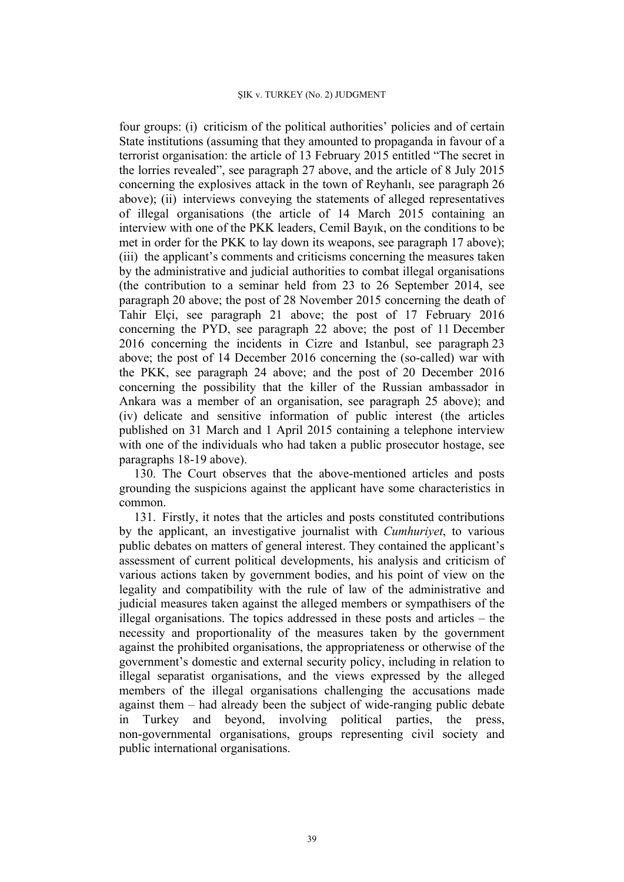four groups: (i) criticism of the political authorities' policies and of certain State institutions (assuming that they amounted to propaganda in favour of a terrorist organisation: the article of 13 February 2015 entitled "The secret in the lorries revealed", see paragraph 27 above, and the article of 8 July 2015 concerning the explosives attack in the town of Reyhanlı, see paragraph 26 above); (ii) interviews conveying the statements of alleged representatives of illegal organisations (the article of 14 March 2015 containing an interview with one of the PKK leaders, Cemil Bayık, on the conditions to be met in order for the PKK to lay down its weapons, see paragraph 17 above); (iii) the applicant's comments and criticisms concerning the measures taken by the administrative and judicial authorities to combat illegal organisations (the contribution to a seminar held from 23 to 26 September 2014, see paragraph 20 above; the post of 28 November 2015 concerning the death of Tahir Elçi, see paragraph 21 above; the post of 17 February 2016 concerning the PYD, see paragraph 22 above; the post of 11 December 2016 concerning the incidents in Cizre and Istanbul, see paragraph 23 above; the post of 14 December 2016 concerning the (so-called) war with the PKK, see paragraph 24 above; and the post of 20 December 2016 concerning the possibility that the killer of the Russian ambassador in Ankara was a member of an organisation, see paragraph 25 above); and (iv) delicate and sensitive information of public interest (the articles published on 31 March and 1 April 2015 containing a telephone interview with one of the individuals who had taken a public prosecutor hostage, see paragraphs 18-19 above).

130. The Court observes that the above-mentioned articles and posts grounding the suspicions against the applicant have some characteristics in common.

131. Firstly, it notes that the articles and posts constituted contributions by the applicant, an investigative journalist with *Cumhuriyet*, to various public debates on matters of general interest. They contained the applicant's assessment of current political developments, his analysis and criticism of various actions taken by government bodies, and his point of view on the legality and compatibility with the rule of law of the administrative and judicial measures taken against the alleged members or sympathisers of the illegal organisations. The topics addressed in these posts and articles – the necessity and proportionality of the measures taken by the government against the prohibited organisations, the appropriateness or otherwise of the government's domestic and external security policy, including in relation to illegal separatist organisations, and the views expressed by the alleged members of the illegal organisations challenging the accusations made against them – had already been the subject of wide-ranging public debate in Turkey and beyond, involving political parties, the press, non-governmental organisations, groups representing civil society and public international organisations.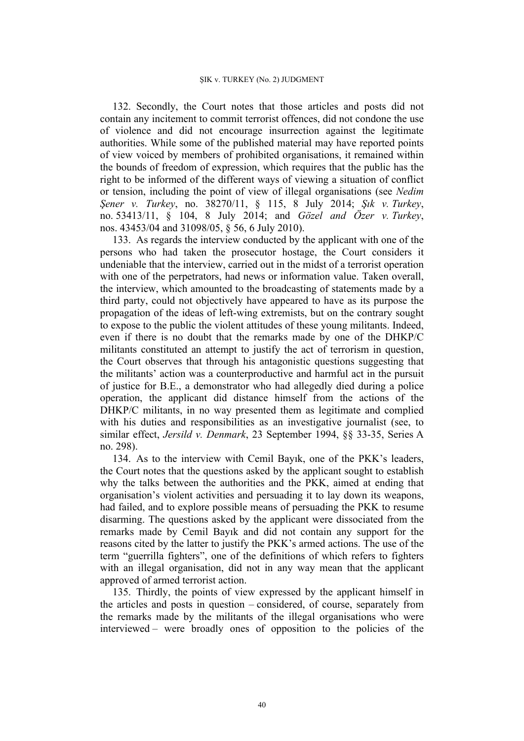132. Secondly, the Court notes that those articles and posts did not contain any incitement to commit terrorist offences, did not condone the use of violence and did not encourage insurrection against the legitimate authorities. While some of the published material may have reported points of view voiced by members of prohibited organisations, it remained within the bounds of freedom of expression, which requires that the public has the right to be informed of the different ways of viewing a situation of conflict or tension, including the point of view of illegal organisations (see *Nedim Şener v. Turkey*, no. 38270/11, § 115, 8 July 2014; *Şık v. Turkey*, no. 53413/11, § 104, 8 July 2014; and *Gözel and Özer v. Turkey*, nos. 43453/04 and 31098/05, § 56, 6 July 2010).

133. As regards the interview conducted by the applicant with one of the persons who had taken the prosecutor hostage, the Court considers it undeniable that the interview, carried out in the midst of a terrorist operation with one of the perpetrators, had news or information value. Taken overall, the interview, which amounted to the broadcasting of statements made by a third party, could not objectively have appeared to have as its purpose the propagation of the ideas of left-wing extremists, but on the contrary sought to expose to the public the violent attitudes of these young militants. Indeed, even if there is no doubt that the remarks made by one of the DHKP/C militants constituted an attempt to justify the act of terrorism in question, the Court observes that through his antagonistic questions suggesting that the militants' action was a counterproductive and harmful act in the pursuit of justice for B.E., a demonstrator who had allegedly died during a police operation, the applicant did distance himself from the actions of the DHKP/C militants, in no way presented them as legitimate and complied with his duties and responsibilities as an investigative journalist (see, to similar effect, *Jersild v. Denmark*, 23 September 1994, §§ 33-35, Series A no. 298).

134. As to the interview with Cemil Bayık, one of the PKK's leaders, the Court notes that the questions asked by the applicant sought to establish why the talks between the authorities and the PKK, aimed at ending that organisation's violent activities and persuading it to lay down its weapons, had failed, and to explore possible means of persuading the PKK to resume disarming. The questions asked by the applicant were dissociated from the remarks made by Cemil Bayık and did not contain any support for the reasons cited by the latter to justify the PKK's armed actions. The use of the term "guerrilla fighters", one of the definitions of which refers to fighters with an illegal organisation, did not in any way mean that the applicant approved of armed terrorist action.

135. Thirdly, the points of view expressed by the applicant himself in the articles and posts in question – considered, of course, separately from the remarks made by the militants of the illegal organisations who were interviewed – were broadly ones of opposition to the policies of the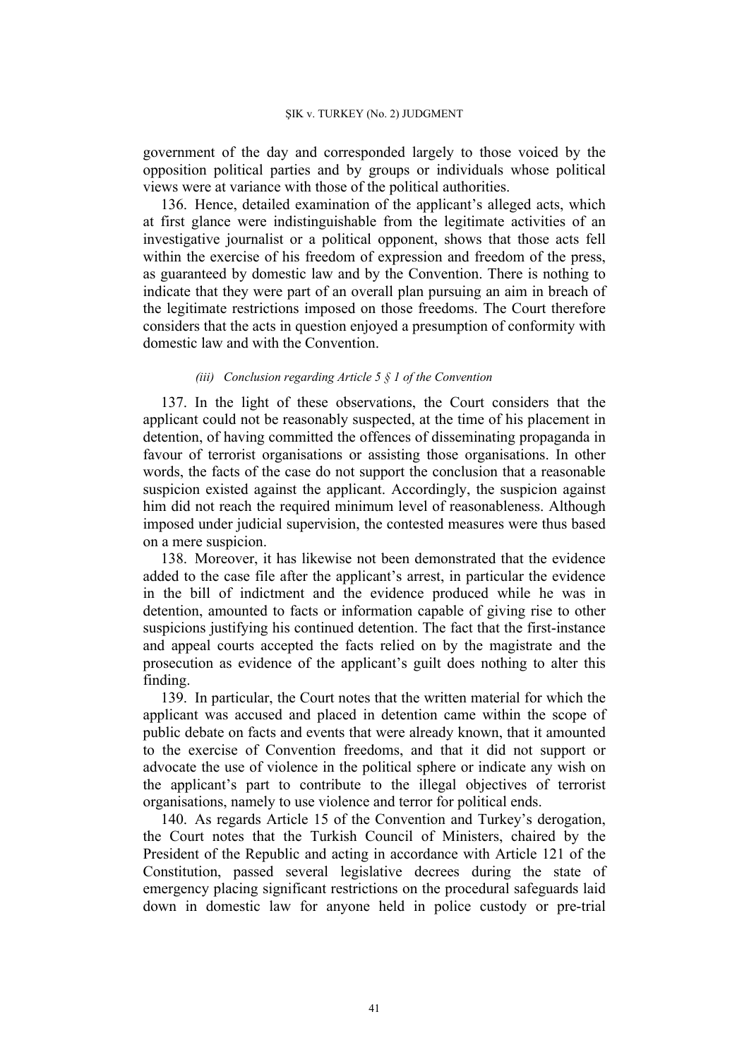government of the day and corresponded largely to those voiced by the opposition political parties and by groups or individuals whose political views were at variance with those of the political authorities.

136. Hence, detailed examination of the applicant's alleged acts, which at first glance were indistinguishable from the legitimate activities of an investigative journalist or a political opponent, shows that those acts fell within the exercise of his freedom of expression and freedom of the press, as guaranteed by domestic law and by the Convention. There is nothing to indicate that they were part of an overall plan pursuing an aim in breach of the legitimate restrictions imposed on those freedoms. The Court therefore considers that the acts in question enjoyed a presumption of conformity with domestic law and with the Convention.

#### *(iii) Conclusion regarding Article 5 § 1 of the Convention*

137. In the light of these observations, the Court considers that the applicant could not be reasonably suspected, at the time of his placement in detention, of having committed the offences of disseminating propaganda in favour of terrorist organisations or assisting those organisations. In other words, the facts of the case do not support the conclusion that a reasonable suspicion existed against the applicant. Accordingly, the suspicion against him did not reach the required minimum level of reasonableness. Although imposed under judicial supervision, the contested measures were thus based on a mere suspicion.

138. Moreover, it has likewise not been demonstrated that the evidence added to the case file after the applicant's arrest, in particular the evidence in the bill of indictment and the evidence produced while he was in detention, amounted to facts or information capable of giving rise to other suspicions justifying his continued detention. The fact that the first-instance and appeal courts accepted the facts relied on by the magistrate and the prosecution as evidence of the applicant's guilt does nothing to alter this finding.

139. In particular, the Court notes that the written material for which the applicant was accused and placed in detention came within the scope of public debate on facts and events that were already known, that it amounted to the exercise of Convention freedoms, and that it did not support or advocate the use of violence in the political sphere or indicate any wish on the applicant's part to contribute to the illegal objectives of terrorist organisations, namely to use violence and terror for political ends.

140. As regards Article 15 of the Convention and Turkey's derogation, the Court notes that the Turkish Council of Ministers, chaired by the President of the Republic and acting in accordance with Article 121 of the Constitution, passed several legislative decrees during the state of emergency placing significant restrictions on the procedural safeguards laid down in domestic law for anyone held in police custody or pre-trial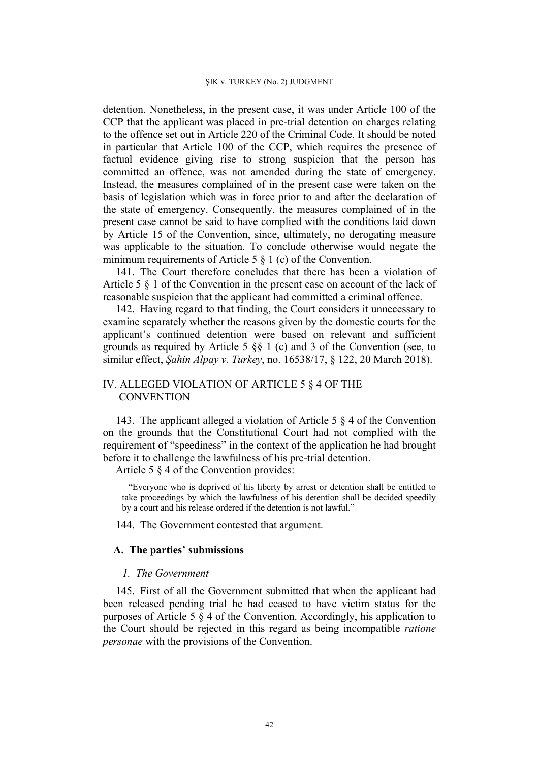detention. Nonetheless, in the present case, it was under Article 100 of the CCP that the applicant was placed in pre-trial detention on charges relating to the offence set out in Article 220 of the Criminal Code. It should be noted in particular that Article 100 of the CCP, which requires the presence of factual evidence giving rise to strong suspicion that the person has committed an offence, was not amended during the state of emergency. Instead, the measures complained of in the present case were taken on the basis of legislation which was in force prior to and after the declaration of the state of emergency. Consequently, the measures complained of in the present case cannot be said to have complied with the conditions laid down by Article 15 of the Convention, since, ultimately, no derogating measure was applicable to the situation. To conclude otherwise would negate the minimum requirements of Article 5 § 1 (c) of the Convention.

141. The Court therefore concludes that there has been a violation of Article 5 § 1 of the Convention in the present case on account of the lack of reasonable suspicion that the applicant had committed a criminal offence.

142. Having regard to that finding, the Court considers it unnecessary to examine separately whether the reasons given by the domestic courts for the applicant's continued detention were based on relevant and sufficient grounds as required by Article 5 §§ 1 (c) and 3 of the Convention (see, to similar effect, *Şahin Alpay v. Turkey*, no. 16538/17, § 122, 20 March 2018).

## IV. ALLEGED VIOLATION OF ARTICLE 5 § 4 OF THE CONVENTION

143. The applicant alleged a violation of Article 5 § 4 of the Convention on the grounds that the Constitutional Court had not complied with the requirement of "speediness" in the context of the application he had brought before it to challenge the lawfulness of his pre-trial detention.

Article 5 § 4 of the Convention provides:

> "Everyone who is deprived of his liberty by arrest or detention shall be entitled to take proceedings by which the lawfulness of his detention shall be decided speedily by a court and his release ordered if the detention is not lawful."

144. The Government contested that argument.

### A. The parties' submissions

#### *1. The Government*

145. First of all the Government submitted that when the applicant had been released pending trial he had ceased to have victim status for the purposes of Article 5 § 4 of the Convention. Accordingly, his application to the Court should be rejected in this regard as being incompatible *ratione personae* with the provisions of the Convention.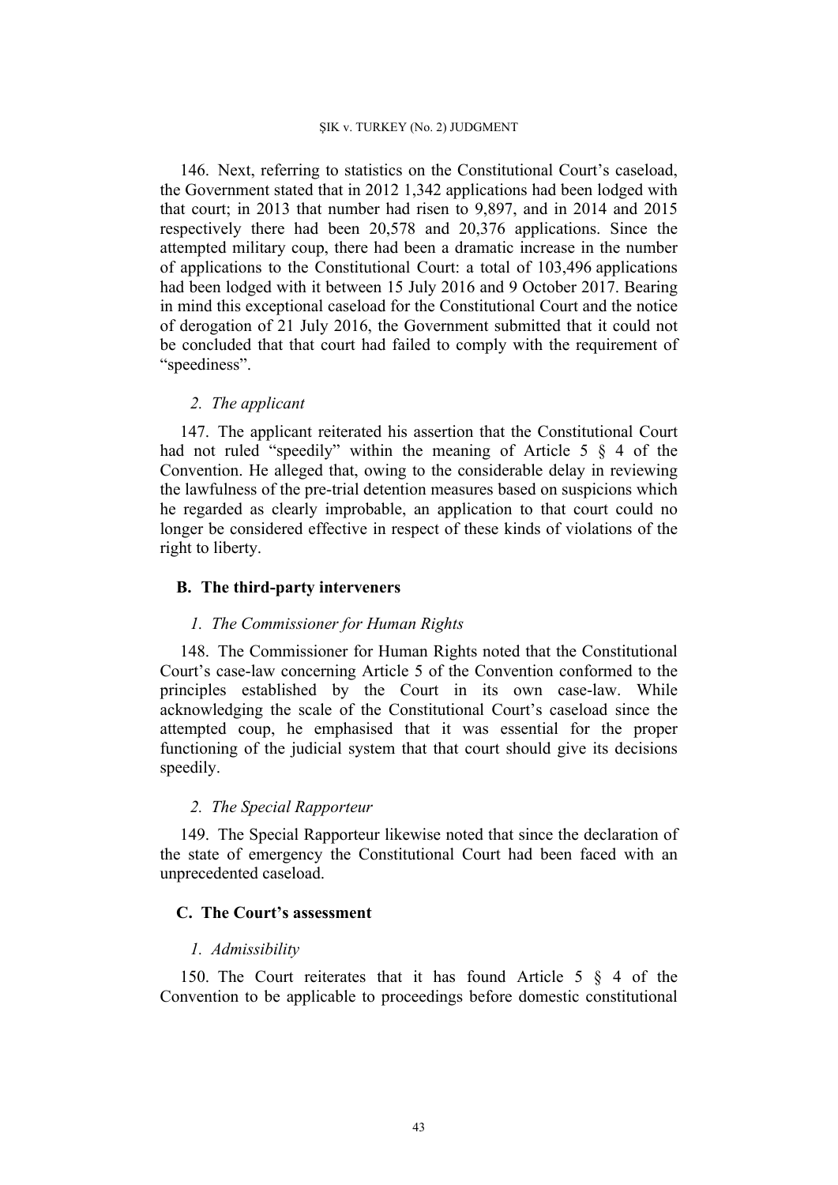146. Next, referring to statistics on the Constitutional Court's caseload, the Government stated that in 2012 1,342 applications had been lodged with that court; in 2013 that number had risen to 9,897, and in 2014 and 2015 respectively there had been 20,578 and 20,376 applications. Since the attempted military coup, there had been a dramatic increase in the number of applications to the Constitutional Court: a total of 103,496 applications had been lodged with it between 15 July 2016 and 9 October 2017. Bearing in mind this exceptional caseload for the Constitutional Court and the notice of derogation of 21 July 2016, the Government submitted that it could not be concluded that that court had failed to comply with the requirement of "speediness".

#### *2. The applicant*

147. The applicant reiterated his assertion that the Constitutional Court had not ruled "speedily" within the meaning of Article 5 § 4 of the Convention. He alleged that, owing to the considerable delay in reviewing the lawfulness of the pre-trial detention measures based on suspicions which he regarded as clearly improbable, an application to that court could no longer be considered effective in respect of these kinds of violations of the right to liberty.

### **B. The third-party interveners**

#### *1. The Commissioner for Human Rights*

148. The Commissioner for Human Rights noted that the Constitutional Court's case-law concerning Article 5 of the Convention conformed to the principles established by the Court in its own case-law. While acknowledging the scale of the Constitutional Court's caseload since the attempted coup, he emphasised that it was essential for the proper functioning of the judicial system that that court should give its decisions speedily.

#### *2. The Special Rapporteur*

149. The Special Rapporteur likewise noted that since the declaration of the state of emergency the Constitutional Court had been faced with an unprecedented caseload.

### **C. The Court's assessment**

#### *1. Admissibility*

150. The Court reiterates that it has found Article 5 § 4 of the Convention to be applicable to proceedings before domestic constitutional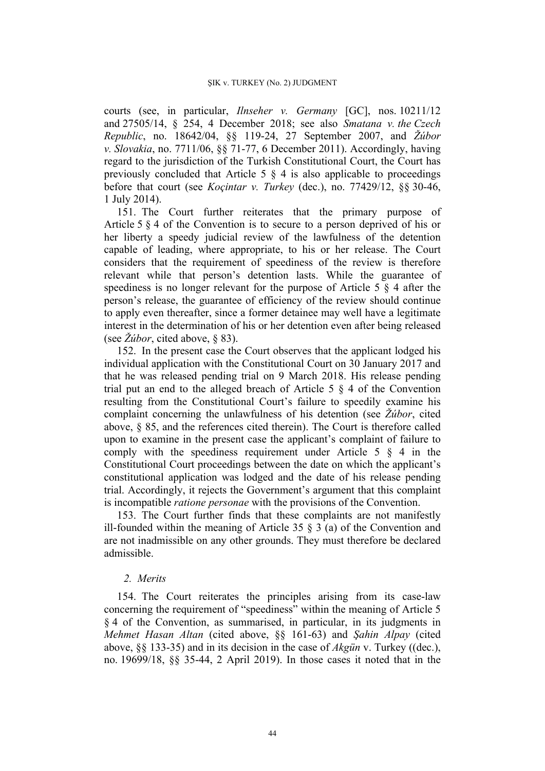courts (see, in particular, *Ilnseher v. Germany* [GC], nos. 10211/12 and 27505/14, § 254, 4 December 2018; see also *Smatana v. the Czech Republic*, no. 18642/04, §§ 119-24, 27 September 2007, and *Žúbor v. Slovakia*, no. 7711/06, §§ 71-77, 6 December 2011). Accordingly, having regard to the jurisdiction of the Turkish Constitutional Court, the Court has previously concluded that Article 5 § 4 is also applicable to proceedings before that court (see *Koçintar v. Turkey* (dec.), no. 77429/12, §§ 30-46, 1 July 2014).

151. The Court further reiterates that the primary purpose of Article 5 § 4 of the Convention is to secure to a person deprived of his or her liberty a speedy judicial review of the lawfulness of the detention capable of leading, where appropriate, to his or her release. The Court considers that the requirement of speediness of the review is therefore relevant while that person's detention lasts. While the guarantee of speediness is no longer relevant for the purpose of Article 5 § 4 after the person's release, the guarantee of efficiency of the review should continue to apply even thereafter, since a former detainee may well have a legitimate interest in the determination of his or her detention even after being released (see *Žúbor*, cited above, § 83).

152. In the present case the Court observes that the applicant lodged his individual application with the Constitutional Court on 30 January 2017 and that he was released pending trial on 9 March 2018. His release pending trial put an end to the alleged breach of Article 5 § 4 of the Convention resulting from the Constitutional Court's failure to speedily examine his complaint concerning the unlawfulness of his detention (see *Žúbor*, cited above, § 85, and the references cited therein). The Court is therefore called upon to examine in the present case the applicant's complaint of failure to comply with the speediness requirement under Article 5 § 4 in the Constitutional Court proceedings between the date on which the applicant's constitutional application was lodged and the date of his release pending trial. Accordingly, it rejects the Government's argument that this complaint is incompatible *ratione personae* with the provisions of the Convention.

153. The Court further finds that these complaints are not manifestly ill-founded within the meaning of Article 35 § 3 (a) of the Convention and are not inadmissible on any other grounds. They must therefore be declared admissible.

### *2. Merits*

154. The Court reiterates the principles arising from its case-law concerning the requirement of "speediness" within the meaning of Article 5 § 4 of the Convention, as summarised, in particular, in its judgments in *Mehmet Hasan Altan* (cited above, §§ 161-63) and *Şahin Alpay* (cited above, §§ 133-35) and in its decision in the case of *Akgün* v. Turkey ((dec.), no. 19699/18, §§ 35-44, 2 April 2019). In those cases it noted that in the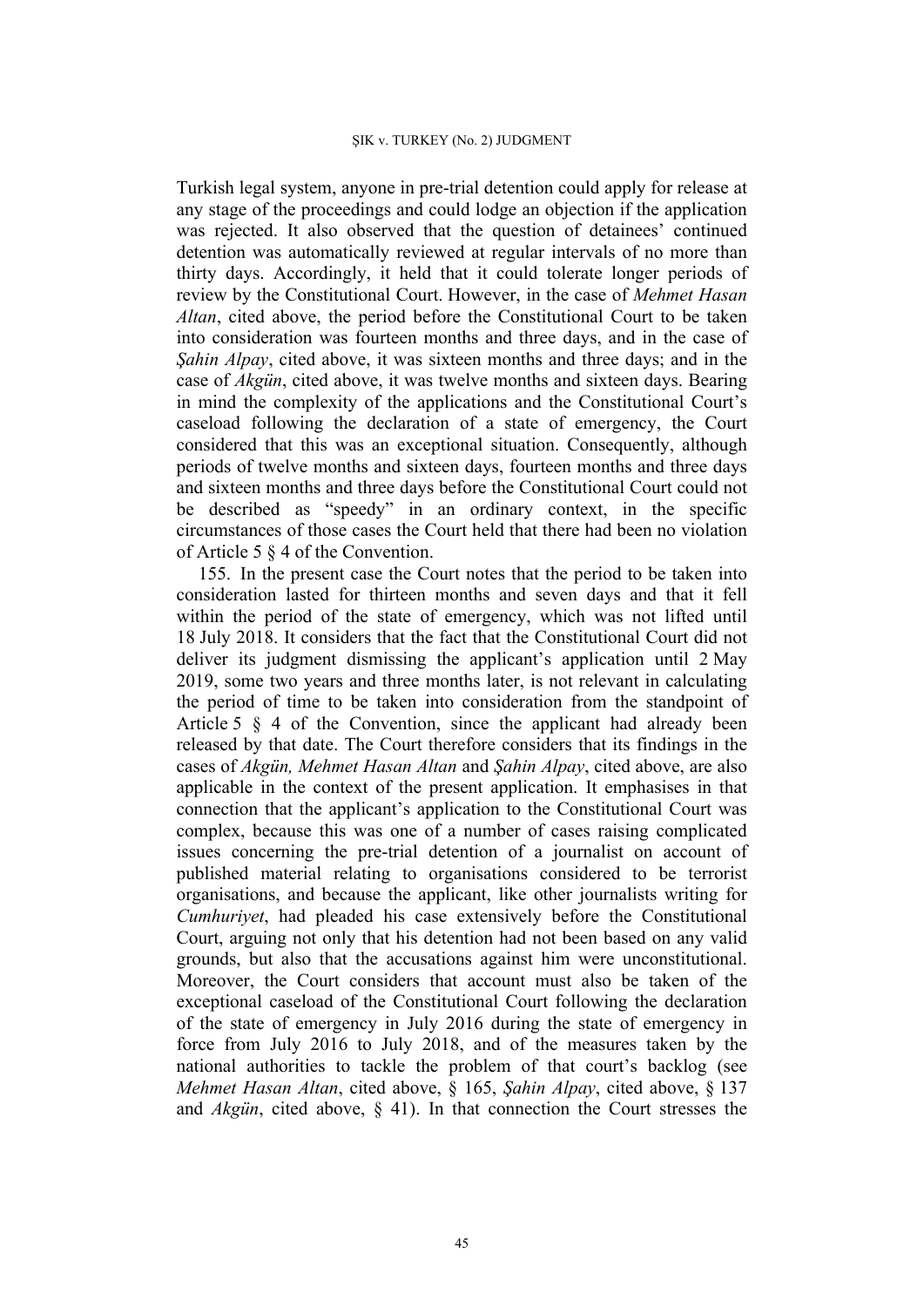Turkish legal system, anyone in pre-trial detention could apply for release at any stage of the proceedings and could lodge an objection if the application was rejected. It also observed that the question of detainees' continued detention was automatically reviewed at regular intervals of no more than thirty days. Accordingly, it held that it could tolerate longer periods of review by the Constitutional Court. However, in the case of *Mehmet Hasan Altan*, cited above, the period before the Constitutional Court to be taken into consideration was fourteen months and three days, and in the case of *Şahin Alpay*, cited above, it was sixteen months and three days; and in the case of *Akgün*, cited above, it was twelve months and sixteen days. Bearing in mind the complexity of the applications and the Constitutional Court's caseload following the declaration of a state of emergency, the Court considered that this was an exceptional situation. Consequently, although periods of twelve months and sixteen days, fourteen months and three days and sixteen months and three days before the Constitutional Court could not be described as "speedy" in an ordinary context, in the specific circumstances of those cases the Court held that there had been no violation of Article 5 § 4 of the Convention.

155. In the present case the Court notes that the period to be taken into consideration lasted for thirteen months and seven days and that it fell within the period of the state of emergency, which was not lifted until 18 July 2018. It considers that the fact that the Constitutional Court did not deliver its judgment dismissing the applicant's application until 2 May 2019, some two years and three months later, is not relevant in calculating the period of time to be taken into consideration from the standpoint of Article 5 § 4 of the Convention, since the applicant had already been released by that date. The Court therefore considers that its findings in the cases of *Akgün, Mehmet Hasan Altan* and *Şahin Alpay*, cited above, are also applicable in the context of the present application. It emphasises in that connection that the applicant's application to the Constitutional Court was complex, because this was one of a number of cases raising complicated issues concerning the pre-trial detention of a journalist on account of published material relating to organisations considered to be terrorist organisations, and because the applicant, like other journalists writing for *Cumhuriyet*, had pleaded his case extensively before the Constitutional Court, arguing not only that his detention had not been based on any valid grounds, but also that the accusations against him were unconstitutional. Moreover, the Court considers that account must also be taken of the exceptional caseload of the Constitutional Court following the declaration of the state of emergency in July 2016 during the state of emergency in force from July 2016 to July 2018, and of the measures taken by the national authorities to tackle the problem of that court's backlog (see *Mehmet Hasan Altan*, cited above, § 165, *Şahin Alpay*, cited above, § 137 and *Akgün*, cited above, § 41). In that connection the Court stresses the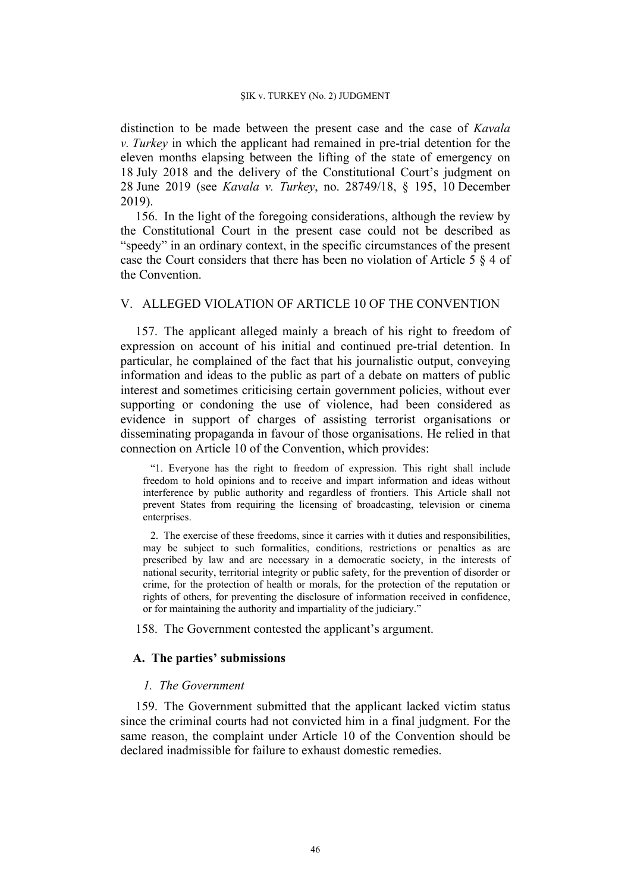distinction to be made between the present case and the case of *Kavala v. Turkey* in which the applicant had remained in pre-trial detention for the eleven months elapsing between the lifting of the state of emergency on 18 July 2018 and the delivery of the Constitutional Court's judgment on 28 June 2019 (see *Kavala v. Turkey*, no. 28749/18, § 195, 10 December 2019).

156. In the light of the foregoing considerations, although the review by the Constitutional Court in the present case could not be described as "speedy" in an ordinary context, in the specific circumstances of the present case the Court considers that there has been no violation of Article 5 § 4 of the Convention.

## V. ALLEGED VIOLATION OF ARTICLE 10 OF THE CONVENTION

157. The applicant alleged mainly a breach of his right to freedom of expression on account of his initial and continued pre-trial detention. In particular, he complained of the fact that his journalistic output, conveying information and ideas to the public as part of a debate on matters of public interest and sometimes criticising certain government policies, without ever supporting or condoning the use of violence, had been considered as evidence in support of charges of assisting terrorist organisations or disseminating propaganda in favour of those organisations. He relied in that connection on Article 10 of the Convention, which provides:

> "1. Everyone has the right to freedom of expression. This right shall include freedom to hold opinions and to receive and impart information and ideas without interference by public authority and regardless of frontiers. This Article shall not prevent States from requiring the licensing of broadcasting, television or cinema enterprises.
>
> 2. The exercise of these freedoms, since it carries with it duties and responsibilities, may be subject to such formalities, conditions, restrictions or penalties as are prescribed by law and are necessary in a democratic society, in the interests of national security, territorial integrity or public safety, for the prevention of disorder or crime, for the protection of health or morals, for the protection of the reputation or rights of others, for preventing the disclosure of information received in confidence, or for maintaining the authority and impartiality of the judiciary."

158. The Government contested the applicant's argument.

### A. The parties' submissions

#### *1. The Government*

159. The Government submitted that the applicant lacked victim status since the criminal courts had not convicted him in a final judgment. For the same reason, the complaint under Article 10 of the Convention should be declared inadmissible for failure to exhaust domestic remedies.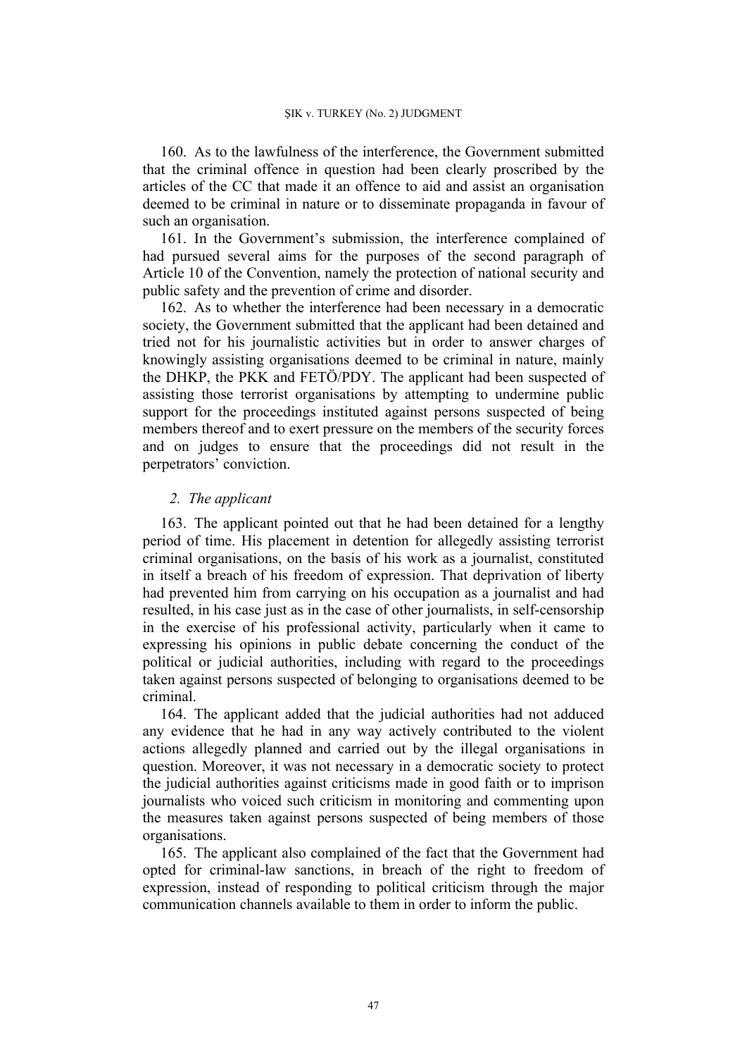160. As to the lawfulness of the interference, the Government submitted that the criminal offence in question had been clearly proscribed by the articles of the CC that made it an offence to aid and assist an organisation deemed to be criminal in nature or to disseminate propaganda in favour of such an organisation.

161. In the Government's submission, the interference complained of had pursued several aims for the purposes of the second paragraph of Article 10 of the Convention, namely the protection of national security and public safety and the prevention of crime and disorder.

162. As to whether the interference had been necessary in a democratic society, the Government submitted that the applicant had been detained and tried not for his journalistic activities but in order to answer charges of knowingly assisting organisations deemed to be criminal in nature, mainly the DHKP, the PKK and FETÖ/PDY. The applicant had been suspected of assisting those terrorist organisations by attempting to undermine public support for the proceedings instituted against persons suspected of being members thereof and to exert pressure on the members of the security forces and on judges to ensure that the proceedings did not result in the perpetrators' conviction.

### *2. The applicant*

163. The applicant pointed out that he had been detained for a lengthy period of time. His placement in detention for allegedly assisting terrorist criminal organisations, on the basis of his work as a journalist, constituted in itself a breach of his freedom of expression. That deprivation of liberty had prevented him from carrying on his occupation as a journalist and had resulted, in his case just as in the case of other journalists, in self-censorship in the exercise of his professional activity, particularly when it came to expressing his opinions in public debate concerning the conduct of the political or judicial authorities, including with regard to the proceedings taken against persons suspected of belonging to organisations deemed to be criminal.

164. The applicant added that the judicial authorities had not adduced any evidence that he had in any way actively contributed to the violent actions allegedly planned and carried out by the illegal organisations in question. Moreover, it was not necessary in a democratic society to protect the judicial authorities against criticisms made in good faith or to imprison journalists who voiced such criticism in monitoring and commenting upon the measures taken against persons suspected of being members of those organisations.

165. The applicant also complained of the fact that the Government had opted for criminal-law sanctions, in breach of the right to freedom of expression, instead of responding to political criticism through the major communication channels available to them in order to inform the public.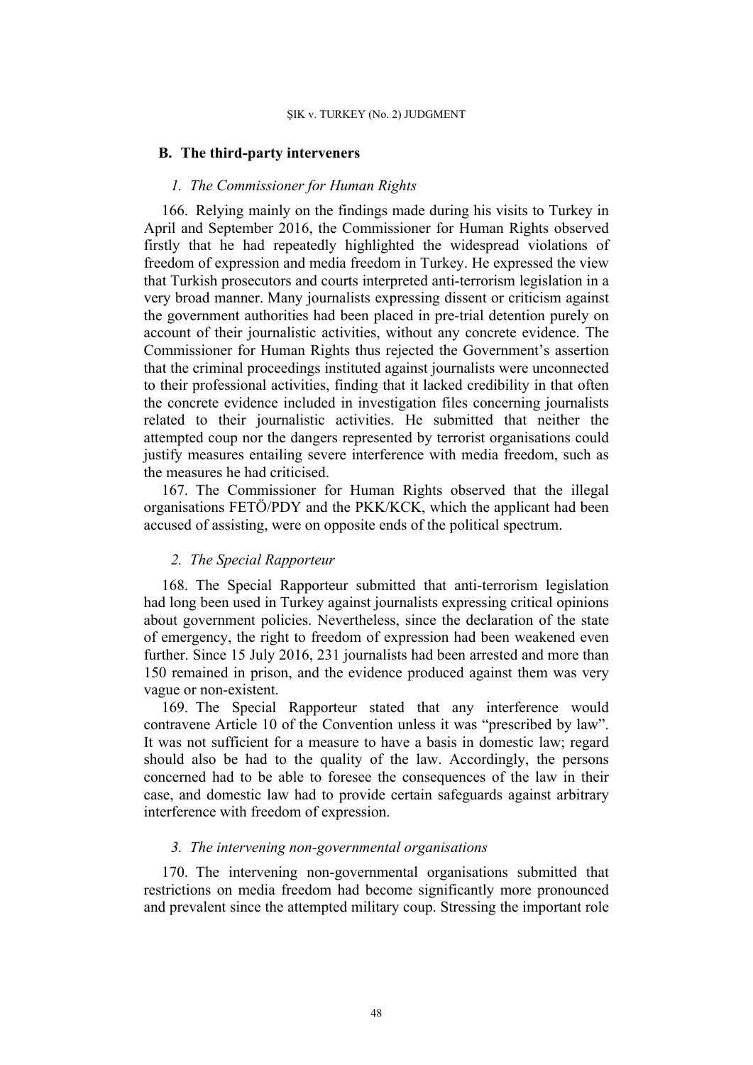## B. The third-party interveners

### *1. The Commissioner for Human Rights*

166. Relying mainly on the findings made during his visits to Turkey in April and September 2016, the Commissioner for Human Rights observed firstly that he had repeatedly highlighted the widespread violations of freedom of expression and media freedom in Turkey. He expressed the view that Turkish prosecutors and courts interpreted anti-terrorism legislation in a very broad manner. Many journalists expressing dissent or criticism against the government authorities had been placed in pre-trial detention purely on account of their journalistic activities, without any concrete evidence. The Commissioner for Human Rights thus rejected the Government's assertion that the criminal proceedings instituted against journalists were unconnected to their professional activities, finding that it lacked credibility in that often the concrete evidence included in investigation files concerning journalists related to their journalistic activities. He submitted that neither the attempted coup nor the dangers represented by terrorist organisations could justify measures entailing severe interference with media freedom, such as the measures he had criticised.

167. The Commissioner for Human Rights observed that the illegal organisations FETÖ/PDY and the PKK/KCK, which the applicant had been accused of assisting, were on opposite ends of the political spectrum.

### *2. The Special Rapporteur*

168. The Special Rapporteur submitted that anti-terrorism legislation had long been used in Turkey against journalists expressing critical opinions about government policies. Nevertheless, since the declaration of the state of emergency, the right to freedom of expression had been weakened even further. Since 15 July 2016, 231 journalists had been arrested and more than 150 remained in prison, and the evidence produced against them was very vague or non-existent.

169. The Special Rapporteur stated that any interference would contravene Article 10 of the Convention unless it was "prescribed by law". It was not sufficient for a measure to have a basis in domestic law; regard should also be had to the quality of the law. Accordingly, the persons concerned had to be able to foresee the consequences of the law in their case, and domestic law had to provide certain safeguards against arbitrary interference with freedom of expression.

### *3. The intervening non-governmental organisations*

170. The intervening non-governmental organisations submitted that restrictions on media freedom had become significantly more pronounced and prevalent since the attempted military coup. Stressing the important role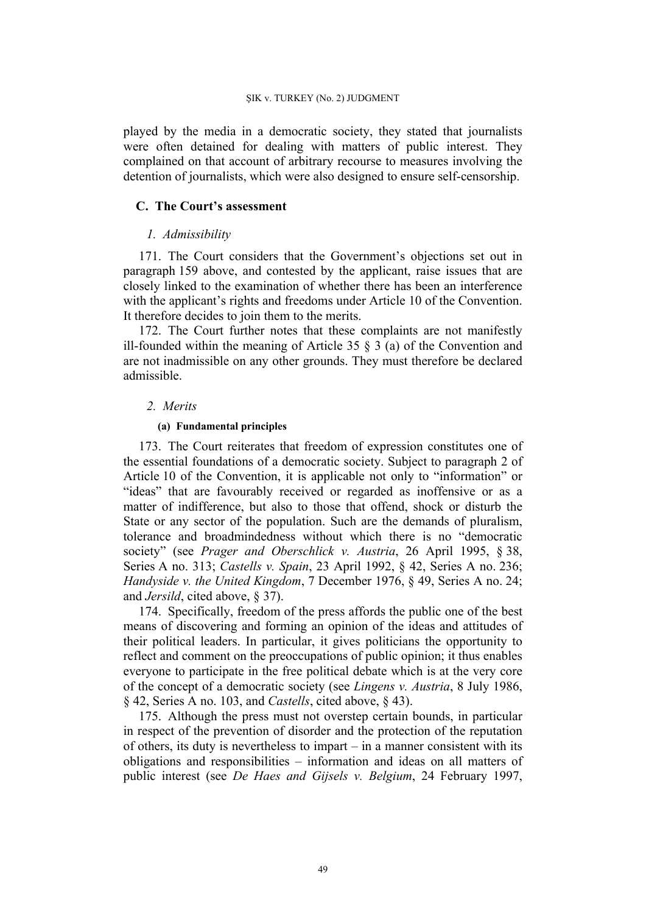played by the media in a democratic society, they stated that journalists were often detained for dealing with matters of public interest. They complained on that account of arbitrary recourse to measures involving the detention of journalists, which were also designed to ensure self-censorship.

## C. The Court's assessment

### *1. Admissibility*

171. The Court considers that the Government's objections set out in paragraph 159 above, and contested by the applicant, raise issues that are closely linked to the examination of whether there has been an interference with the applicant's rights and freedoms under Article 10 of the Convention. It therefore decides to join them to the merits.

172. The Court further notes that these complaints are not manifestly ill-founded within the meaning of Article 35 § 3 (a) of the Convention and are not inadmissible on any other grounds. They must therefore be declared admissible.

### *2. Merits*

#### (a) Fundamental principles

173. The Court reiterates that freedom of expression constitutes one of the essential foundations of a democratic society. Subject to paragraph 2 of Article 10 of the Convention, it is applicable not only to "information" or "ideas" that are favourably received or regarded as inoffensive or as a matter of indifference, but also to those that offend, shock or disturb the State or any sector of the population. Such are the demands of pluralism, tolerance and broadmindedness without which there is no "democratic society" (see *Prager and Oberschlick v. Austria*, 26 April 1995, § 38, Series A no. 313; *Castells v. Spain*, 23 April 1992, § 42, Series A no. 236; *Handyside v. the United Kingdom*, 7 December 1976, § 49, Series A no. 24; and *Jersild*, cited above, § 37).

174. Specifically, freedom of the press affords the public one of the best means of discovering and forming an opinion of the ideas and attitudes of their political leaders. In particular, it gives politicians the opportunity to reflect and comment on the preoccupations of public opinion; it thus enables everyone to participate in the free political debate which is at the very core of the concept of a democratic society (see *Lingens v. Austria*, 8 July 1986, § 42, Series A no. 103, and *Castells*, cited above, § 43).

175. Although the press must not overstep certain bounds, in particular in respect of the prevention of disorder and the protection of the reputation of others, its duty is nevertheless to impart – in a manner consistent with its obligations and responsibilities – information and ideas on all matters of public interest (see *De Haes and Gijsels v. Belgium*, 24 February 1997,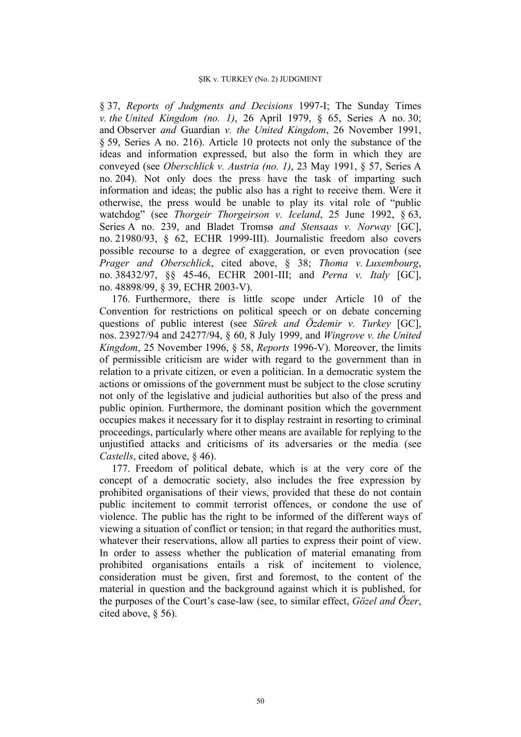§ 37, *Reports of Judgments and Decisions* 1997-I; The Sunday Times *v. the United Kingdom (no. 1)*, 26 April 1979, § 65, Series A no. 30; and Observer *and* Guardian *v. the United Kingdom*, 26 November 1991, § 59, Series A no. 216). Article 10 protects not only the substance of the ideas and information expressed, but also the form in which they are conveyed (see *Oberschlick v. Austria (no. 1)*, 23 May 1991, § 57, Series A no. 204). Not only does the press have the task of imparting such information and ideas; the public also has a right to receive them. Were it otherwise, the press would be unable to play its vital role of "public watchdog" (see *Thorgeir Thorgeirson v. Iceland*, 25 June 1992, § 63, Series A no. 239, and Bladet Tromsø *and Stensaas v. Norway* [GC], no. 21980/93, § 62, ECHR 1999-III). Journalistic freedom also covers possible recourse to a degree of exaggeration, or even provocation (see *Prager and Oberschlick*, cited above, § 38; *Thoma v. Luxembourg*, no. 38432/97, §§ 45-46, ECHR 2001-III; and *Perna v. Italy* [GC], no. 48898/99, § 39, ECHR 2003-V).

176. Furthermore, there is little scope under Article 10 of the Convention for restrictions on political speech or on debate concerning questions of public interest (see *Sürek and Özdemir v. Turkey* [GC], nos. 23927/94 and 24277/94, § 60, 8 July 1999, and *Wingrove v. the United Kingdom*, 25 November 1996, § 58, *Reports* 1996-V). Moreover, the limits of permissible criticism are wider with regard to the government than in relation to a private citizen, or even a politician. In a democratic system the actions or omissions of the government must be subject to the close scrutiny not only of the legislative and judicial authorities but also of the press and public opinion. Furthermore, the dominant position which the government occupies makes it necessary for it to display restraint in resorting to criminal proceedings, particularly where other means are available for replying to the unjustified attacks and criticisms of its adversaries or the media (see *Castells*, cited above, § 46).

177. Freedom of political debate, which is at the very core of the concept of a democratic society, also includes the free expression by prohibited organisations of their views, provided that these do not contain public incitement to commit terrorist offences, or condone the use of violence. The public has the right to be informed of the different ways of viewing a situation of conflict or tension; in that regard the authorities must, whatever their reservations, allow all parties to express their point of view. In order to assess whether the publication of material emanating from prohibited organisations entails a risk of incitement to violence, consideration must be given, first and foremost, to the content of the material in question and the background against which it is published, for the purposes of the Court's case-law (see, to similar effect, *Gözel and Özer*, cited above, § 56).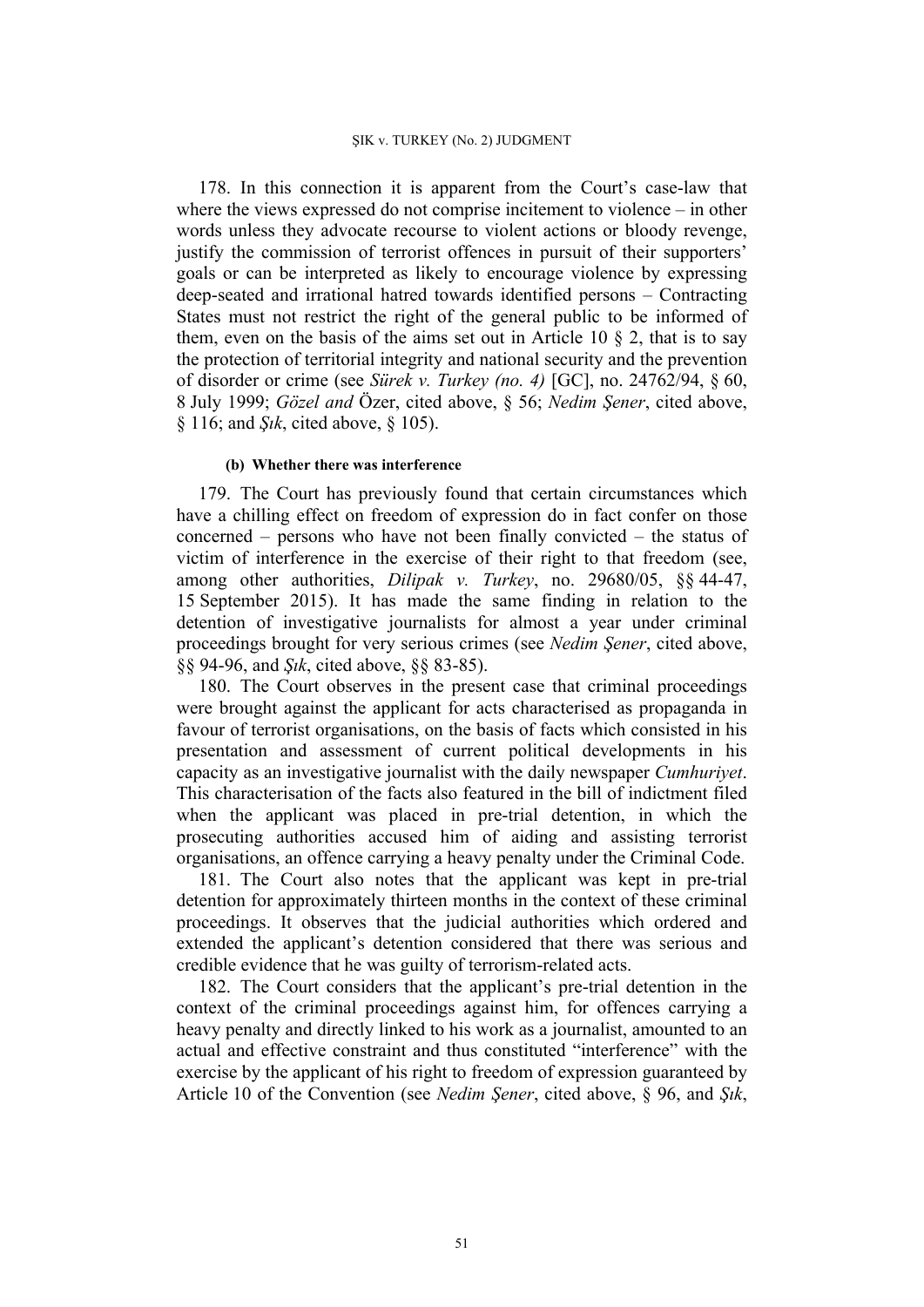178. In this connection it is apparent from the Court's case-law that where the views expressed do not comprise incitement to violence – in other words unless they advocate recourse to violent actions or bloody revenge, justify the commission of terrorist offences in pursuit of their supporters' goals or can be interpreted as likely to encourage violence by expressing deep-seated and irrational hatred towards identified persons – Contracting States must not restrict the right of the general public to be informed of them, even on the basis of the aims set out in Article 10 § 2, that is to say the protection of territorial integrity and national security and the prevention of disorder or crime (see *Sürek v. Turkey (no. 4)* [GC], no. 24762/94, § 60, 8 July 1999; *Gözel and* Özer, cited above, § 56; *Nedim Şener*, cited above, § 116; and *Şık*, cited above, § 105).

#### (b) Whether there was interference

179. The Court has previously found that certain circumstances which have a chilling effect on freedom of expression do in fact confer on those concerned – persons who have not been finally convicted – the status of victim of interference in the exercise of their right to that freedom (see, among other authorities, *Dilipak v. Turkey*, no. 29680/05, §§ 44-47, 15 September 2015). It has made the same finding in relation to the detention of investigative journalists for almost a year under criminal proceedings brought for very serious crimes (see *Nedim Şener*, cited above, §§ 94-96, and *Şık*, cited above, §§ 83-85).

180. The Court observes in the present case that criminal proceedings were brought against the applicant for acts characterised as propaganda in favour of terrorist organisations, on the basis of facts which consisted in his presentation and assessment of current political developments in his capacity as an investigative journalist with the daily newspaper *Cumhuriyet*. This characterisation of the facts also featured in the bill of indictment filed when the applicant was placed in pre-trial detention, in which the prosecuting authorities accused him of aiding and assisting terrorist organisations, an offence carrying a heavy penalty under the Criminal Code.

181. The Court also notes that the applicant was kept in pre-trial detention for approximately thirteen months in the context of these criminal proceedings. It observes that the judicial authorities which ordered and extended the applicant's detention considered that there was serious and credible evidence that he was guilty of terrorism-related acts.

182. The Court considers that the applicant's pre-trial detention in the context of the criminal proceedings against him, for offences carrying a heavy penalty and directly linked to his work as a journalist, amounted to an actual and effective constraint and thus constituted "interference" with the exercise by the applicant of his right to freedom of expression guaranteed by Article 10 of the Convention (see *Nedim Şener*, cited above, § 96, and *Şık*,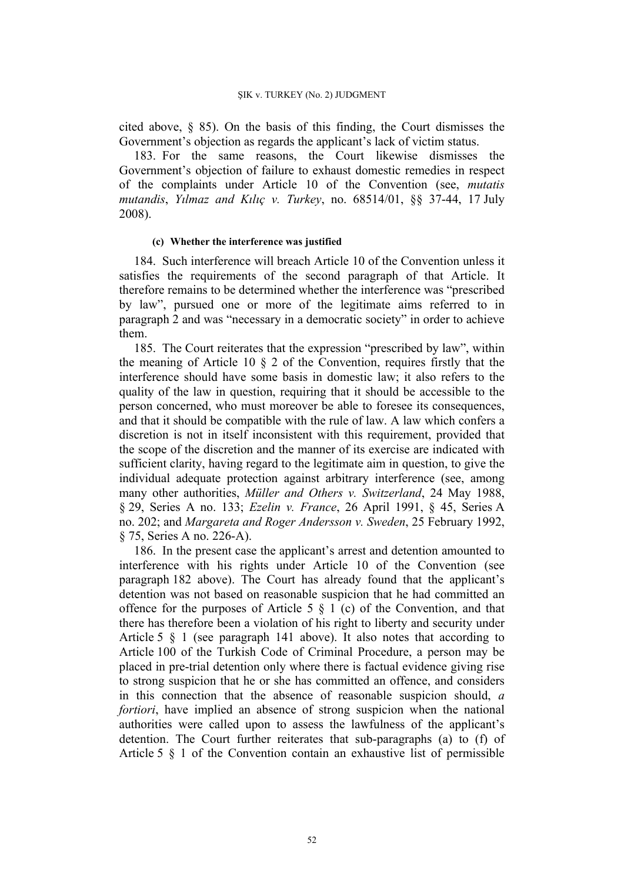cited above, § 85). On the basis of this finding, the Court dismisses the Government's objection as regards the applicant's lack of victim status.

183. For the same reasons, the Court likewise dismisses the Government's objection of failure to exhaust domestic remedies in respect of the complaints under Article 10 of the Convention (see, *mutatis mutandis*, *Yılmaz and Kılıç v. Turkey*, no. 68514/01, §§ 37-44, 17 July 2008).

#### (c) Whether the interference was justified

184. Such interference will breach Article 10 of the Convention unless it satisfies the requirements of the second paragraph of that Article. It therefore remains to be determined whether the interference was "prescribed by law", pursued one or more of the legitimate aims referred to in paragraph 2 and was "necessary in a democratic society" in order to achieve them.

185. The Court reiterates that the expression "prescribed by law", within the meaning of Article 10 § 2 of the Convention, requires firstly that the interference should have some basis in domestic law; it also refers to the quality of the law in question, requiring that it should be accessible to the person concerned, who must moreover be able to foresee its consequences, and that it should be compatible with the rule of law. A law which confers a discretion is not in itself inconsistent with this requirement, provided that the scope of the discretion and the manner of its exercise are indicated with sufficient clarity, having regard to the legitimate aim in question, to give the individual adequate protection against arbitrary interference (see, among many other authorities, *Müller and Others v. Switzerland*, 24 May 1988, § 29, Series A no. 133; *Ezelin v. France*, 26 April 1991, § 45, Series A no. 202; and *Margareta and Roger Andersson v. Sweden*, 25 February 1992, § 75, Series A no. 226-A).

186. In the present case the applicant's arrest and detention amounted to interference with his rights under Article 10 of the Convention (see paragraph 182 above). The Court has already found that the applicant's detention was not based on reasonable suspicion that he had committed an offence for the purposes of Article 5 § 1 (c) of the Convention, and that there has therefore been a violation of his right to liberty and security under Article 5 § 1 (see paragraph 141 above). It also notes that according to Article 100 of the Turkish Code of Criminal Procedure, a person may be placed in pre-trial detention only where there is factual evidence giving rise to strong suspicion that he or she has committed an offence, and considers in this connection that the absence of reasonable suspicion should, *a fortiori*, have implied an absence of strong suspicion when the national authorities were called upon to assess the lawfulness of the applicant's detention. The Court further reiterates that sub-paragraphs (a) to (f) of Article 5 § 1 of the Convention contain an exhaustive list of permissible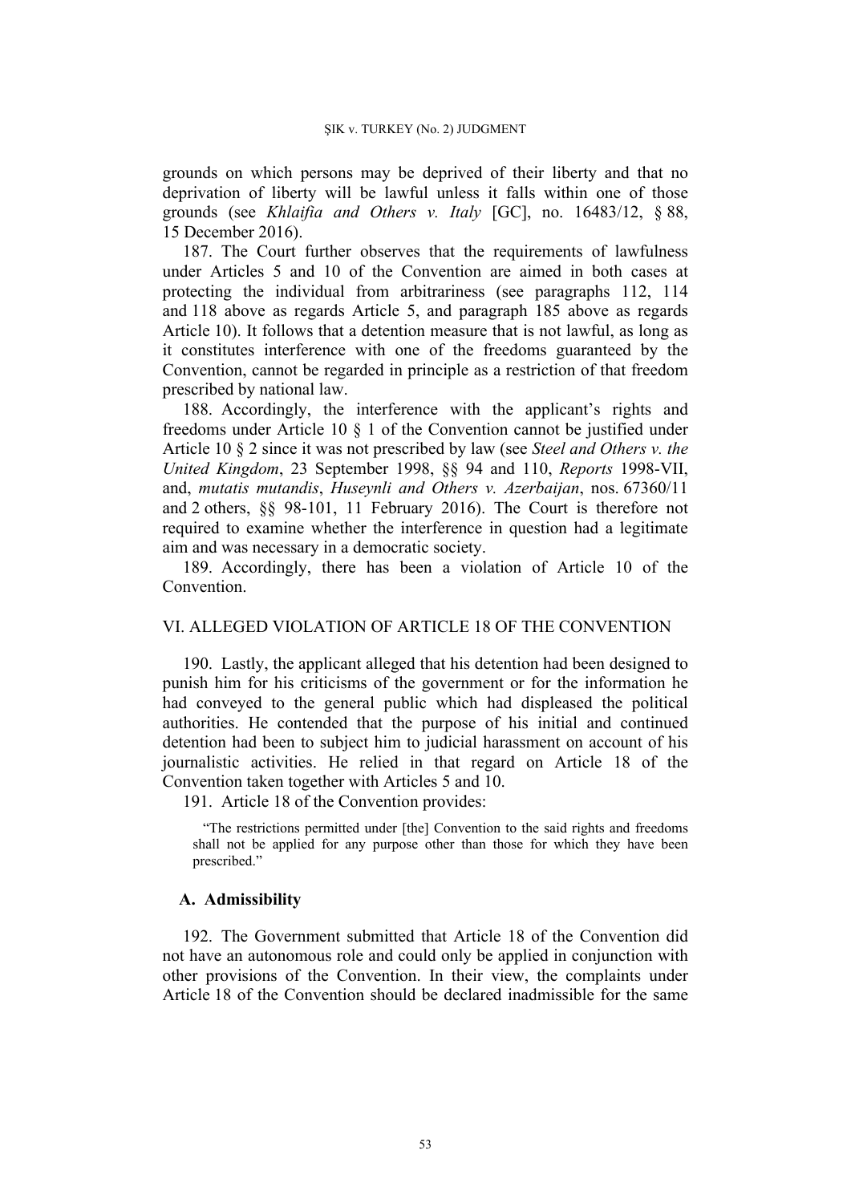grounds on which persons may be deprived of their liberty and that no deprivation of liberty will be lawful unless it falls within one of those grounds (see *Khlaifia and Others v. Italy* [GC], no. 16483/12, § 88, 15 December 2016).

187. The Court further observes that the requirements of lawfulness under Articles 5 and 10 of the Convention are aimed in both cases at protecting the individual from arbitrariness (see paragraphs 112, 114 and 118 above as regards Article 5, and paragraph 185 above as regards Article 10). It follows that a detention measure that is not lawful, as long as it constitutes interference with one of the freedoms guaranteed by the Convention, cannot be regarded in principle as a restriction of that freedom prescribed by national law.

188. Accordingly, the interference with the applicant's rights and freedoms under Article 10 § 1 of the Convention cannot be justified under Article 10 § 2 since it was not prescribed by law (see *Steel and Others v. the United Kingdom*, 23 September 1998, §§ 94 and 110, *Reports* 1998-VII, and, *mutatis mutandis*, *Huseynli and Others v. Azerbaijan*, nos. 67360/11 and 2 others, §§ 98-101, 11 February 2016). The Court is therefore not required to examine whether the interference in question had a legitimate aim and was necessary in a democratic society.

189. Accordingly, there has been a violation of Article 10 of the Convention.

## VI. ALLEGED VIOLATION OF ARTICLE 18 OF THE CONVENTION

190. Lastly, the applicant alleged that his detention had been designed to punish him for his criticisms of the government or for the information he had conveyed to the general public which had displeased the political authorities. He contended that the purpose of his initial and continued detention had been to subject him to judicial harassment on account of his journalistic activities. He relied in that regard on Article 18 of the Convention taken together with Articles 5 and 10.

191. Article 18 of the Convention provides:

> "The restrictions permitted under [the] Convention to the said rights and freedoms shall not be applied for any purpose other than those for which they have been prescribed."

### A. Admissibility

192. The Government submitted that Article 18 of the Convention did not have an autonomous role and could only be applied in conjunction with other provisions of the Convention. In their view, the complaints under Article 18 of the Convention should be declared inadmissible for the same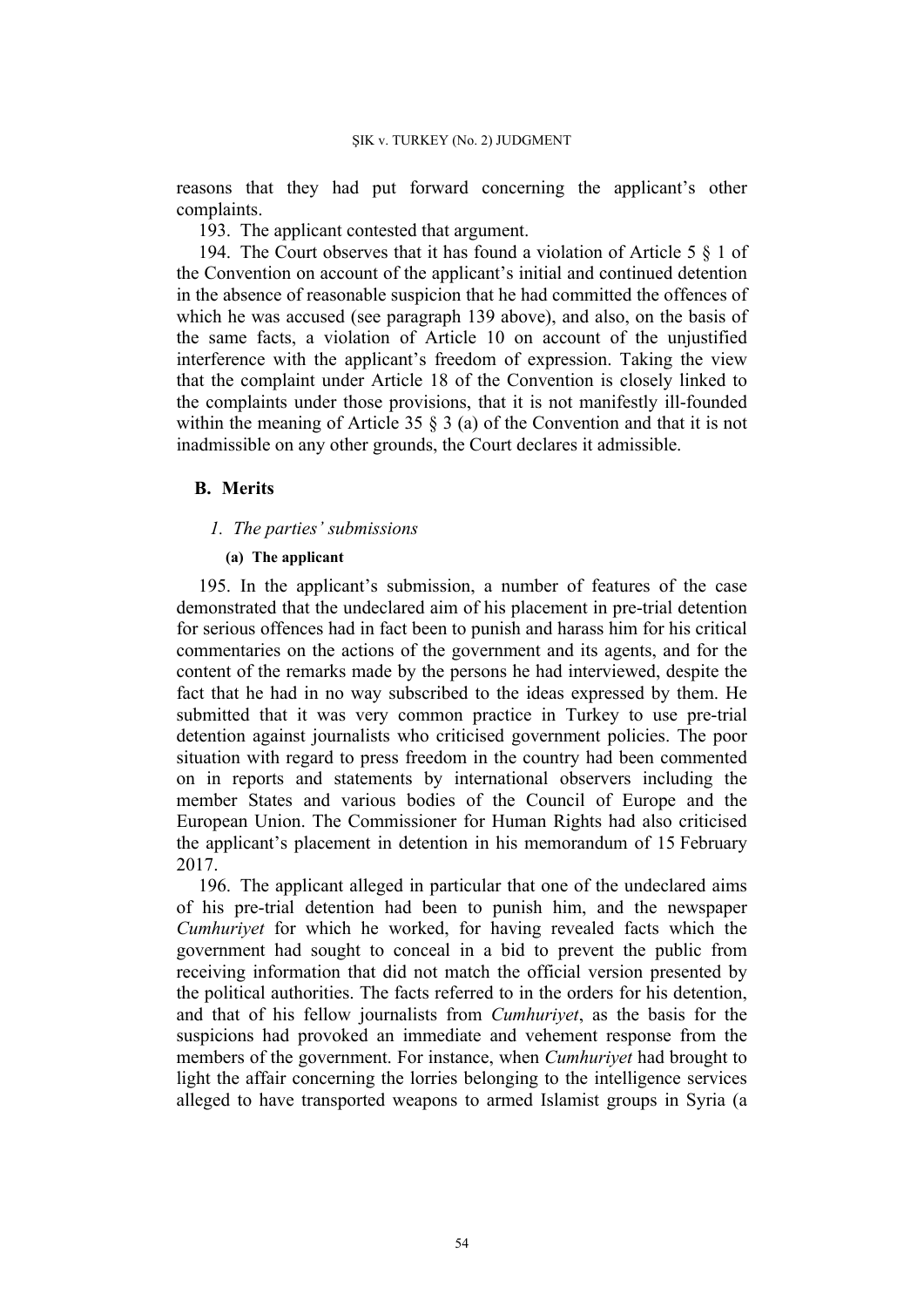reasons that they had put forward concerning the applicant's other complaints.

193. The applicant contested that argument.

194. The Court observes that it has found a violation of Article 5 § 1 of the Convention on account of the applicant's initial and continued detention in the absence of reasonable suspicion that he had committed the offences of which he was accused (see paragraph 139 above), and also, on the basis of the same facts, a violation of Article 10 on account of the unjustified interference with the applicant's freedom of expression. Taking the view that the complaint under Article 18 of the Convention is closely linked to the complaints under those provisions, that it is not manifestly ill-founded within the meaning of Article 35 § 3 (a) of the Convention and that it is not inadmissible on any other grounds, the Court declares it admissible.

## B. Merits

### *1. The parties' submissions*

#### (a) The applicant

195. In the applicant's submission, a number of features of the case demonstrated that the undeclared aim of his placement in pre-trial detention for serious offences had in fact been to punish and harass him for his critical commentaries on the actions of the government and its agents, and for the content of the remarks made by the persons he had interviewed, despite the fact that he had in no way subscribed to the ideas expressed by them. He submitted that it was very common practice in Turkey to use pre-trial detention against journalists who criticised government policies. The poor situation with regard to press freedom in the country had been commented on in reports and statements by international observers including the member States and various bodies of the Council of Europe and the European Union. The Commissioner for Human Rights had also criticised the applicant's placement in detention in his memorandum of 15 February 2017.

196. The applicant alleged in particular that one of the undeclared aims of his pre-trial detention had been to punish him, and the newspaper *Cumhuriyet* for which he worked, for having revealed facts which the government had sought to conceal in a bid to prevent the public from receiving information that did not match the official version presented by the political authorities. The facts referred to in the orders for his detention, and that of his fellow journalists from *Cumhuriyet*, as the basis for the suspicions had provoked an immediate and vehement response from the members of the government. For instance, when *Cumhuriyet* had brought to light the affair concerning the lorries belonging to the intelligence services alleged to have transported weapons to armed Islamist groups in Syria (a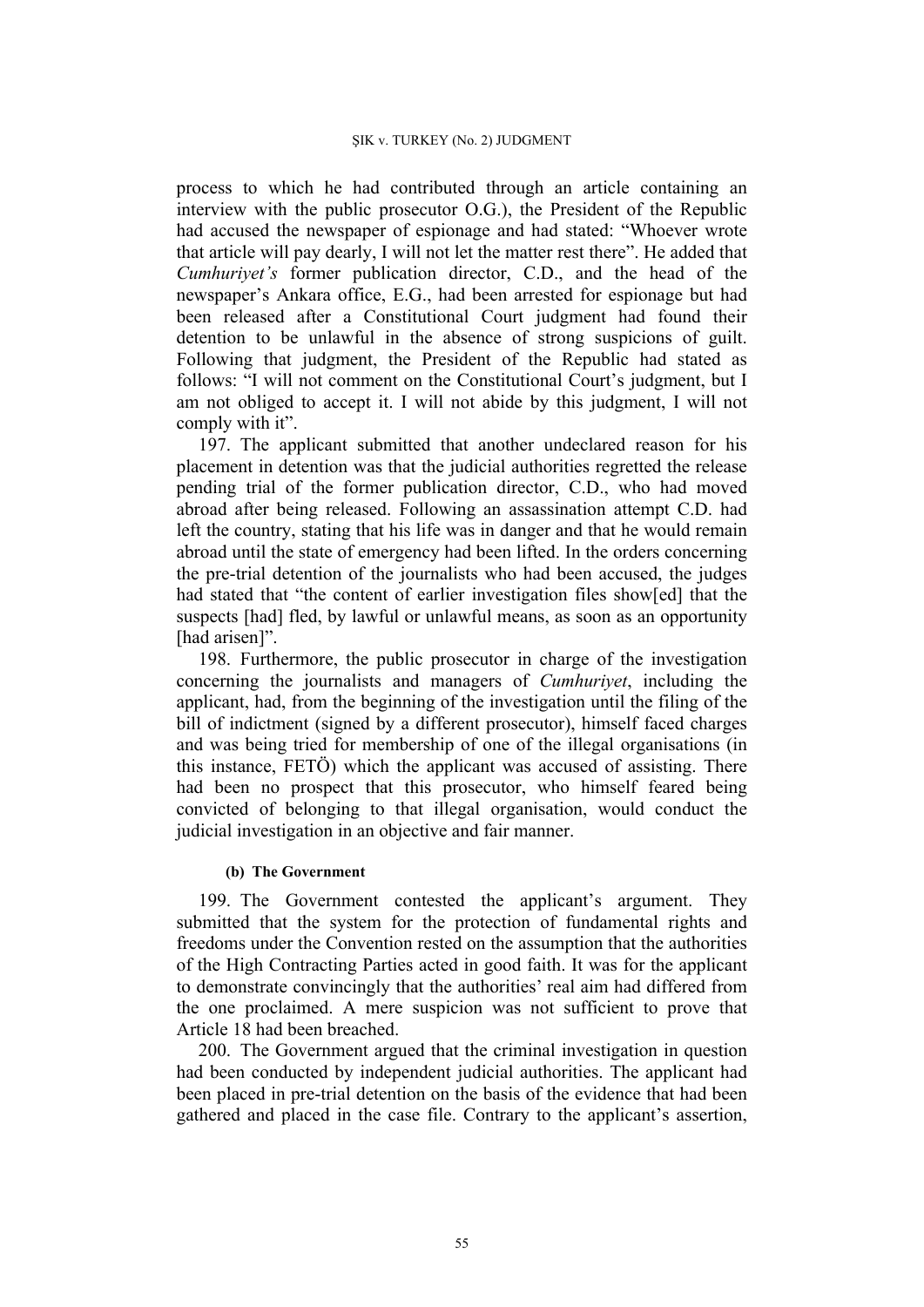process to which he had contributed through an article containing an interview with the public prosecutor O.G.), the President of the Republic had accused the newspaper of espionage and had stated: "Whoever wrote that article will pay dearly, I will not let the matter rest there". He added that *Cumhuriyet's* former publication director, C.D., and the head of the newspaper's Ankara office, E.G., had been arrested for espionage but had been released after a Constitutional Court judgment had found their detention to be unlawful in the absence of strong suspicions of guilt. Following that judgment, the President of the Republic had stated as follows: "I will not comment on the Constitutional Court's judgment, but I am not obliged to accept it. I will not abide by this judgment, I will not comply with it".

197. The applicant submitted that another undeclared reason for his placement in detention was that the judicial authorities regretted the release pending trial of the former publication director, C.D., who had moved abroad after being released. Following an assassination attempt C.D. had left the country, stating that his life was in danger and that he would remain abroad until the state of emergency had been lifted. In the orders concerning the pre-trial detention of the journalists who had been accused, the judges had stated that "the content of earlier investigation files show[ed] that the suspects [had] fled, by lawful or unlawful means, as soon as an opportunity [had arisen]".

198. Furthermore, the public prosecutor in charge of the investigation concerning the journalists and managers of *Cumhuriyet*, including the applicant, had, from the beginning of the investigation until the filing of the bill of indictment (signed by a different prosecutor), himself faced charges and was being tried for membership of one of the illegal organisations (in this instance, FETÖ) which the applicant was accused of assisting. There had been no prospect that this prosecutor, who himself feared being convicted of belonging to that illegal organisation, would conduct the judicial investigation in an objective and fair manner.

#### (b) The Government

199. The Government contested the applicant's argument. They submitted that the system for the protection of fundamental rights and freedoms under the Convention rested on the assumption that the authorities of the High Contracting Parties acted in good faith. It was for the applicant to demonstrate convincingly that the authorities' real aim had differed from the one proclaimed. A mere suspicion was not sufficient to prove that Article 18 had been breached.

200. The Government argued that the criminal investigation in question had been conducted by independent judicial authorities. The applicant had been placed in pre-trial detention on the basis of the evidence that had been gathered and placed in the case file. Contrary to the applicant's assertion,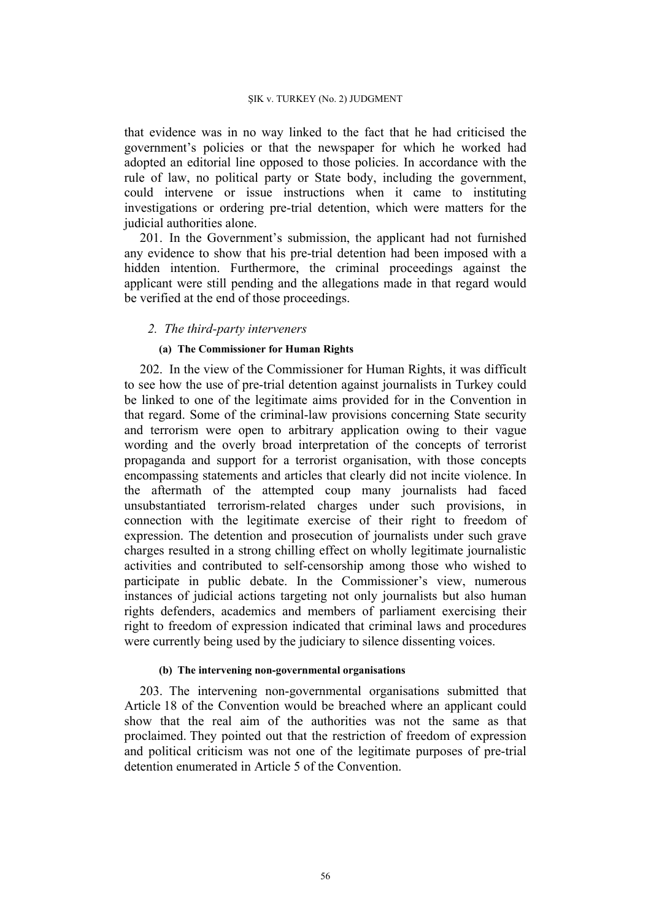that evidence was in no way linked to the fact that he had criticised the government's policies or that the newspaper for which he worked had adopted an editorial line opposed to those policies. In accordance with the rule of law, no political party or State body, including the government, could intervene or issue instructions when it came to instituting investigations or ordering pre-trial detention, which were matters for the judicial authorities alone.

201. In the Government's submission, the applicant had not furnished any evidence to show that his pre-trial detention had been imposed with a hidden intention. Furthermore, the criminal proceedings against the applicant were still pending and the allegations made in that regard would be verified at the end of those proceedings.

### *2. The third-party interveners*

#### (a) The Commissioner for Human Rights

202. In the view of the Commissioner for Human Rights, it was difficult to see how the use of pre-trial detention against journalists in Turkey could be linked to one of the legitimate aims provided for in the Convention in that regard. Some of the criminal-law provisions concerning State security and terrorism were open to arbitrary application owing to their vague wording and the overly broad interpretation of the concepts of terrorist propaganda and support for a terrorist organisation, with those concepts encompassing statements and articles that clearly did not incite violence. In the aftermath of the attempted coup many journalists had faced unsubstantiated terrorism-related charges under such provisions, in connection with the legitimate exercise of their right to freedom of expression. The detention and prosecution of journalists under such grave charges resulted in a strong chilling effect on wholly legitimate journalistic activities and contributed to self-censorship among those who wished to participate in public debate. In the Commissioner's view, numerous instances of judicial actions targeting not only journalists but also human rights defenders, academics and members of parliament exercising their right to freedom of expression indicated that criminal laws and procedures were currently being used by the judiciary to silence dissenting voices.

#### (b) The intervening non-governmental organisations

203. The intervening non-governmental organisations submitted that Article 18 of the Convention would be breached where an applicant could show that the real aim of the authorities was not the same as that proclaimed. They pointed out that the restriction of freedom of expression and political criticism was not one of the legitimate purposes of pre-trial detention enumerated in Article 5 of the Convention.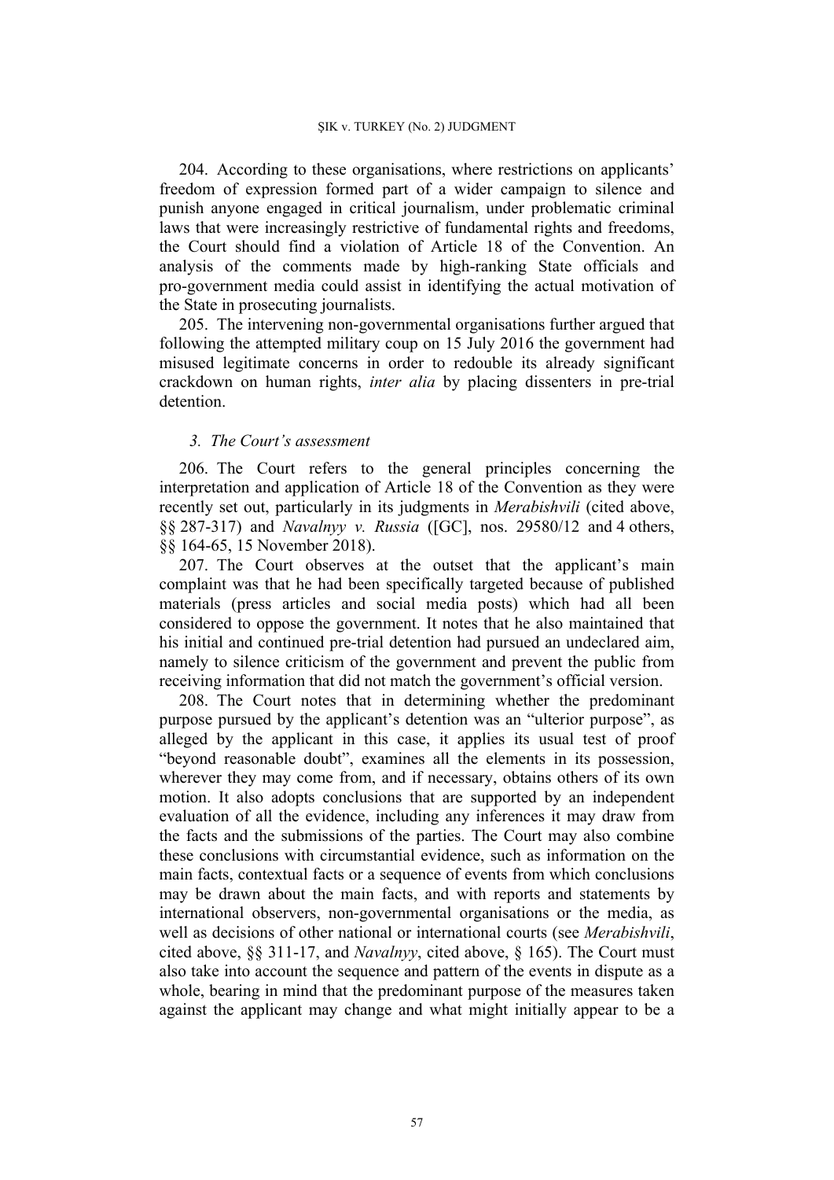204. According to these organisations, where restrictions on applicants' freedom of expression formed part of a wider campaign to silence and punish anyone engaged in critical journalism, under problematic criminal laws that were increasingly restrictive of fundamental rights and freedoms, the Court should find a violation of Article 18 of the Convention. An analysis of the comments made by high-ranking State officials and pro-government media could assist in identifying the actual motivation of the State in prosecuting journalists.

205. The intervening non-governmental organisations further argued that following the attempted military coup on 15 July 2016 the government had misused legitimate concerns in order to redouble its already significant crackdown on human rights, *inter alia* by placing dissenters in pre-trial detention.

### *3. The Court's assessment*

206. The Court refers to the general principles concerning the interpretation and application of Article 18 of the Convention as they were recently set out, particularly in its judgments in *Merabishvili* (cited above, §§ 287-317) and *Navalnyy v. Russia* ([GC], nos. 29580/12 and 4 others, §§ 164-65, 15 November 2018).

207. The Court observes at the outset that the applicant's main complaint was that he had been specifically targeted because of published materials (press articles and social media posts) which had all been considered to oppose the government. It notes that he also maintained that his initial and continued pre-trial detention had pursued an undeclared aim, namely to silence criticism of the government and prevent the public from receiving information that did not match the government's official version.

208. The Court notes that in determining whether the predominant purpose pursued by the applicant's detention was an "ulterior purpose", as alleged by the applicant in this case, it applies its usual test of proof "beyond reasonable doubt", examines all the elements in its possession, wherever they may come from, and if necessary, obtains others of its own motion. It also adopts conclusions that are supported by an independent evaluation of all the evidence, including any inferences it may draw from the facts and the submissions of the parties. The Court may also combine these conclusions with circumstantial evidence, such as information on the main facts, contextual facts or a sequence of events from which conclusions may be drawn about the main facts, and with reports and statements by international observers, non-governmental organisations or the media, as well as decisions of other national or international courts (see *Merabishvili*, cited above, §§ 311-17, and *Navalnyy*, cited above, § 165). The Court must also take into account the sequence and pattern of the events in dispute as a whole, bearing in mind that the predominant purpose of the measures taken against the applicant may change and what might initially appear to be a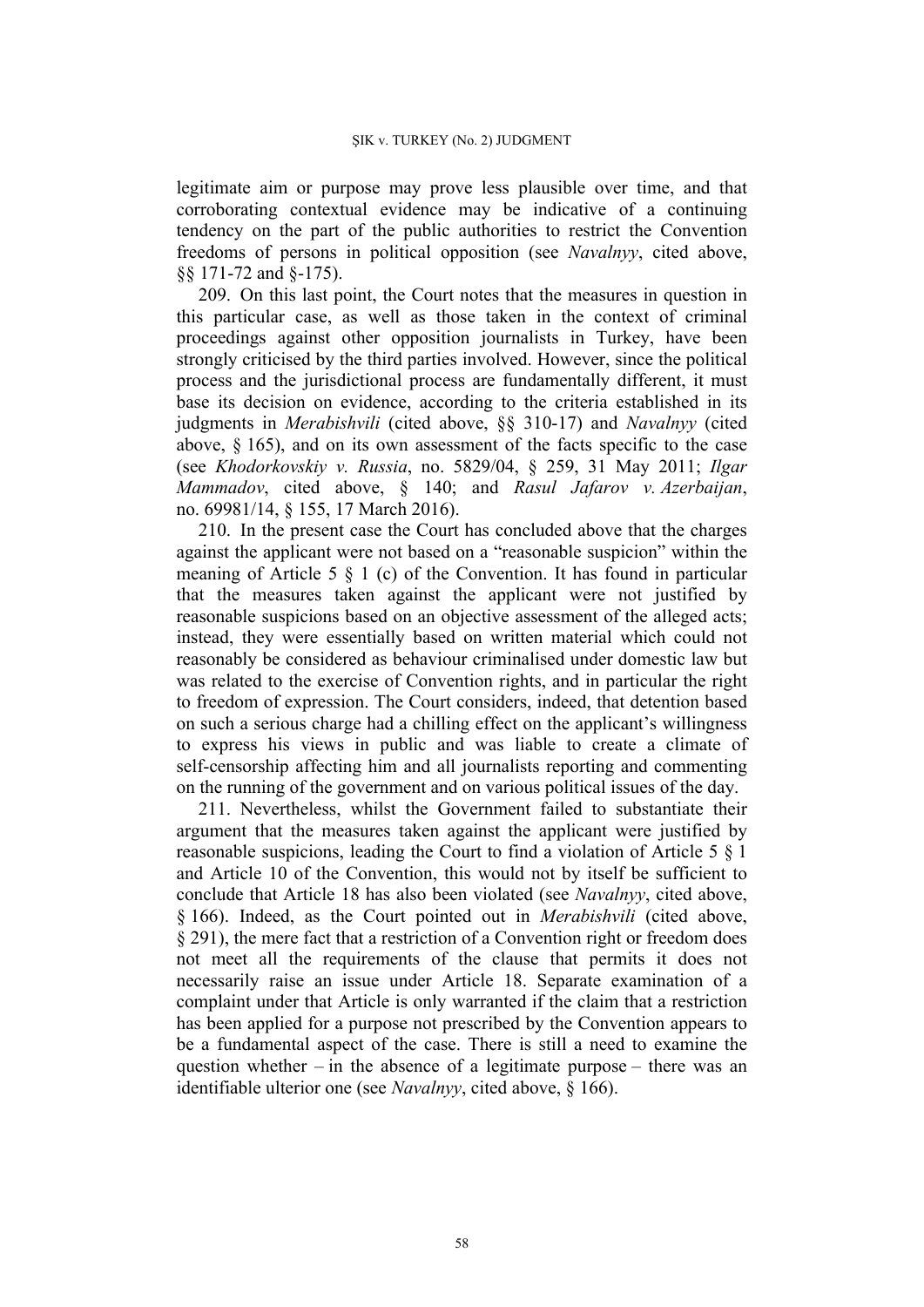legitimate aim or purpose may prove less plausible over time, and that corroborating contextual evidence may be indicative of a continuing tendency on the part of the public authorities to restrict the Convention freedoms of persons in political opposition (see *Navalnyy*, cited above, §§ 171-72 and §-175).

209. On this last point, the Court notes that the measures in question in this particular case, as well as those taken in the context of criminal proceedings against other opposition journalists in Turkey, have been strongly criticised by the third parties involved. However, since the political process and the jurisdictional process are fundamentally different, it must base its decision on evidence, according to the criteria established in its judgments in *Merabishvili* (cited above, §§ 310-17) and *Navalnyy* (cited above, § 165), and on its own assessment of the facts specific to the case (see *Khodorkovskiy v. Russia*, no. 5829/04, § 259, 31 May 2011; *Ilgar Mammadov*, cited above, § 140; and *Rasul Jafarov v. Azerbaijan*, no. 69981/14, § 155, 17 March 2016).

210. In the present case the Court has concluded above that the charges against the applicant were not based on a "reasonable suspicion" within the meaning of Article 5 § 1 (c) of the Convention. It has found in particular that the measures taken against the applicant were not justified by reasonable suspicions based on an objective assessment of the alleged acts; instead, they were essentially based on written material which could not reasonably be considered as behaviour criminalised under domestic law but was related to the exercise of Convention rights, and in particular the right to freedom of expression. The Court considers, indeed, that detention based on such a serious charge had a chilling effect on the applicant's willingness to express his views in public and was liable to create a climate of self-censorship affecting him and all journalists reporting and commenting on the running of the government and on various political issues of the day.

211. Nevertheless, whilst the Government failed to substantiate their argument that the measures taken against the applicant were justified by reasonable suspicions, leading the Court to find a violation of Article 5 § 1 and Article 10 of the Convention, this would not by itself be sufficient to conclude that Article 18 has also been violated (see *Navalnyy*, cited above, § 166). Indeed, as the Court pointed out in *Merabishvili* (cited above, § 291), the mere fact that a restriction of a Convention right or freedom does not meet all the requirements of the clause that permits it does not necessarily raise an issue under Article 18. Separate examination of a complaint under that Article is only warranted if the claim that a restriction has been applied for a purpose not prescribed by the Convention appears to be a fundamental aspect of the case. There is still a need to examine the question whether – in the absence of a legitimate purpose – there was an identifiable ulterior one (see *Navalnyy*, cited above, § 166).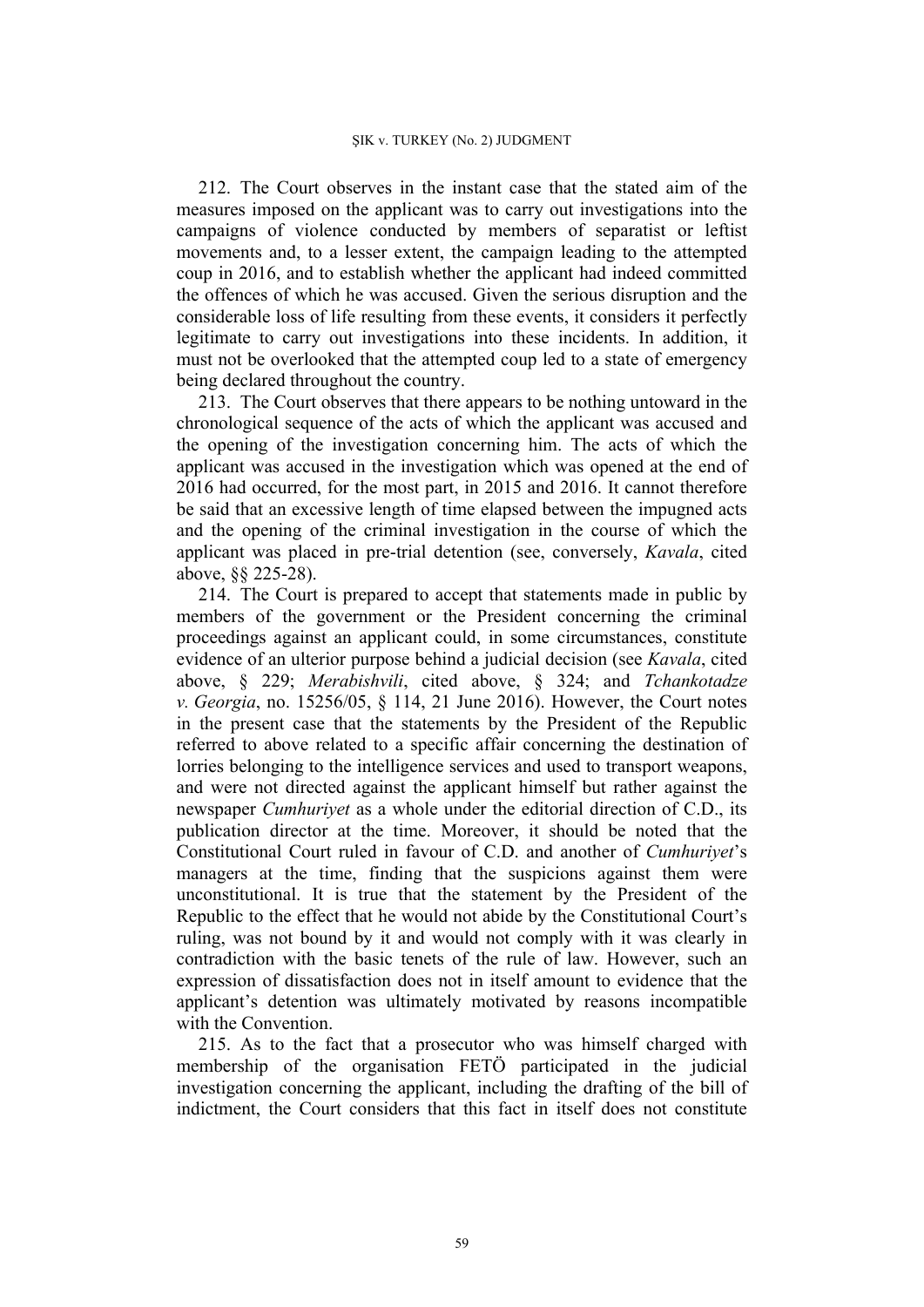212. The Court observes in the instant case that the stated aim of the measures imposed on the applicant was to carry out investigations into the campaigns of violence conducted by members of separatist or leftist movements and, to a lesser extent, the campaign leading to the attempted coup in 2016, and to establish whether the applicant had indeed committed the offences of which he was accused. Given the serious disruption and the considerable loss of life resulting from these events, it considers it perfectly legitimate to carry out investigations into these incidents. In addition, it must not be overlooked that the attempted coup led to a state of emergency being declared throughout the country.

213. The Court observes that there appears to be nothing untoward in the chronological sequence of the acts of which the applicant was accused and the opening of the investigation concerning him. The acts of which the applicant was accused in the investigation which was opened at the end of 2016 had occurred, for the most part, in 2015 and 2016. It cannot therefore be said that an excessive length of time elapsed between the impugned acts and the opening of the criminal investigation in the course of which the applicant was placed in pre-trial detention (see, conversely, *Kavala*, cited above, §§ 225-28).

214. The Court is prepared to accept that statements made in public by members of the government or the President concerning the criminal proceedings against an applicant could, in some circumstances, constitute evidence of an ulterior purpose behind a judicial decision (see *Kavala*, cited above, § 229; *Merabishvili*, cited above, § 324; and *Tchankotadze v. Georgia*, no. 15256/05, § 114, 21 June 2016). However, the Court notes in the present case that the statements by the President of the Republic referred to above related to a specific affair concerning the destination of lorries belonging to the intelligence services and used to transport weapons, and were not directed against the applicant himself but rather against the newspaper *Cumhuriyet* as a whole under the editorial direction of C.D., its publication director at the time. Moreover, it should be noted that the Constitutional Court ruled in favour of C.D. and another of *Cumhuriyet*'s managers at the time, finding that the suspicions against them were unconstitutional. It is true that the statement by the President of the Republic to the effect that he would not abide by the Constitutional Court's ruling, was not bound by it and would not comply with it was clearly in contradiction with the basic tenets of the rule of law. However, such an expression of dissatisfaction does not in itself amount to evidence that the applicant's detention was ultimately motivated by reasons incompatible with the Convention.

215. As to the fact that a prosecutor who was himself charged with membership of the organisation FETÖ participated in the judicial investigation concerning the applicant, including the drafting of the bill of indictment, the Court considers that this fact in itself does not constitute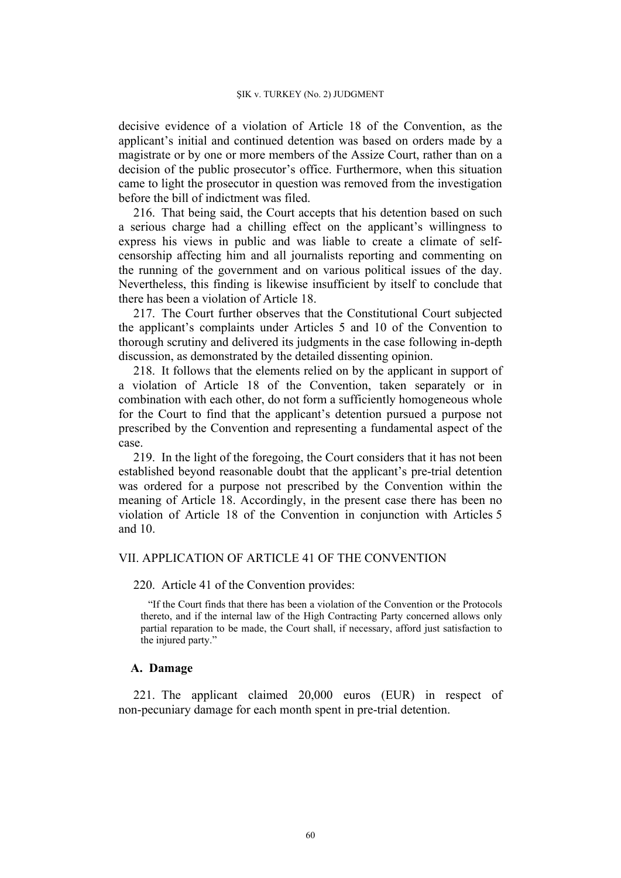decisive evidence of a violation of Article 18 of the Convention, as the applicant's initial and continued detention was based on orders made by a magistrate or by one or more members of the Assize Court, rather than on a decision of the public prosecutor's office. Furthermore, when this situation came to light the prosecutor in question was removed from the investigation before the bill of indictment was filed.

216. That being said, the Court accepts that his detention based on such a serious charge had a chilling effect on the applicant's willingness to express his views in public and was liable to create a climate of self-censorship affecting him and all journalists reporting and commenting on the running of the government and on various political issues of the day. Nevertheless, this finding is likewise insufficient by itself to conclude that there has been a violation of Article 18.

217. The Court further observes that the Constitutional Court subjected the applicant's complaints under Articles 5 and 10 of the Convention to thorough scrutiny and delivered its judgments in the case following in-depth discussion, as demonstrated by the detailed dissenting opinion.

218. It follows that the elements relied on by the applicant in support of a violation of Article 18 of the Convention, taken separately or in combination with each other, do not form a sufficiently homogeneous whole for the Court to find that the applicant's detention pursued a purpose not prescribed by the Convention and representing a fundamental aspect of the case.

219. In the light of the foregoing, the Court considers that it has not been established beyond reasonable doubt that the applicant's pre-trial detention was ordered for a purpose not prescribed by the Convention within the meaning of Article 18. Accordingly, in the present case there has been no violation of Article 18 of the Convention in conjunction with Articles 5 and 10.

## VII. APPLICATION OF ARTICLE 41 OF THE CONVENTION

220. Article 41 of the Convention provides:

> "If the Court finds that there has been a violation of the Convention or the Protocols thereto, and if the internal law of the High Contracting Party concerned allows only partial reparation to be made, the Court shall, if necessary, afford just satisfaction to the injured party."

### A. Damage

221. The applicant claimed 20,000 euros (EUR) in respect of non-pecuniary damage for each month spent in pre-trial detention.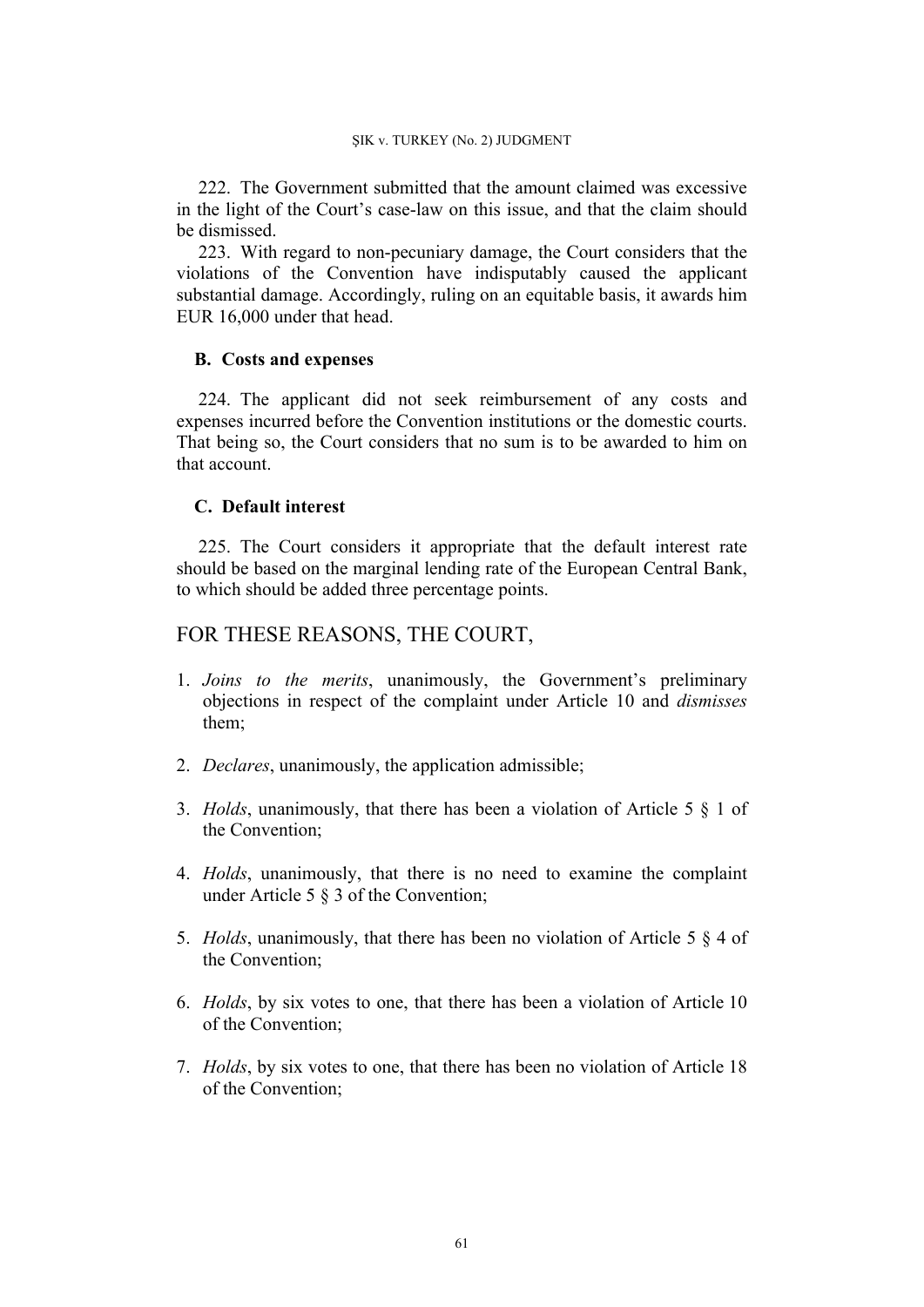222. The Government submitted that the amount claimed was excessive in the light of the Court's case-law on this issue, and that the claim should be dismissed.

223. With regard to non-pecuniary damage, the Court considers that the violations of the Convention have indisputably caused the applicant substantial damage. Accordingly, ruling on an equitable basis, it awards him EUR 16,000 under that head.

### B. Costs and expenses

224. The applicant did not seek reimbursement of any costs and expenses incurred before the Convention institutions or the domestic courts. That being so, the Court considers that no sum is to be awarded to him on that account.

### C. Default interest

225. The Court considers it appropriate that the default interest rate should be based on the marginal lending rate of the European Central Bank, to which should be added three percentage points.

## FOR THESE REASONS, THE COURT,

1. *Joins to the merits*, unanimously, the Government's preliminary objections in respect of the complaint under Article 10 and *dismisses* them;

2. *Declares*, unanimously, the application admissible;

3. *Holds*, unanimously, that there has been a violation of Article 5 § 1 of the Convention;

4. *Holds*, unanimously, that there is no need to examine the complaint under Article 5 § 3 of the Convention;

5. *Holds*, unanimously, that there has been no violation of Article 5 § 4 of the Convention;

6. *Holds*, by six votes to one, that there has been a violation of Article 10 of the Convention;

7. *Holds*, by six votes to one, that there has been no violation of Article 18 of the Convention;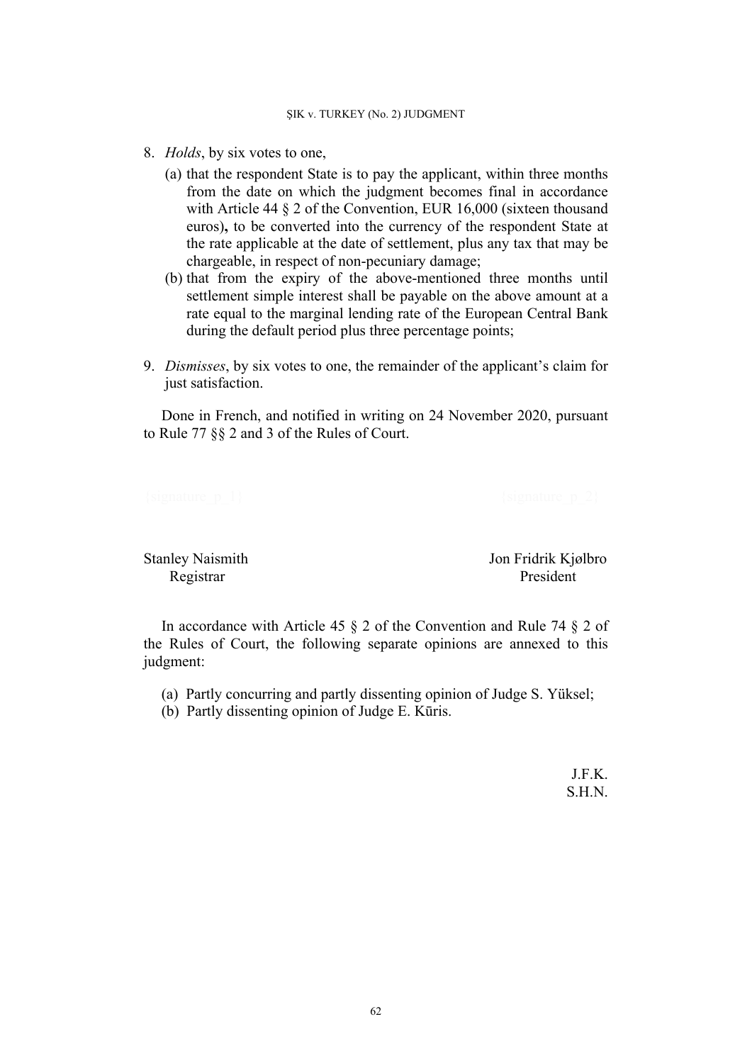8. *Holds*, by six votes to one,
   (a) that the respondent State is to pay the applicant, within three months from the date on which the judgment becomes final in accordance with Article 44 § 2 of the Convention, EUR 16,000 (sixteen thousand euros)**,** to be converted into the currency of the respondent State at the rate applicable at the date of settlement, plus any tax that may be chargeable, in respect of non-pecuniary damage;
   (b) that from the expiry of the above-mentioned three months until settlement simple interest shall be payable on the above amount at a rate equal to the marginal lending rate of the European Central Bank during the default period plus three percentage points;

9. *Dismisses*, by six votes to one, the remainder of the applicant's claim for just satisfaction.

Done in French, and notified in writing on 24 November 2020, pursuant to Rule 77 §§ 2 and 3 of the Rules of Court.

{signature_p_1} {signature_p_2}

Stanley Naismith
Registrar

Jon Fridrik Kjølbro
President

In accordance with Article 45 § 2 of the Convention and Rule 74 § 2 of the Rules of Court, the following separate opinions are annexed to this judgment:

(a) Partly concurring and partly dissenting opinion of Judge S. Yüksel;
(b) Partly dissenting opinion of Judge E. Kūris.

J.F.K.
S.H.N.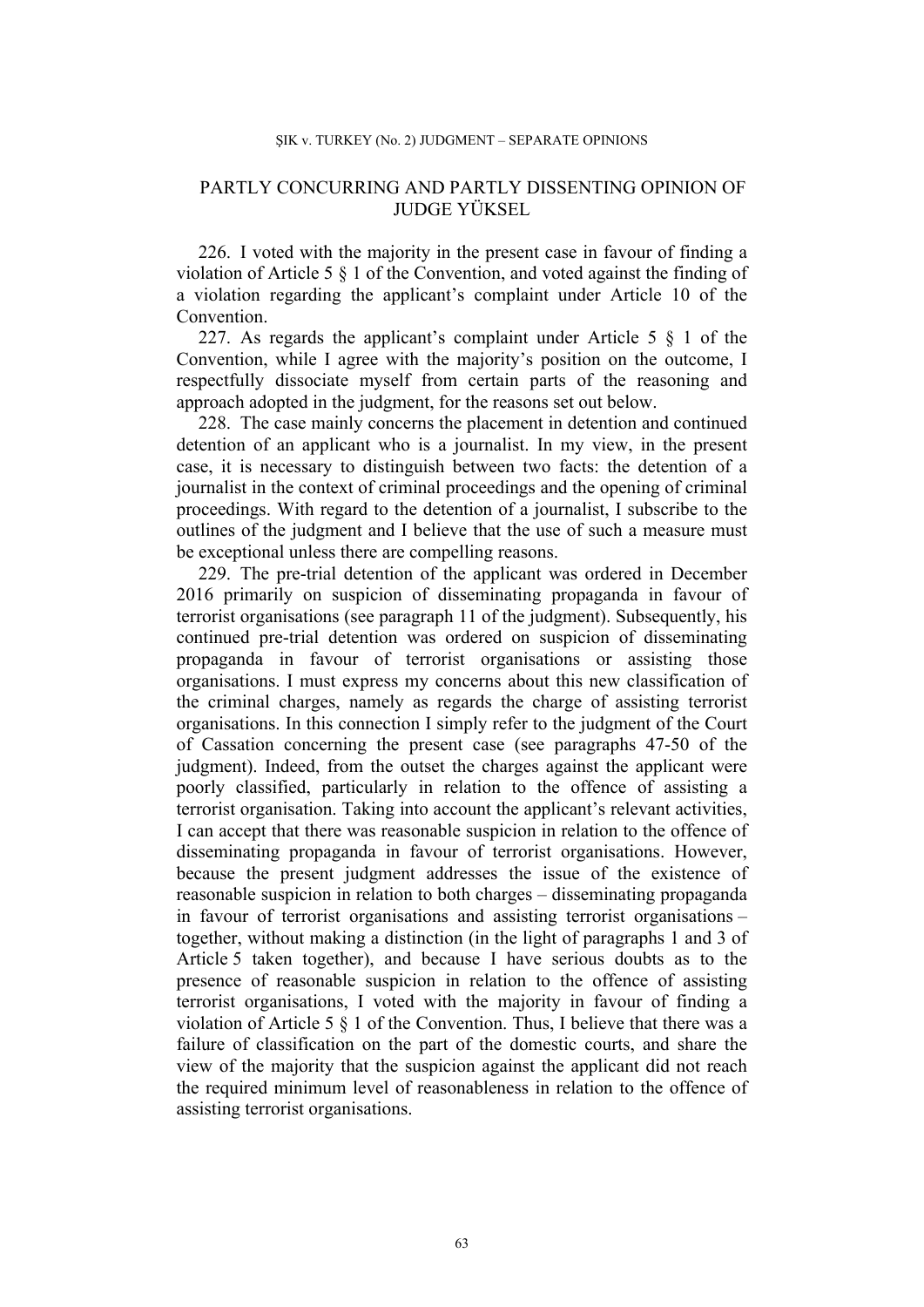## PARTLY CONCURRING AND PARTLY DISSENTING OPINION OF JUDGE YÜKSEL

226. I voted with the majority in the present case in favour of finding a violation of Article 5 § 1 of the Convention, and voted against the finding of a violation regarding the applicant's complaint under Article 10 of the Convention.

227. As regards the applicant's complaint under Article 5 § 1 of the Convention, while I agree with the majority's position on the outcome, I respectfully dissociate myself from certain parts of the reasoning and approach adopted in the judgment, for the reasons set out below.

228. The case mainly concerns the placement in detention and continued detention of an applicant who is a journalist. In my view, in the present case, it is necessary to distinguish between two facts: the detention of a journalist in the context of criminal proceedings and the opening of criminal proceedings. With regard to the detention of a journalist, I subscribe to the outlines of the judgment and I believe that the use of such a measure must be exceptional unless there are compelling reasons.

229. The pre-trial detention of the applicant was ordered in December 2016 primarily on suspicion of disseminating propaganda in favour of terrorist organisations (see paragraph 11 of the judgment). Subsequently, his continued pre-trial detention was ordered on suspicion of disseminating propaganda in favour of terrorist organisations or assisting those organisations. I must express my concerns about this new classification of the criminal charges, namely as regards the charge of assisting terrorist organisations. In this connection I simply refer to the judgment of the Court of Cassation concerning the present case (see paragraphs 47-50 of the judgment). Indeed, from the outset the charges against the applicant were poorly classified, particularly in relation to the offence of assisting a terrorist organisation. Taking into account the applicant's relevant activities, I can accept that there was reasonable suspicion in relation to the offence of disseminating propaganda in favour of terrorist organisations. However, because the present judgment addresses the issue of the existence of reasonable suspicion in relation to both charges – disseminating propaganda in favour of terrorist organisations and assisting terrorist organisations – together, without making a distinction (in the light of paragraphs 1 and 3 of Article 5 taken together), and because I have serious doubts as to the presence of reasonable suspicion in relation to the offence of assisting terrorist organisations, I voted with the majority in favour of finding a violation of Article 5 § 1 of the Convention. Thus, I believe that there was a failure of classification on the part of the domestic courts, and share the view of the majority that the suspicion against the applicant did not reach the required minimum level of reasonableness in relation to the offence of assisting terrorist organisations.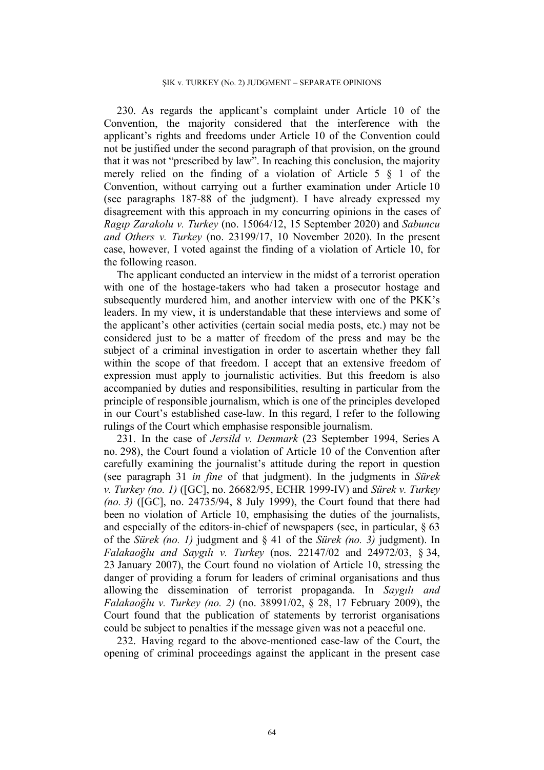230. As regards the applicant's complaint under Article 10 of the Convention, the majority considered that the interference with the applicant's rights and freedoms under Article 10 of the Convention could not be justified under the second paragraph of that provision, on the ground that it was not "prescribed by law". In reaching this conclusion, the majority merely relied on the finding of a violation of Article 5 § 1 of the Convention, without carrying out a further examination under Article 10 (see paragraphs 187-88 of the judgment). I have already expressed my disagreement with this approach in my concurring opinions in the cases of *Ragıp Zarakolu v. Turkey* (no. 15064/12, 15 September 2020) and *Sabuncu and Others v. Turkey* (no. 23199/17, 10 November 2020). In the present case, however, I voted against the finding of a violation of Article 10, for the following reason.

The applicant conducted an interview in the midst of a terrorist operation with one of the hostage-takers who had taken a prosecutor hostage and subsequently murdered him, and another interview with one of the PKK's leaders. In my view, it is understandable that these interviews and some of the applicant's other activities (certain social media posts, etc.) may not be considered just to be a matter of freedom of the press and may be the subject of a criminal investigation in order to ascertain whether they fall within the scope of that freedom. I accept that an extensive freedom of expression must apply to journalistic activities. But this freedom is also accompanied by duties and responsibilities, resulting in particular from the principle of responsible journalism, which is one of the principles developed in our Court's established case-law. In this regard, I refer to the following rulings of the Court which emphasise responsible journalism.

231. In the case of *Jersild v. Denmark* (23 September 1994, Series A no. 298), the Court found a violation of Article 10 of the Convention after carefully examining the journalist's attitude during the report in question (see paragraph 31 *in fine* of that judgment). In the judgments in *Sürek v. Turkey (no. 1)* ([GC], no. 26682/95, ECHR 1999-IV) and *Sürek v. Turkey (no. 3)* ([GC], no. 24735/94, 8 July 1999), the Court found that there had been no violation of Article 10, emphasising the duties of the journalists, and especially of the editors-in-chief of newspapers (see, in particular, § 63 of the *Sürek (no. 1)* judgment and § 41 of the *Sürek (no. 3)* judgment). In *Falakaoğlu and Saygılı v. Turkey* (nos. 22147/02 and 24972/03, § 34, 23 January 2007), the Court found no violation of Article 10, stressing the danger of providing a forum for leaders of criminal organisations and thus allowing the dissemination of terrorist propaganda. In *Saygılı and Falakaoğlu v. Turkey (no. 2)* (no. 38991/02, § 28, 17 February 2009), the Court found that the publication of statements by terrorist organisations could be subject to penalties if the message given was not a peaceful one.

232. Having regard to the above-mentioned case-law of the Court, the opening of criminal proceedings against the applicant in the present case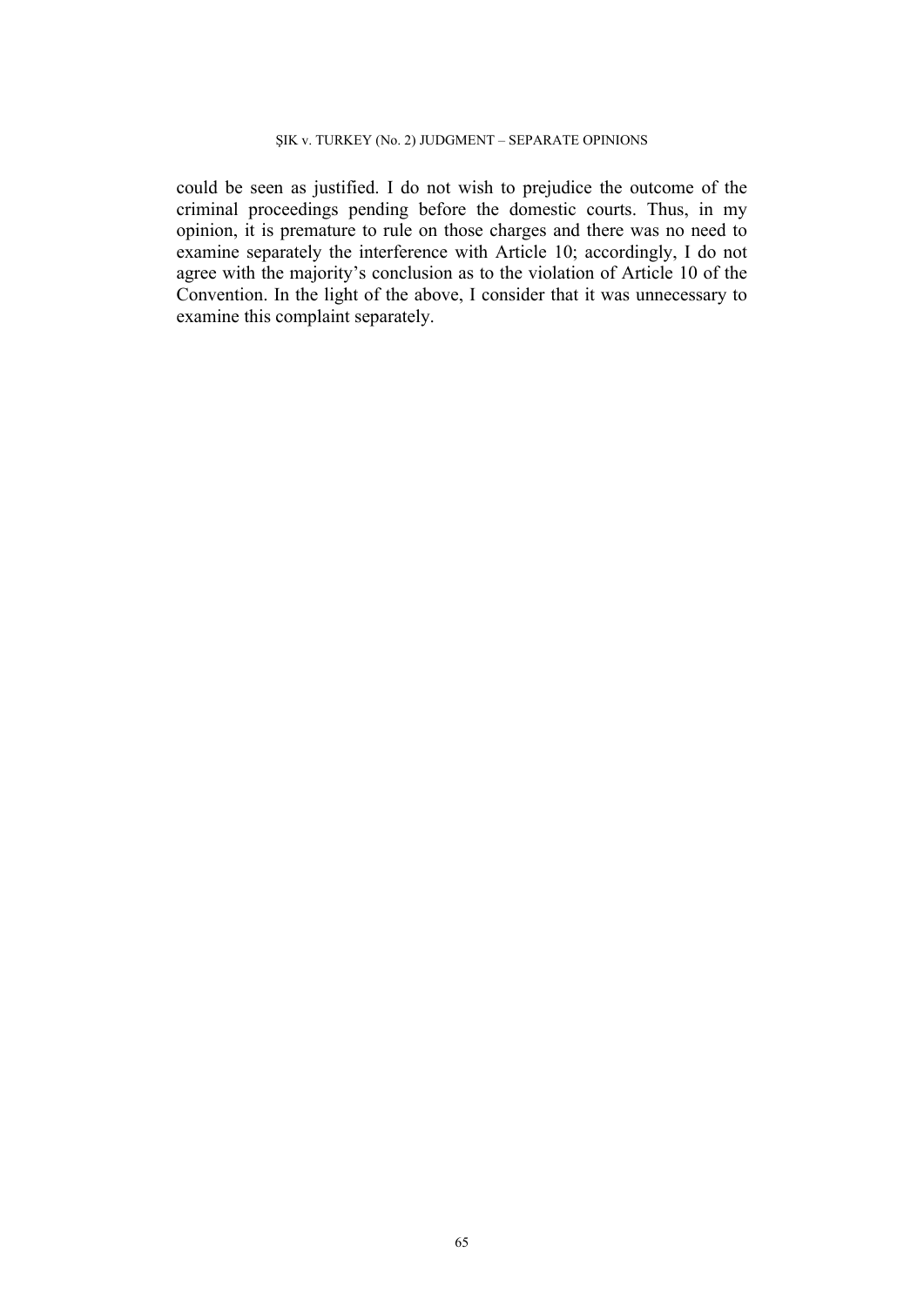could be seen as justified. I do not wish to prejudice the outcome of the criminal proceedings pending before the domestic courts. Thus, in my opinion, it is premature to rule on those charges and there was no need to examine separately the interference with Article 10; accordingly, I do not agree with the majority's conclusion as to the violation of Article 10 of the Convention. In the light of the above, I consider that it was unnecessary to examine this complaint separately.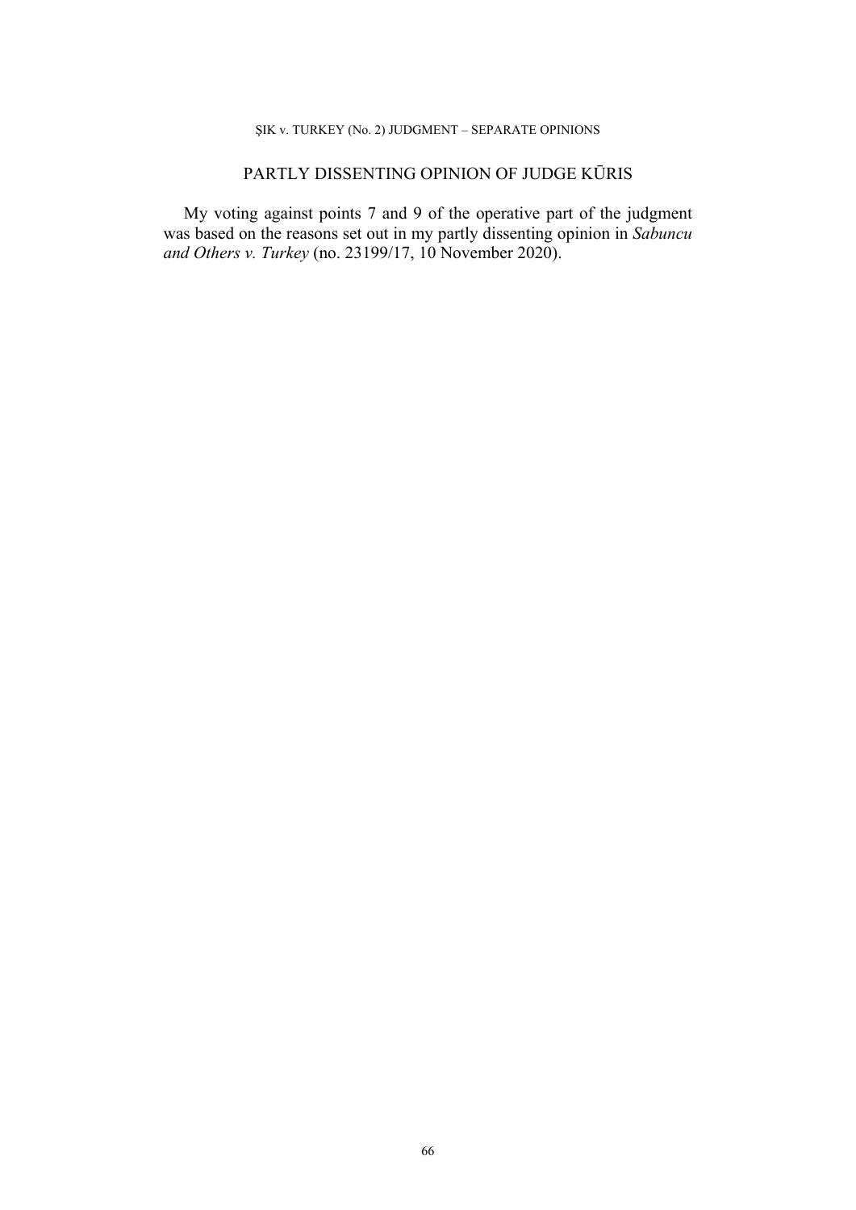## PARTLY DISSENTING OPINION OF JUDGE KŪRIS

My voting against points 7 and 9 of the operative part of the judgment was based on the reasons set out in my partly dissenting opinion in *Sabuncu and Others v. Turkey* (no. 23199/17, 10 November 2020).